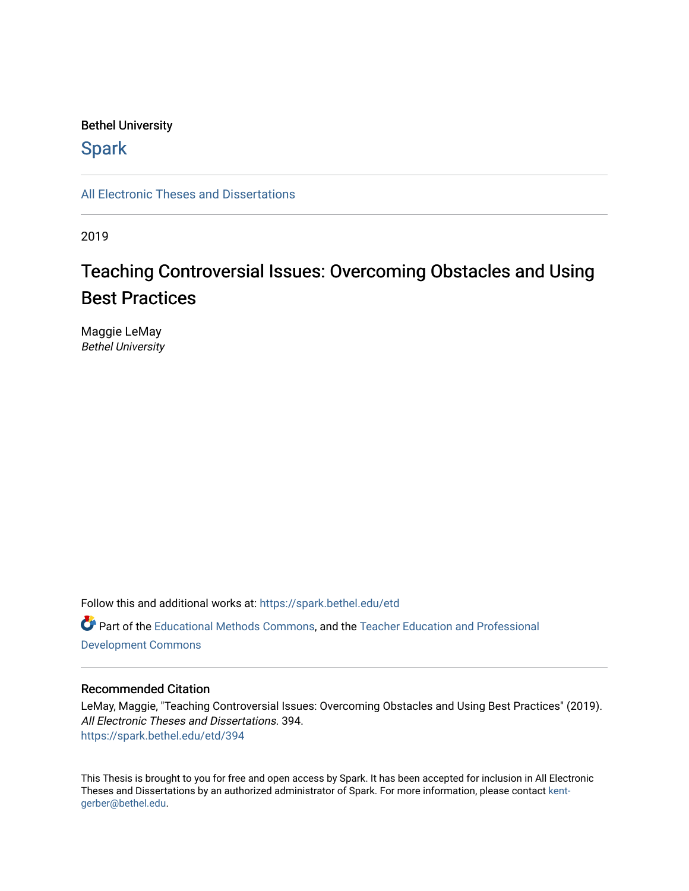Bethel University

# Spark

All Electronic Theses and Dissertations

2019

## Teaching Controversial Issues: Overcoming Obstacles and Using Best Practices

Maggie LeMay
*Bethel University*

Follow this and additional works at: https://spark.bethel.edu/etd

Part of the Educational Methods Commons, and the Teacher Education and Professional Development Commons

### Recommended Citation

LeMay, Maggie, "Teaching Controversial Issues: Overcoming Obstacles and Using Best Practices" (2019). *All Electronic Theses and Dissertations*. 394.
https://spark.bethel.edu/etd/394

This Thesis is brought to you for free and open access by Spark. It has been accepted for inclusion in All Electronic Theses and Dissertations by an authorized administrator of Spark. For more information, please contact kent-gerber@bethel.edu.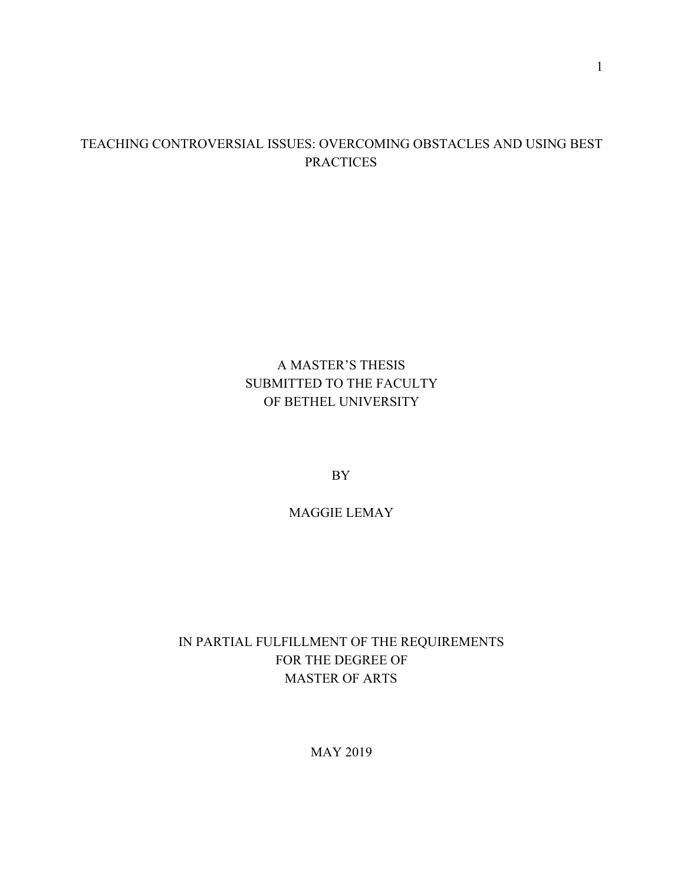# TEACHING CONTROVERSIAL ISSUES: OVERCOMING OBSTACLES AND USING BEST PRACTICES

A MASTER'S THESIS
SUBMITTED TO THE FACULTY
OF BETHEL UNIVERSITY

BY

MAGGIE LEMAY

IN PARTIAL FULFILLMENT OF THE REQUIREMENTS
FOR THE DEGREE OF
MASTER OF ARTS

MAY 2019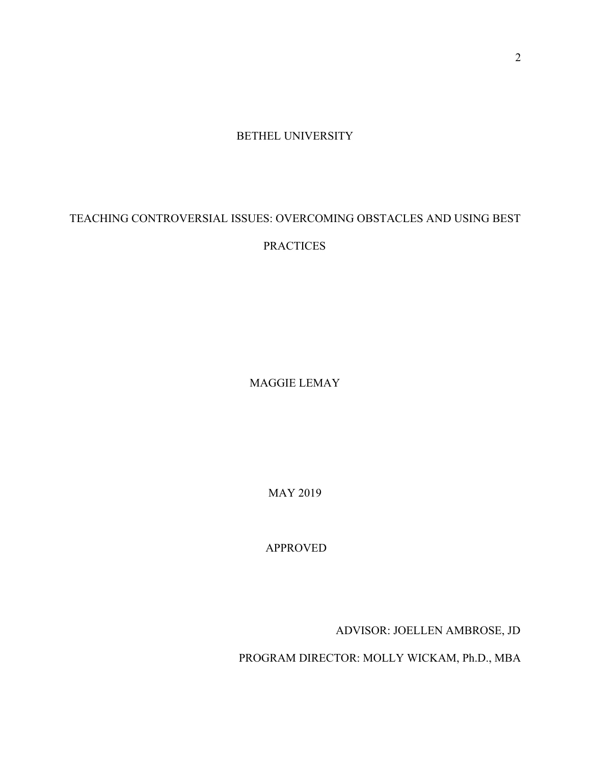BETHEL UNIVERSITY

TEACHING CONTROVERSIAL ISSUES: OVERCOMING OBSTACLES AND USING BEST PRACTICES

MAGGIE LEMAY

MAY 2019

APPROVED

ADVISOR: JOELLEN AMBROSE, JD

PROGRAM DIRECTOR: MOLLY WICKAM, Ph.D., MBA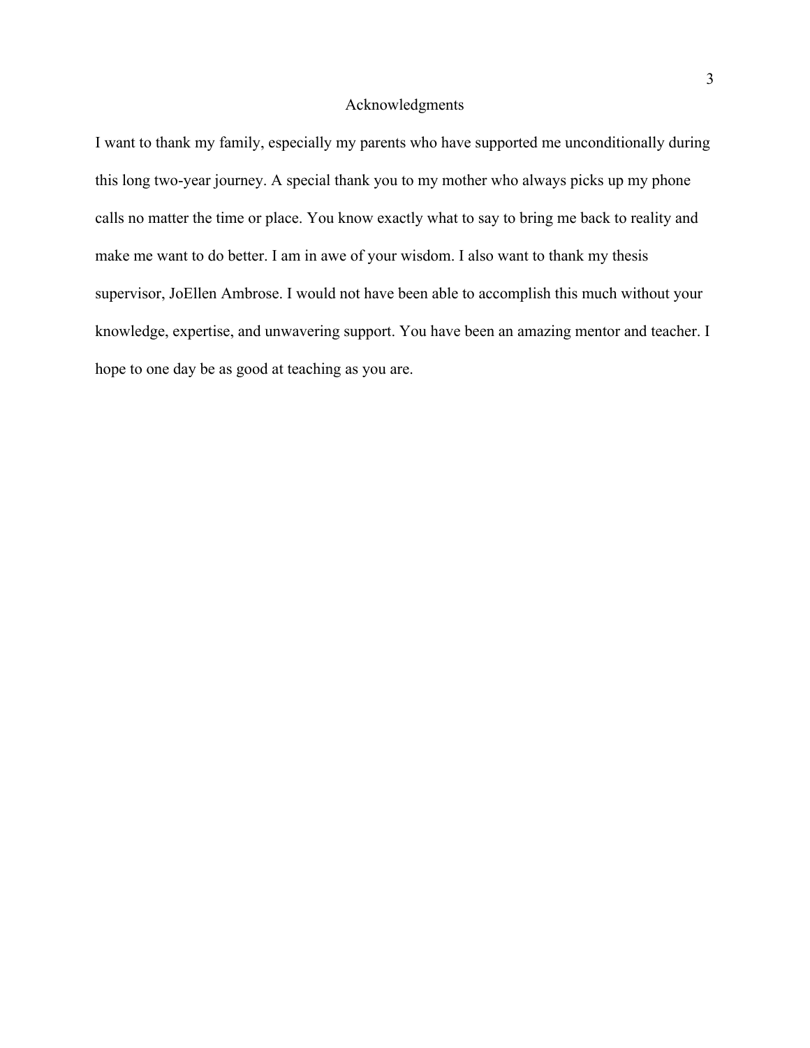# Acknowledgments

I want to thank my family, especially my parents who have supported me unconditionally during this long two-year journey. A special thank you to my mother who always picks up my phone calls no matter the time or place. You know exactly what to say to bring me back to reality and make me want to do better. I am in awe of your wisdom. I also want to thank my thesis supervisor, JoEllen Ambrose. I would not have been able to accomplish this much without your knowledge, expertise, and unwavering support. You have been an amazing mentor and teacher. I hope to one day be as good at teaching as you are.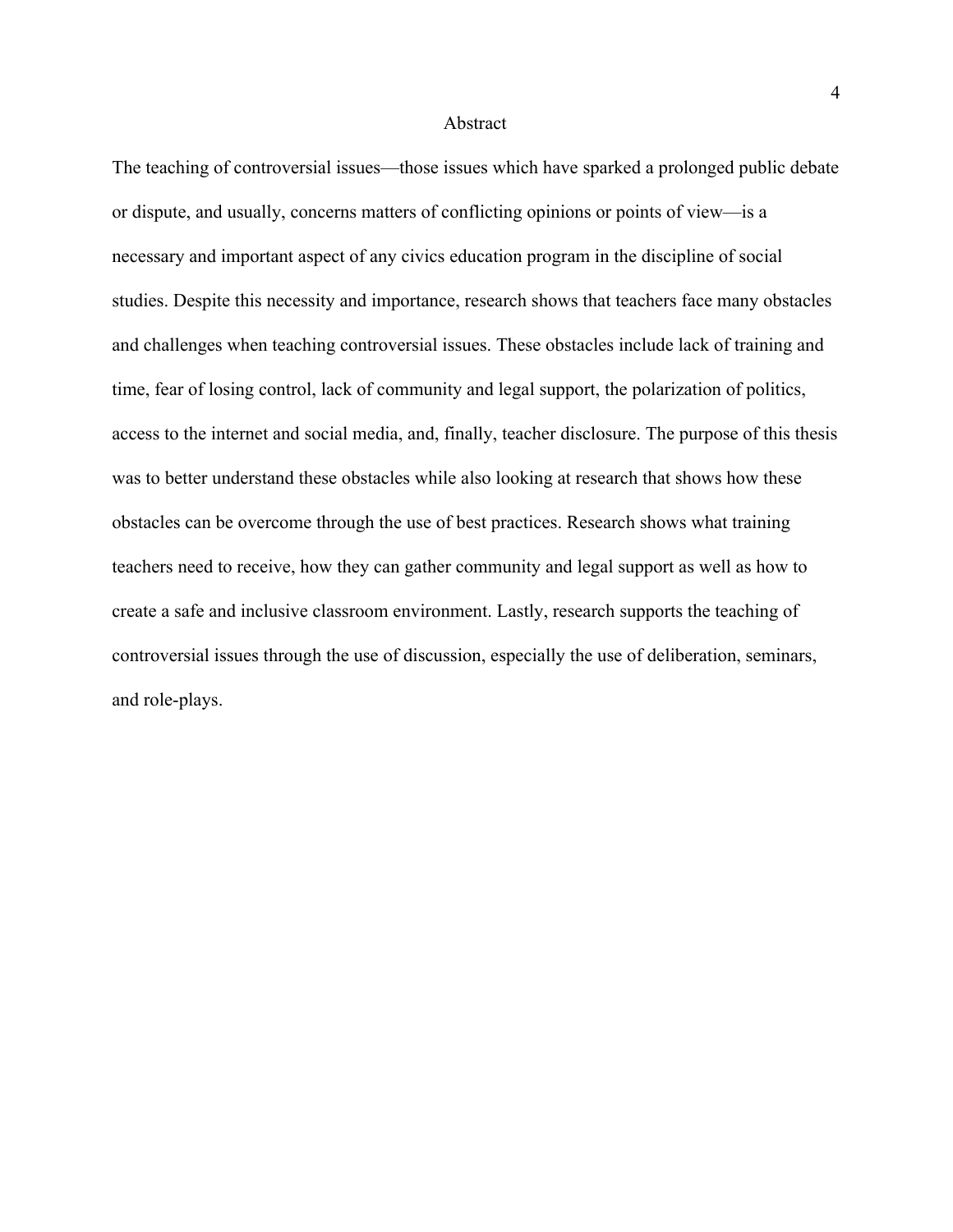# Abstract

The teaching of controversial issues—those issues which have sparked a prolonged public debate or dispute, and usually, concerns matters of conflicting opinions or points of view—is a necessary and important aspect of any civics education program in the discipline of social studies. Despite this necessity and importance, research shows that teachers face many obstacles and challenges when teaching controversial issues. These obstacles include lack of training and time, fear of losing control, lack of community and legal support, the polarization of politics, access to the internet and social media, and, finally, teacher disclosure. The purpose of this thesis was to better understand these obstacles while also looking at research that shows how these obstacles can be overcome through the use of best practices. Research shows what training teachers need to receive, how they can gather community and legal support as well as how to create a safe and inclusive classroom environment. Lastly, research supports the teaching of controversial issues through the use of discussion, especially the use of deliberation, seminars, and role-plays.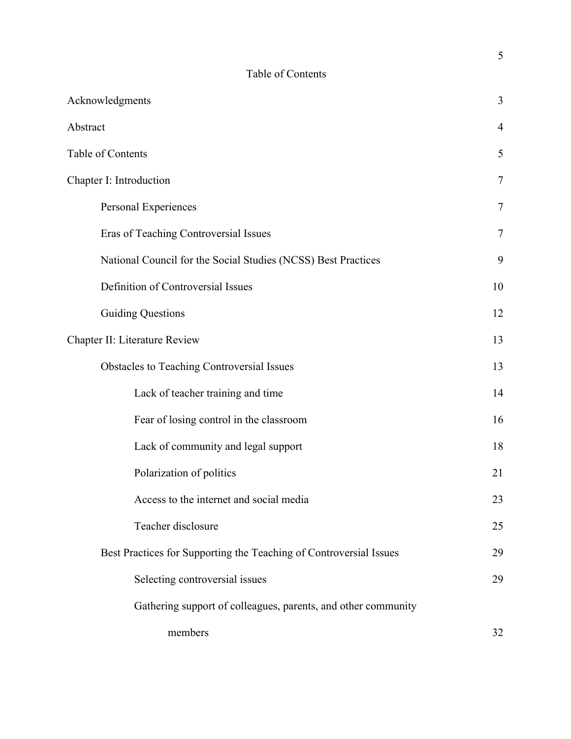# Table of Contents

Acknowledgments 3

Abstract 4

Table of Contents 5

Chapter I: Introduction 7

- Personal Experiences 7
- Eras of Teaching Controversial Issues 7
- National Council for the Social Studies (NCSS) Best Practices 9
- Definition of Controversial Issues 10
- Guiding Questions 12

Chapter II: Literature Review 13

- Obstacles to Teaching Controversial Issues 13
  - Lack of teacher training and time 14
  - Fear of losing control in the classroom 16
  - Lack of community and legal support 18
  - Polarization of politics 21
  - Access to the internet and social media 23
  - Teacher disclosure 25
- Best Practices for Supporting the Teaching of Controversial Issues 29
  - Selecting controversial issues 29
  - Gathering support of colleagues, parents, and other community members 32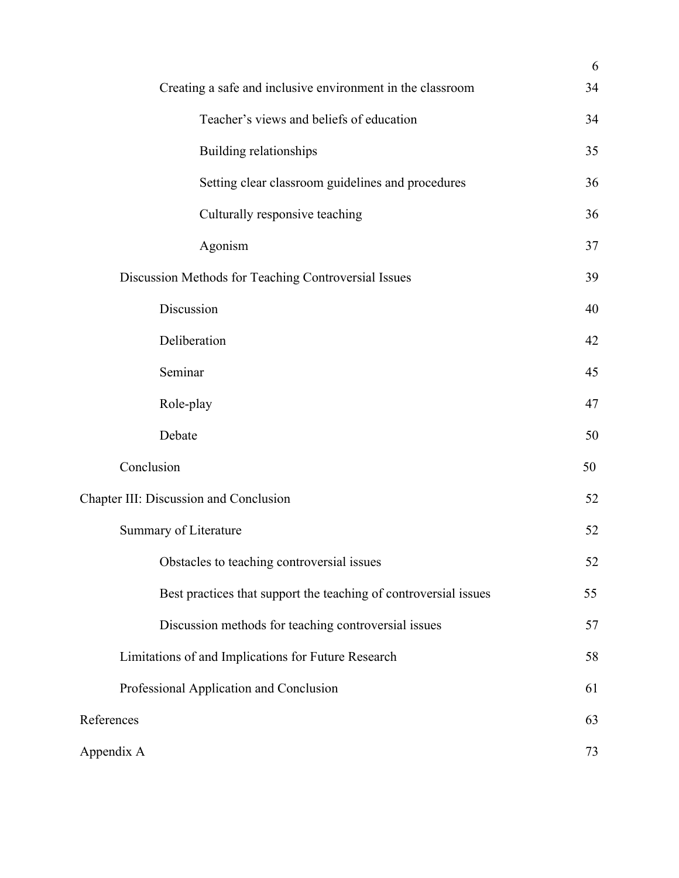Creating a safe and inclusive environment in the classroom 34

Teacher's views and beliefs of education 34

Building relationships 35

Setting clear classroom guidelines and procedures 36

Culturally responsive teaching 36

Agonism 37

Discussion Methods for Teaching Controversial Issues 39

Discussion 40

Deliberation 42

Seminar 45

Role-play 47

Debate 50

Conclusion 50

Chapter III: Discussion and Conclusion 52

Summary of Literature 52

Obstacles to teaching controversial issues 52

Best practices that support the teaching of controversial issues 55

Discussion methods for teaching controversial issues 57

Limitations of and Implications for Future Research 58

Professional Application and Conclusion 61

References 63

Appendix A 73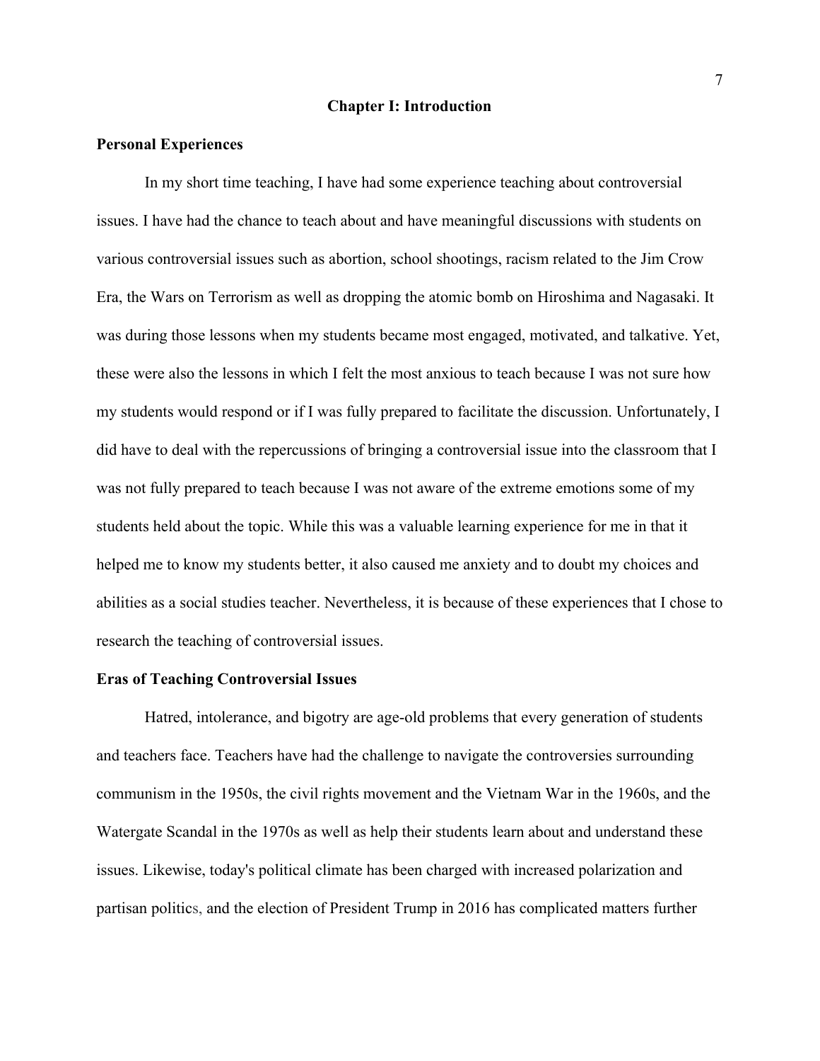# Chapter I: Introduction

## Personal Experiences

In my short time teaching, I have had some experience teaching about controversial issues. I have had the chance to teach about and have meaningful discussions with students on various controversial issues such as abortion, school shootings, racism related to the Jim Crow Era, the Wars on Terrorism as well as dropping the atomic bomb on Hiroshima and Nagasaki. It was during those lessons when my students became most engaged, motivated, and talkative. Yet, these were also the lessons in which I felt the most anxious to teach because I was not sure how my students would respond or if I was fully prepared to facilitate the discussion. Unfortunately, I did have to deal with the repercussions of bringing a controversial issue into the classroom that I was not fully prepared to teach because I was not aware of the extreme emotions some of my students held about the topic. While this was a valuable learning experience for me in that it helped me to know my students better, it also caused me anxiety and to doubt my choices and abilities as a social studies teacher. Nevertheless, it is because of these experiences that I chose to research the teaching of controversial issues.

## Eras of Teaching Controversial Issues

Hatred, intolerance, and bigotry are age-old problems that every generation of students and teachers face. Teachers have had the challenge to navigate the controversies surrounding communism in the 1950s, the civil rights movement and the Vietnam War in the 1960s, and the Watergate Scandal in the 1970s as well as help their students learn about and understand these issues. Likewise, today's political climate has been charged with increased polarization and partisan politics, and the election of President Trump in 2016 has complicated matters further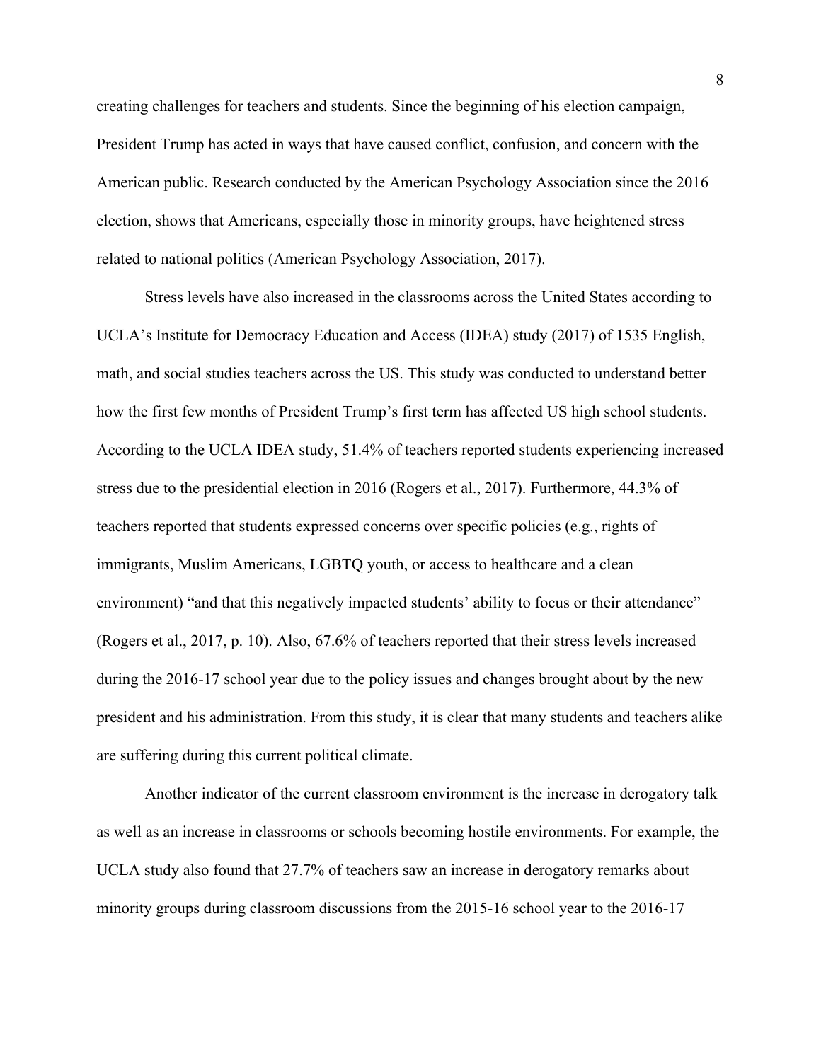creating challenges for teachers and students. Since the beginning of his election campaign, President Trump has acted in ways that have caused conflict, confusion, and concern with the American public. Research conducted by the American Psychology Association since the 2016 election, shows that Americans, especially those in minority groups, have heightened stress related to national politics (American Psychology Association, 2017).

Stress levels have also increased in the classrooms across the United States according to UCLA's Institute for Democracy Education and Access (IDEA) study (2017) of 1535 English, math, and social studies teachers across the US. This study was conducted to understand better how the first few months of President Trump's first term has affected US high school students. According to the UCLA IDEA study, 51.4% of teachers reported students experiencing increased stress due to the presidential election in 2016 (Rogers et al., 2017). Furthermore, 44.3% of teachers reported that students expressed concerns over specific policies (e.g., rights of immigrants, Muslim Americans, LGBTQ youth, or access to healthcare and a clean environment) "and that this negatively impacted students' ability to focus or their attendance" (Rogers et al., 2017, p. 10). Also, 67.6% of teachers reported that their stress levels increased during the 2016-17 school year due to the policy issues and changes brought about by the new president and his administration. From this study, it is clear that many students and teachers alike are suffering during this current political climate.

Another indicator of the current classroom environment is the increase in derogatory talk as well as an increase in classrooms or schools becoming hostile environments. For example, the UCLA study also found that 27.7% of teachers saw an increase in derogatory remarks about minority groups during classroom discussions from the 2015-16 school year to the 2016-17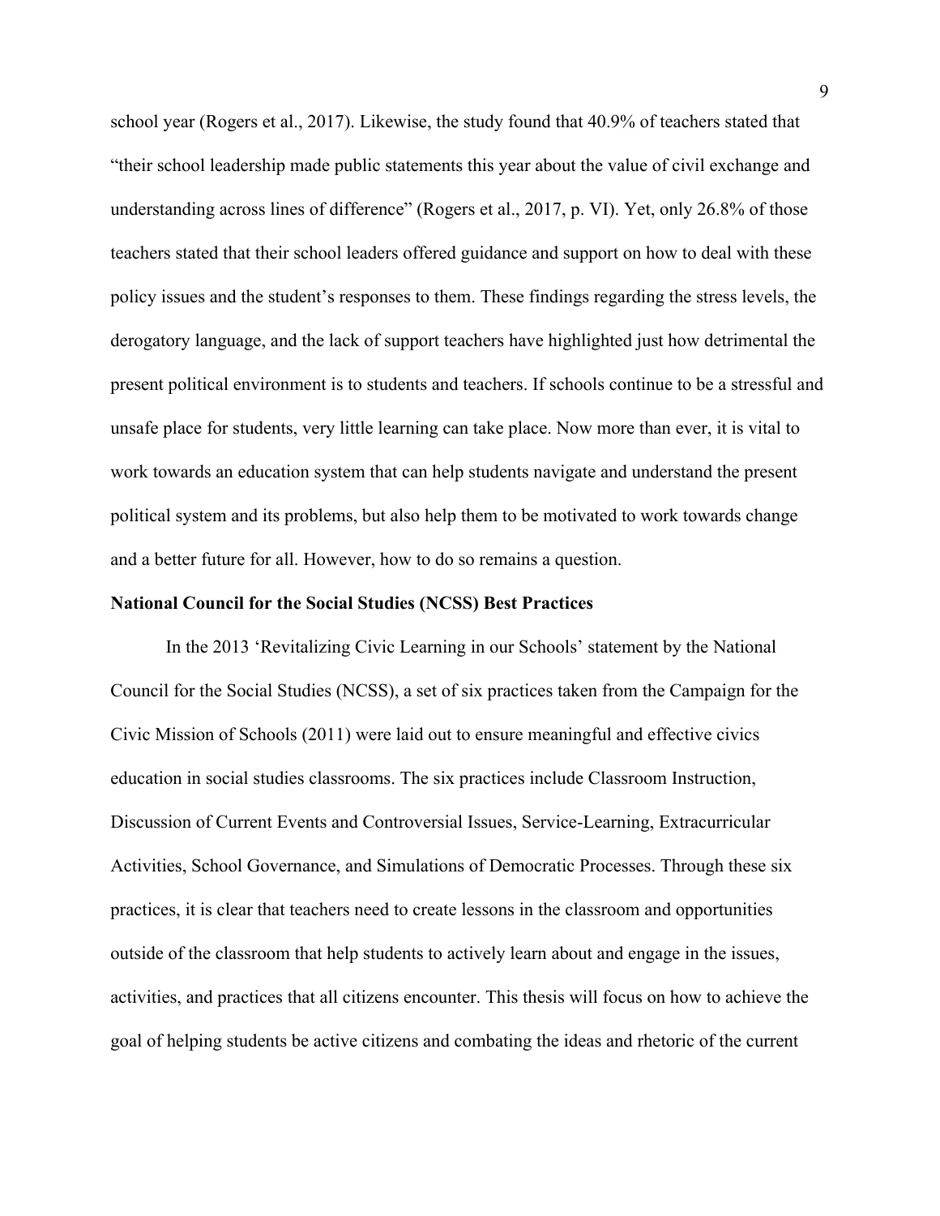school year (Rogers et al., 2017). Likewise, the study found that 40.9% of teachers stated that "their school leadership made public statements this year about the value of civil exchange and understanding across lines of difference" (Rogers et al., 2017, p. VI). Yet, only 26.8% of those teachers stated that their school leaders offered guidance and support on how to deal with these policy issues and the student's responses to them. These findings regarding the stress levels, the derogatory language, and the lack of support teachers have highlighted just how detrimental the present political environment is to students and teachers. If schools continue to be a stressful and unsafe place for students, very little learning can take place. Now more than ever, it is vital to work towards an education system that can help students navigate and understand the present political system and its problems, but also help them to be motivated to work towards change and a better future for all. However, how to do so remains a question.

**National Council for the Social Studies (NCSS) Best Practices**

In the 2013 'Revitalizing Civic Learning in our Schools' statement by the National Council for the Social Studies (NCSS), a set of six practices taken from the Campaign for the Civic Mission of Schools (2011) were laid out to ensure meaningful and effective civics education in social studies classrooms. The six practices include Classroom Instruction, Discussion of Current Events and Controversial Issues, Service-Learning, Extracurricular Activities, School Governance, and Simulations of Democratic Processes. Through these six practices, it is clear that teachers need to create lessons in the classroom and opportunities outside of the classroom that help students to actively learn about and engage in the issues, activities, and practices that all citizens encounter. This thesis will focus on how to achieve the goal of helping students be active citizens and combating the ideas and rhetoric of the current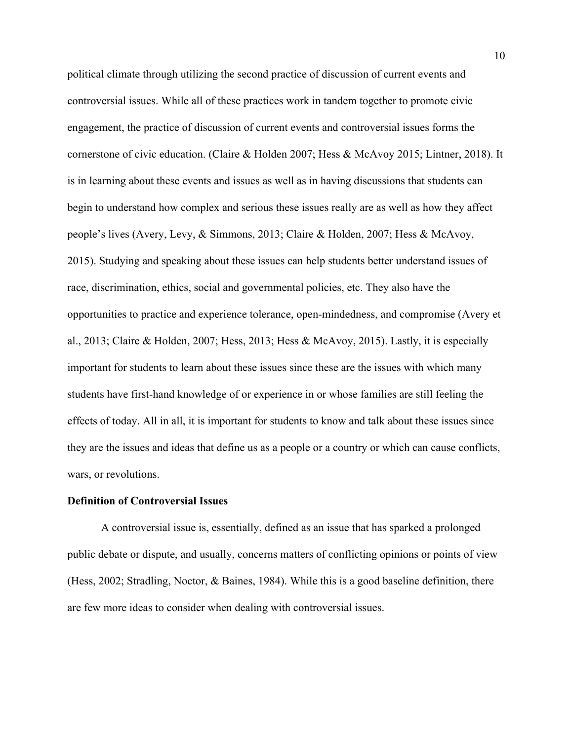political climate through utilizing the second practice of discussion of current events and controversial issues. While all of these practices work in tandem together to promote civic engagement, the practice of discussion of current events and controversial issues forms the cornerstone of civic education. (Claire & Holden 2007; Hess & McAvoy 2015; Lintner, 2018). It is in learning about these events and issues as well as in having discussions that students can begin to understand how complex and serious these issues really are as well as how they affect people's lives (Avery, Levy, & Simmons, 2013; Claire & Holden, 2007; Hess & McAvoy, 2015). Studying and speaking about these issues can help students better understand issues of race, discrimination, ethics, social and governmental policies, etc. They also have the opportunities to practice and experience tolerance, open-mindedness, and compromise (Avery et al., 2013; Claire & Holden, 2007; Hess, 2013; Hess & McAvoy, 2015). Lastly, it is especially important for students to learn about these issues since these are the issues with which many students have first-hand knowledge of or experience in or whose families are still feeling the effects of today. All in all, it is important for students to know and talk about these issues since they are the issues and ideas that define us as a people or a country or which can cause conflicts, wars, or revolutions.

**Definition of Controversial Issues**

A controversial issue is, essentially, defined as an issue that has sparked a prolonged public debate or dispute, and usually, concerns matters of conflicting opinions or points of view (Hess, 2002; Stradling, Noctor, & Baines, 1984). While this is a good baseline definition, there are few more ideas to consider when dealing with controversial issues.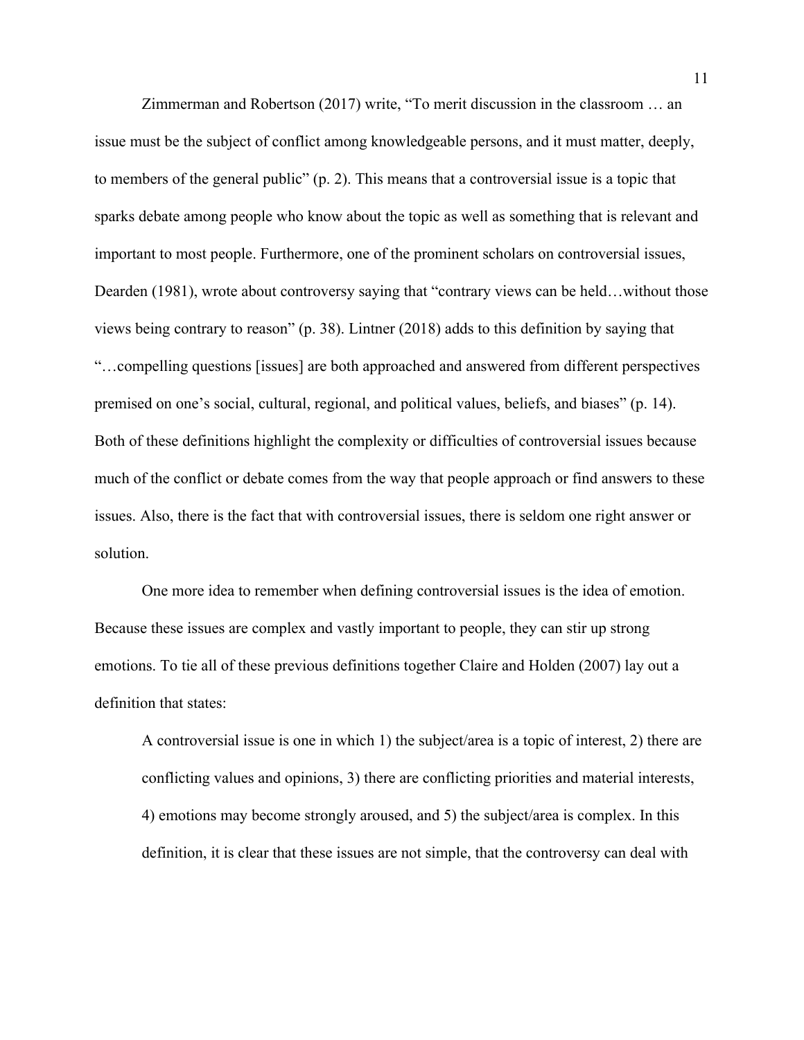Zimmerman and Robertson (2017) write, "To merit discussion in the classroom … an issue must be the subject of conflict among knowledgeable persons, and it must matter, deeply, to members of the general public" (p. 2). This means that a controversial issue is a topic that sparks debate among people who know about the topic as well as something that is relevant and important to most people. Furthermore, one of the prominent scholars on controversial issues, Dearden (1981), wrote about controversy saying that "contrary views can be held…without those views being contrary to reason" (p. 38). Lintner (2018) adds to this definition by saying that "…compelling questions [issues] are both approached and answered from different perspectives premised on one's social, cultural, regional, and political values, beliefs, and biases" (p. 14). Both of these definitions highlight the complexity or difficulties of controversial issues because much of the conflict or debate comes from the way that people approach or find answers to these issues. Also, there is the fact that with controversial issues, there is seldom one right answer or solution.

One more idea to remember when defining controversial issues is the idea of emotion. Because these issues are complex and vastly important to people, they can stir up strong emotions. To tie all of these previous definitions together Claire and Holden (2007) lay out a definition that states:

> A controversial issue is one in which 1) the subject/area is a topic of interest, 2) there are conflicting values and opinions, 3) there are conflicting priorities and material interests, 4) emotions may become strongly aroused, and 5) the subject/area is complex. In this definition, it is clear that these issues are not simple, that the controversy can deal with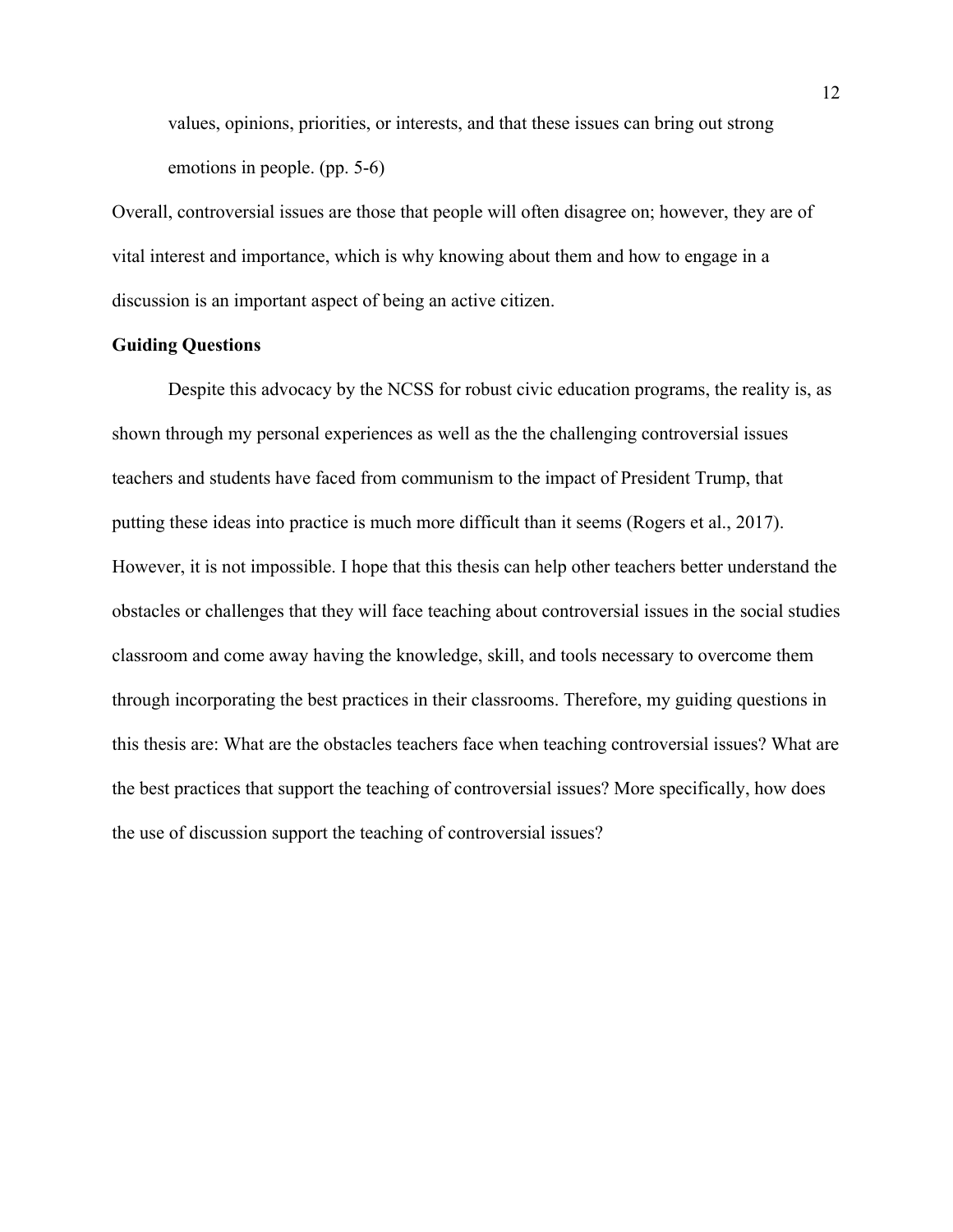values, opinions, priorities, or interests, and that these issues can bring out strong emotions in people. (pp. 5-6)

Overall, controversial issues are those that people will often disagree on; however, they are of vital interest and importance, which is why knowing about them and how to engage in a discussion is an important aspect of being an active citizen.

**Guiding Questions**

Despite this advocacy by the NCSS for robust civic education programs, the reality is, as shown through my personal experiences as well as the the challenging controversial issues teachers and students have faced from communism to the impact of President Trump, that putting these ideas into practice is much more difficult than it seems (Rogers et al., 2017). However, it is not impossible. I hope that this thesis can help other teachers better understand the obstacles or challenges that they will face teaching about controversial issues in the social studies classroom and come away having the knowledge, skill, and tools necessary to overcome them through incorporating the best practices in their classrooms. Therefore, my guiding questions in this thesis are: What are the obstacles teachers face when teaching controversial issues? What are the best practices that support the teaching of controversial issues? More specifically, how does the use of discussion support the teaching of controversial issues?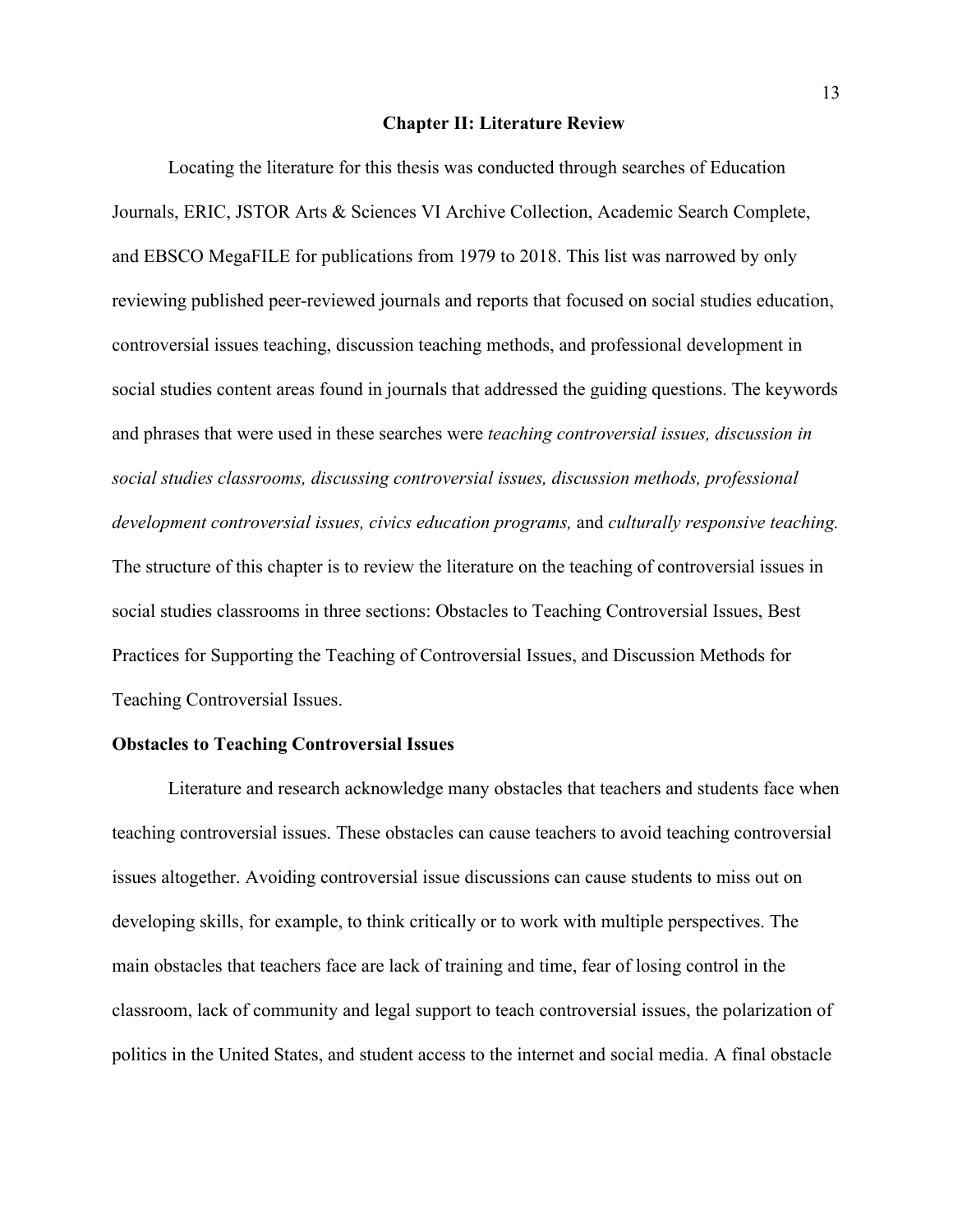# Chapter II: Literature Review

Locating the literature for this thesis was conducted through searches of Education Journals, ERIC, JSTOR Arts & Sciences VI Archive Collection, Academic Search Complete, and EBSCO MegaFILE for publications from 1979 to 2018. This list was narrowed by only reviewing published peer-reviewed journals and reports that focused on social studies education, controversial issues teaching, discussion teaching methods, and professional development in social studies content areas found in journals that addressed the guiding questions. The keywords and phrases that were used in these searches were *teaching controversial issues, discussion in social studies classrooms, discussing controversial issues, discussion methods, professional development controversial issues, civics education programs,* and *culturally responsive teaching.* The structure of this chapter is to review the literature on the teaching of controversial issues in social studies classrooms in three sections: Obstacles to Teaching Controversial Issues, Best Practices for Supporting the Teaching of Controversial Issues, and Discussion Methods for Teaching Controversial Issues.

## Obstacles to Teaching Controversial Issues

Literature and research acknowledge many obstacles that teachers and students face when teaching controversial issues. These obstacles can cause teachers to avoid teaching controversial issues altogether. Avoiding controversial issue discussions can cause students to miss out on developing skills, for example, to think critically or to work with multiple perspectives. The main obstacles that teachers face are lack of training and time, fear of losing control in the classroom, lack of community and legal support to teach controversial issues, the polarization of politics in the United States, and student access to the internet and social media. A final obstacle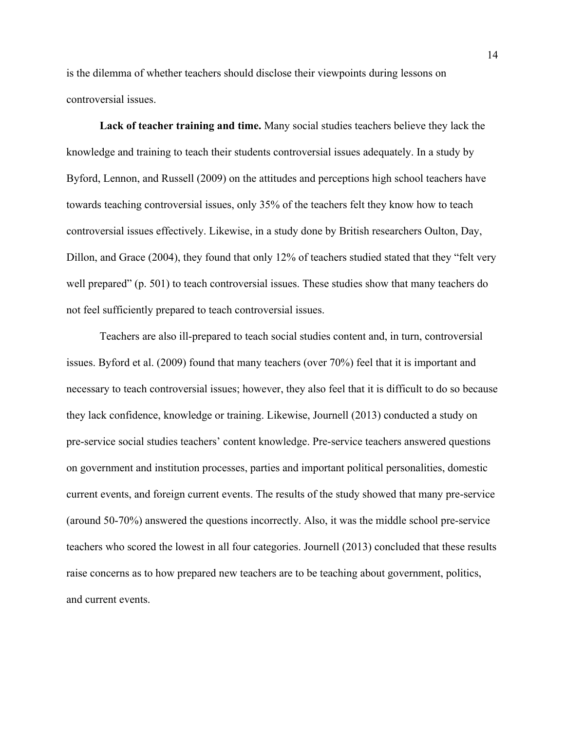is the dilemma of whether teachers should disclose their viewpoints during lessons on controversial issues.

**Lack of teacher training and time.** Many social studies teachers believe they lack the knowledge and training to teach their students controversial issues adequately. In a study by Byford, Lennon, and Russell (2009) on the attitudes and perceptions high school teachers have towards teaching controversial issues, only 35% of the teachers felt they know how to teach controversial issues effectively. Likewise, in a study done by British researchers Oulton, Day, Dillon, and Grace (2004), they found that only 12% of teachers studied stated that they "felt very well prepared" (p. 501) to teach controversial issues. These studies show that many teachers do not feel sufficiently prepared to teach controversial issues.

Teachers are also ill-prepared to teach social studies content and, in turn, controversial issues. Byford et al. (2009) found that many teachers (over 70%) feel that it is important and necessary to teach controversial issues; however, they also feel that it is difficult to do so because they lack confidence, knowledge or training. Likewise, Journell (2013) conducted a study on pre-service social studies teachers' content knowledge. Pre-service teachers answered questions on government and institution processes, parties and important political personalities, domestic current events, and foreign current events. The results of the study showed that many pre-service (around 50-70%) answered the questions incorrectly. Also, it was the middle school pre-service teachers who scored the lowest in all four categories. Journell (2013) concluded that these results raise concerns as to how prepared new teachers are to be teaching about government, politics, and current events.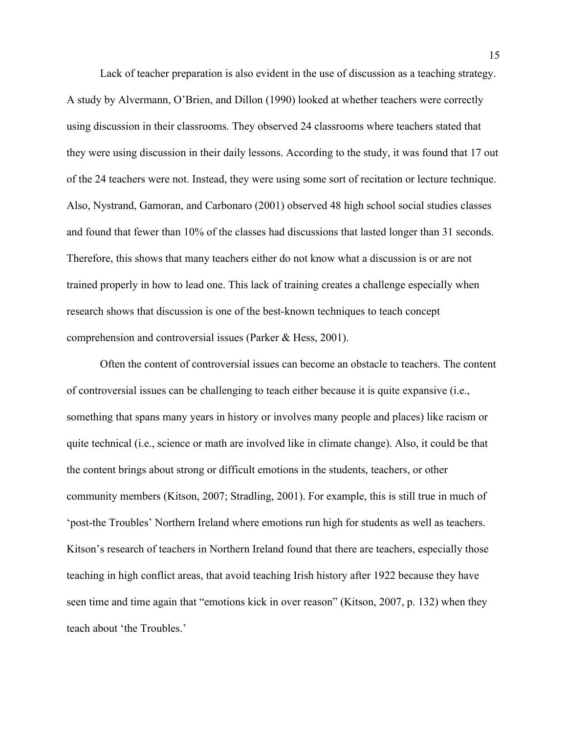Lack of teacher preparation is also evident in the use of discussion as a teaching strategy. A study by Alvermann, O'Brien, and Dillon (1990) looked at whether teachers were correctly using discussion in their classrooms. They observed 24 classrooms where teachers stated that they were using discussion in their daily lessons. According to the study, it was found that 17 out of the 24 teachers were not. Instead, they were using some sort of recitation or lecture technique. Also, Nystrand, Gamoran, and Carbonaro (2001) observed 48 high school social studies classes and found that fewer than 10% of the classes had discussions that lasted longer than 31 seconds. Therefore, this shows that many teachers either do not know what a discussion is or are not trained properly in how to lead one. This lack of training creates a challenge especially when research shows that discussion is one of the best-known techniques to teach concept comprehension and controversial issues (Parker & Hess, 2001).

Often the content of controversial issues can become an obstacle to teachers. The content of controversial issues can be challenging to teach either because it is quite expansive (i.e., something that spans many years in history or involves many people and places) like racism or quite technical (i.e., science or math are involved like in climate change). Also, it could be that the content brings about strong or difficult emotions in the students, teachers, or other community members (Kitson, 2007; Stradling, 2001). For example, this is still true in much of 'post-the Troubles' Northern Ireland where emotions run high for students as well as teachers. Kitson's research of teachers in Northern Ireland found that there are teachers, especially those teaching in high conflict areas, that avoid teaching Irish history after 1922 because they have seen time and time again that "emotions kick in over reason" (Kitson, 2007, p. 132) when they teach about 'the Troubles.'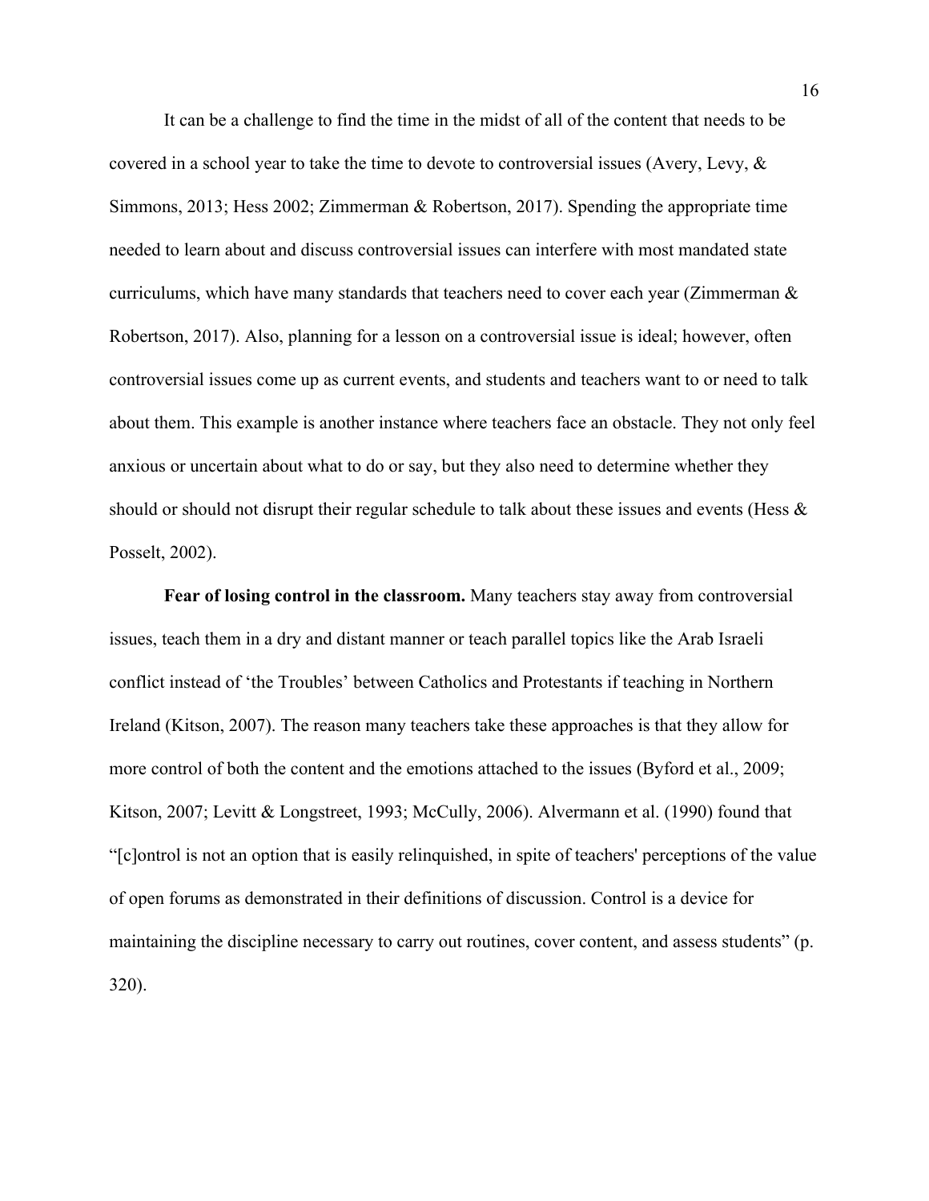It can be a challenge to find the time in the midst of all of the content that needs to be covered in a school year to take the time to devote to controversial issues (Avery, Levy, & Simmons, 2013; Hess 2002; Zimmerman & Robertson, 2017). Spending the appropriate time needed to learn about and discuss controversial issues can interfere with most mandated state curriculums, which have many standards that teachers need to cover each year (Zimmerman & Robertson, 2017). Also, planning for a lesson on a controversial issue is ideal; however, often controversial issues come up as current events, and students and teachers want to or need to talk about them. This example is another instance where teachers face an obstacle. They not only feel anxious or uncertain about what to do or say, but they also need to determine whether they should or should not disrupt their regular schedule to talk about these issues and events (Hess & Posselt, 2002).

**Fear of losing control in the classroom.** Many teachers stay away from controversial issues, teach them in a dry and distant manner or teach parallel topics like the Arab Israeli conflict instead of 'the Troubles' between Catholics and Protestants if teaching in Northern Ireland (Kitson, 2007). The reason many teachers take these approaches is that they allow for more control of both the content and the emotions attached to the issues (Byford et al., 2009; Kitson, 2007; Levitt & Longstreet, 1993; McCully, 2006). Alvermann et al. (1990) found that "[c]ontrol is not an option that is easily relinquished, in spite of teachers' perceptions of the value of open forums as demonstrated in their definitions of discussion. Control is a device for maintaining the discipline necessary to carry out routines, cover content, and assess students" (p. 320).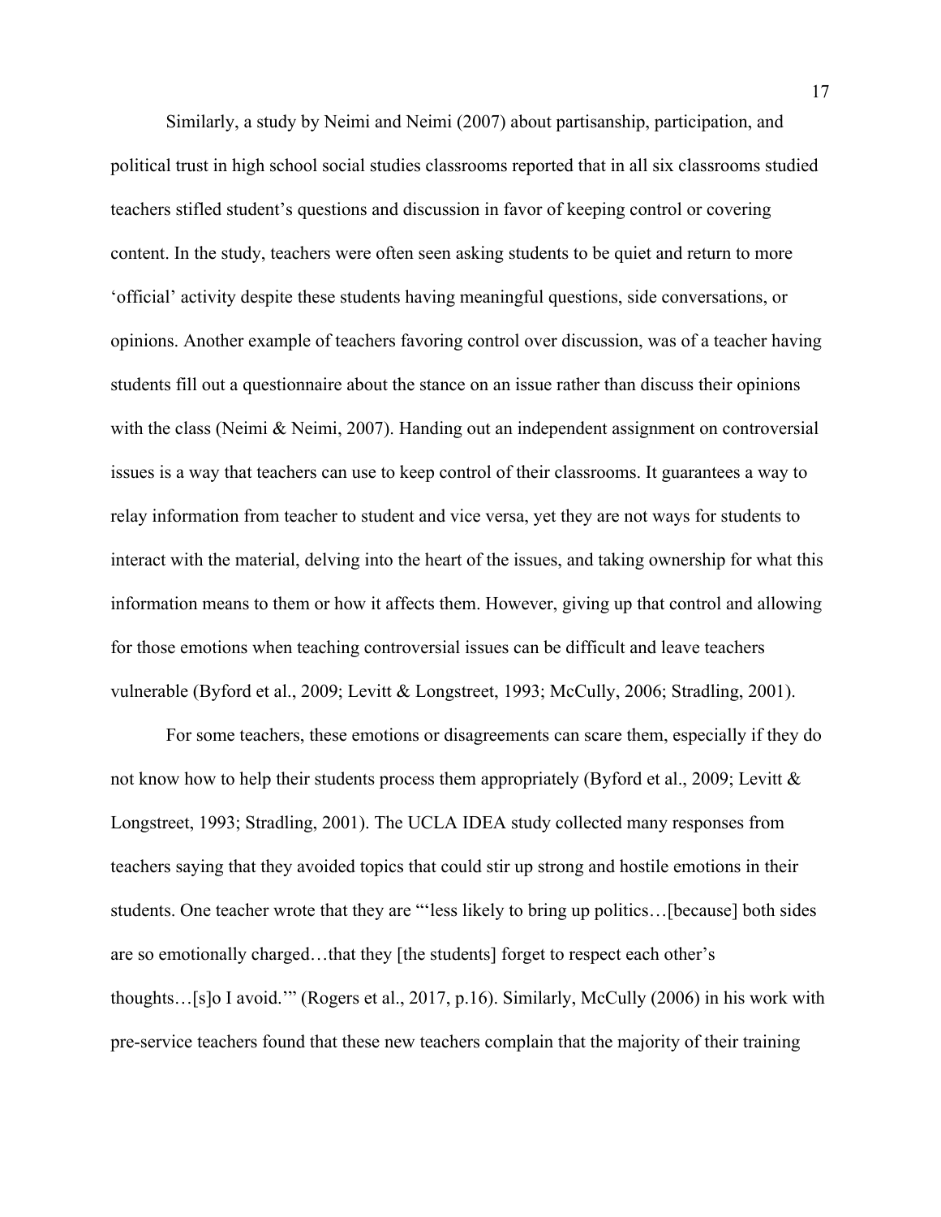Similarly, a study by Neimi and Neimi (2007) about partisanship, participation, and political trust in high school social studies classrooms reported that in all six classrooms studied teachers stifled student's questions and discussion in favor of keeping control or covering content. In the study, teachers were often seen asking students to be quiet and return to more 'official' activity despite these students having meaningful questions, side conversations, or opinions. Another example of teachers favoring control over discussion, was of a teacher having students fill out a questionnaire about the stance on an issue rather than discuss their opinions with the class (Neimi & Neimi, 2007). Handing out an independent assignment on controversial issues is a way that teachers can use to keep control of their classrooms. It guarantees a way to relay information from teacher to student and vice versa, yet they are not ways for students to interact with the material, delving into the heart of the issues, and taking ownership for what this information means to them or how it affects them. However, giving up that control and allowing for those emotions when teaching controversial issues can be difficult and leave teachers vulnerable (Byford et al., 2009; Levitt & Longstreet, 1993; McCully, 2006; Stradling, 2001).

For some teachers, these emotions or disagreements can scare them, especially if they do not know how to help their students process them appropriately (Byford et al., 2009; Levitt & Longstreet, 1993; Stradling, 2001). The UCLA IDEA study collected many responses from teachers saying that they avoided topics that could stir up strong and hostile emotions in their students. One teacher wrote that they are "'less likely to bring up politics…[because] both sides are so emotionally charged…that they [the students] forget to respect each other's thoughts…[s]o I avoid.'" (Rogers et al., 2017, p.16). Similarly, McCully (2006) in his work with pre-service teachers found that these new teachers complain that the majority of their training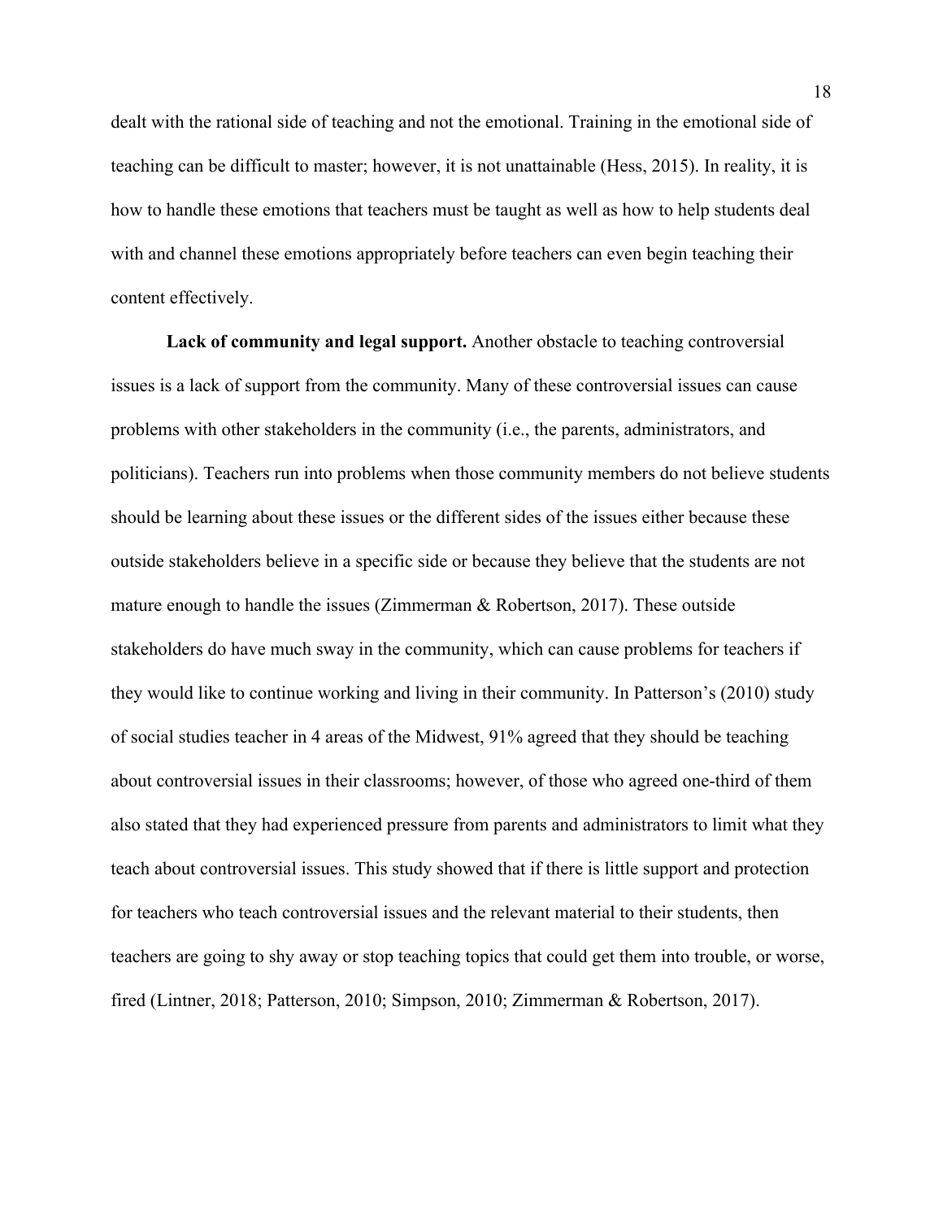dealt with the rational side of teaching and not the emotional. Training in the emotional side of teaching can be difficult to master; however, it is not unattainable (Hess, 2015). In reality, it is how to handle these emotions that teachers must be taught as well as how to help students deal with and channel these emotions appropriately before teachers can even begin teaching their content effectively.

**Lack of community and legal support.** Another obstacle to teaching controversial issues is a lack of support from the community. Many of these controversial issues can cause problems with other stakeholders in the community (i.e., the parents, administrators, and politicians). Teachers run into problems when those community members do not believe students should be learning about these issues or the different sides of the issues either because these outside stakeholders believe in a specific side or because they believe that the students are not mature enough to handle the issues (Zimmerman & Robertson, 2017). These outside stakeholders do have much sway in the community, which can cause problems for teachers if they would like to continue working and living in their community. In Patterson's (2010) study of social studies teacher in 4 areas of the Midwest, 91% agreed that they should be teaching about controversial issues in their classrooms; however, of those who agreed one-third of them also stated that they had experienced pressure from parents and administrators to limit what they teach about controversial issues. This study showed that if there is little support and protection for teachers who teach controversial issues and the relevant material to their students, then teachers are going to shy away or stop teaching topics that could get them into trouble, or worse, fired (Lintner, 2018; Patterson, 2010; Simpson, 2010; Zimmerman & Robertson, 2017).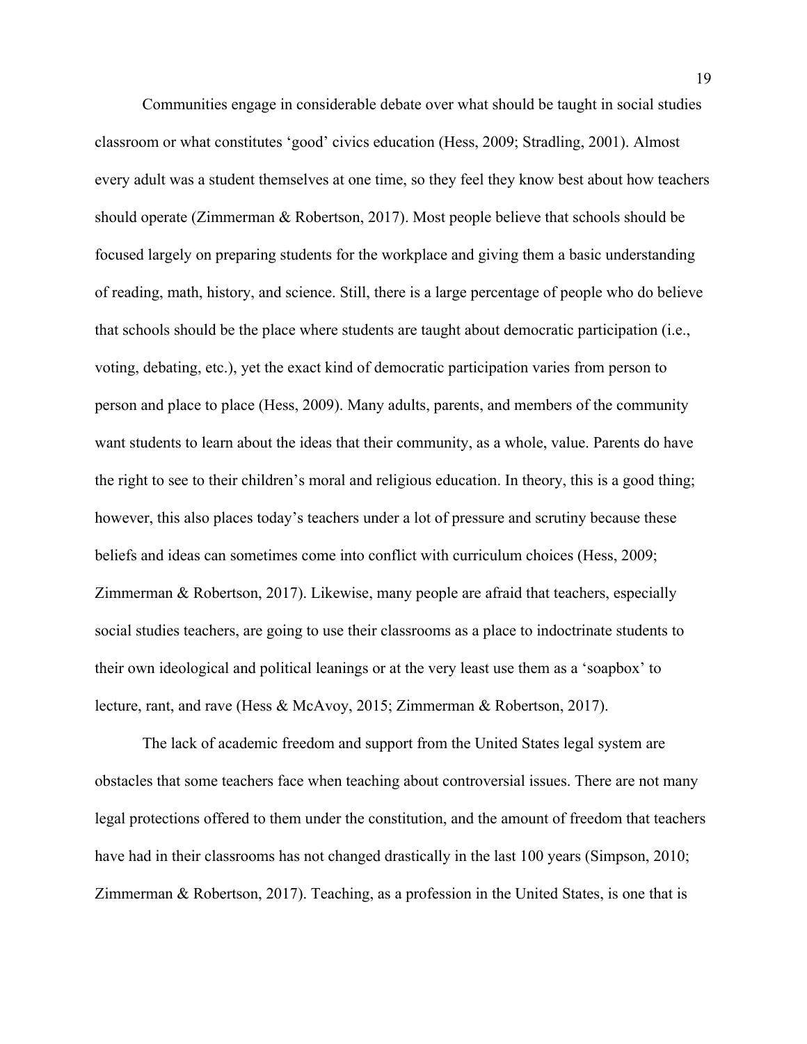Communities engage in considerable debate over what should be taught in social studies classroom or what constitutes 'good' civics education (Hess, 2009; Stradling, 2001). Almost every adult was a student themselves at one time, so they feel they know best about how teachers should operate (Zimmerman & Robertson, 2017). Most people believe that schools should be focused largely on preparing students for the workplace and giving them a basic understanding of reading, math, history, and science. Still, there is a large percentage of people who do believe that schools should be the place where students are taught about democratic participation (i.e., voting, debating, etc.), yet the exact kind of democratic participation varies from person to person and place to place (Hess, 2009). Many adults, parents, and members of the community want students to learn about the ideas that their community, as a whole, value. Parents do have the right to see to their children's moral and religious education. In theory, this is a good thing; however, this also places today's teachers under a lot of pressure and scrutiny because these beliefs and ideas can sometimes come into conflict with curriculum choices (Hess, 2009; Zimmerman & Robertson, 2017). Likewise, many people are afraid that teachers, especially social studies teachers, are going to use their classrooms as a place to indoctrinate students to their own ideological and political leanings or at the very least use them as a 'soapbox' to lecture, rant, and rave (Hess & McAvoy, 2015; Zimmerman & Robertson, 2017).

The lack of academic freedom and support from the United States legal system are obstacles that some teachers face when teaching about controversial issues. There are not many legal protections offered to them under the constitution, and the amount of freedom that teachers have had in their classrooms has not changed drastically in the last 100 years (Simpson, 2010; Zimmerman & Robertson, 2017). Teaching, as a profession in the United States, is one that is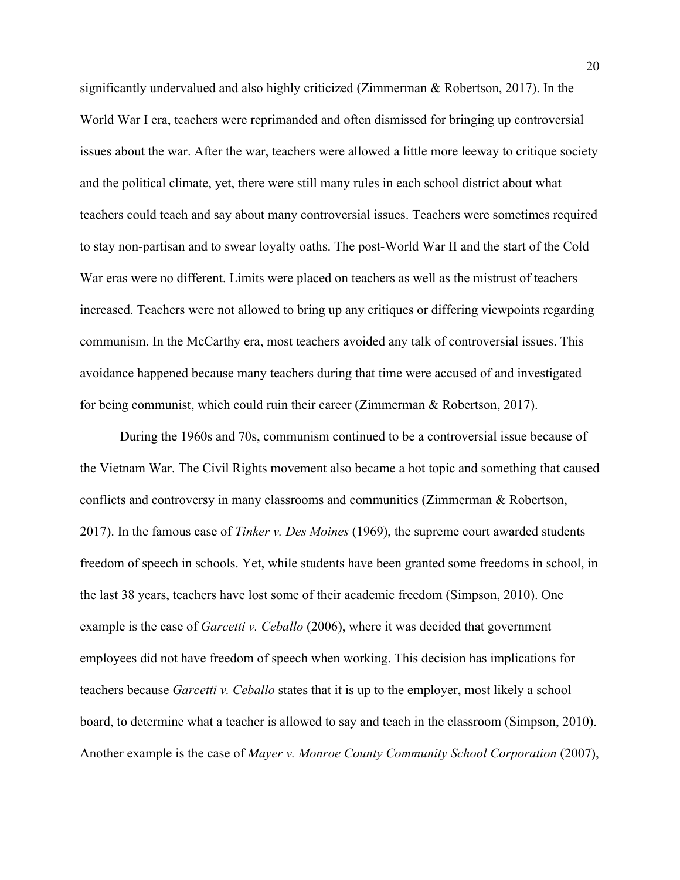significantly undervalued and also highly criticized (Zimmerman & Robertson, 2017). In the World War I era, teachers were reprimanded and often dismissed for bringing up controversial issues about the war. After the war, teachers were allowed a little more leeway to critique society and the political climate, yet, there were still many rules in each school district about what teachers could teach and say about many controversial issues. Teachers were sometimes required to stay non-partisan and to swear loyalty oaths. The post-World War II and the start of the Cold War eras were no different. Limits were placed on teachers as well as the mistrust of teachers increased. Teachers were not allowed to bring up any critiques or differing viewpoints regarding communism. In the McCarthy era, most teachers avoided any talk of controversial issues. This avoidance happened because many teachers during that time were accused of and investigated for being communist, which could ruin their career (Zimmerman & Robertson, 2017).

During the 1960s and 70s, communism continued to be a controversial issue because of the Vietnam War. The Civil Rights movement also became a hot topic and something that caused conflicts and controversy in many classrooms and communities (Zimmerman & Robertson, 2017). In the famous case of *Tinker v. Des Moines* (1969), the supreme court awarded students freedom of speech in schools. Yet, while students have been granted some freedoms in school, in the last 38 years, teachers have lost some of their academic freedom (Simpson, 2010). One example is the case of *Garcetti v. Ceballo* (2006), where it was decided that government employees did not have freedom of speech when working. This decision has implications for teachers because *Garcetti v. Ceballo* states that it is up to the employer, most likely a school board, to determine what a teacher is allowed to say and teach in the classroom (Simpson, 2010). Another example is the case of *Mayer v. Monroe County Community School Corporation* (2007),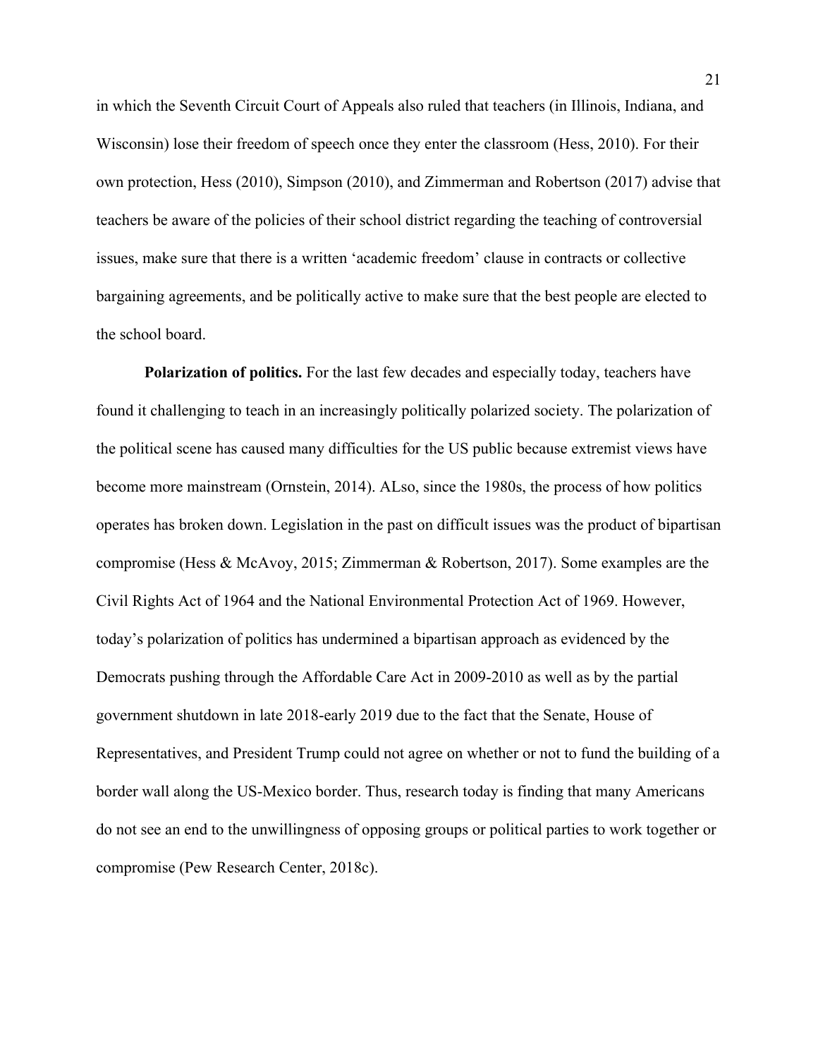in which the Seventh Circuit Court of Appeals also ruled that teachers (in Illinois, Indiana, and Wisconsin) lose their freedom of speech once they enter the classroom (Hess, 2010). For their own protection, Hess (2010), Simpson (2010), and Zimmerman and Robertson (2017) advise that teachers be aware of the policies of their school district regarding the teaching of controversial issues, make sure that there is a written 'academic freedom' clause in contracts or collective bargaining agreements, and be politically active to make sure that the best people are elected to the school board.

**Polarization of politics.** For the last few decades and especially today, teachers have found it challenging to teach in an increasingly politically polarized society. The polarization of the political scene has caused many difficulties for the US public because extremist views have become more mainstream (Ornstein, 2014). ALso, since the 1980s, the process of how politics operates has broken down. Legislation in the past on difficult issues was the product of bipartisan compromise (Hess & McAvoy, 2015; Zimmerman & Robertson, 2017). Some examples are the Civil Rights Act of 1964 and the National Environmental Protection Act of 1969. However, today's polarization of politics has undermined a bipartisan approach as evidenced by the Democrats pushing through the Affordable Care Act in 2009-2010 as well as by the partial government shutdown in late 2018-early 2019 due to the fact that the Senate, House of Representatives, and President Trump could not agree on whether or not to fund the building of a border wall along the US-Mexico border. Thus, research today is finding that many Americans do not see an end to the unwillingness of opposing groups or political parties to work together or compromise (Pew Research Center, 2018c).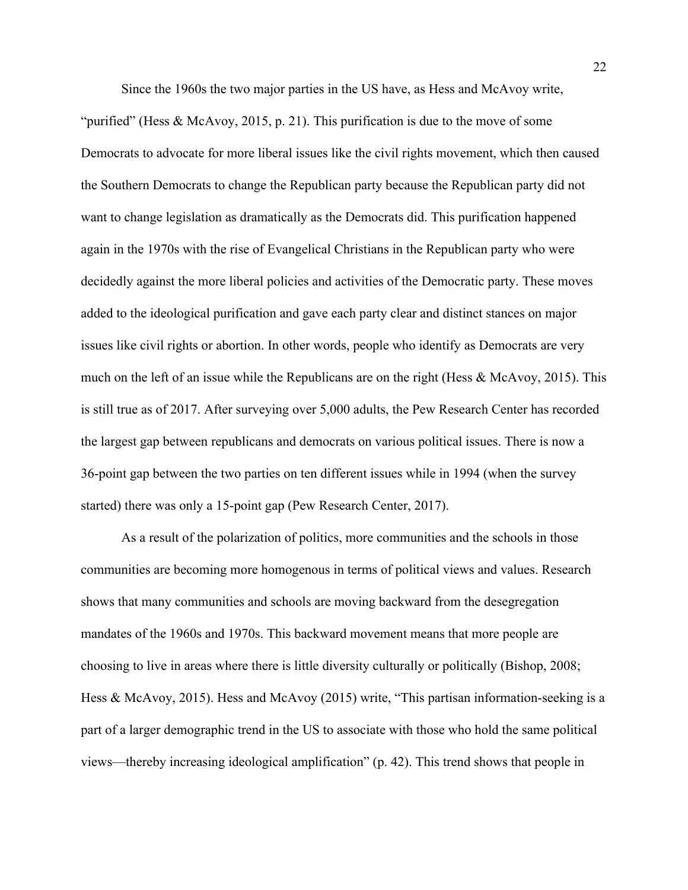Since the 1960s the two major parties in the US have, as Hess and McAvoy write, "purified" (Hess & McAvoy, 2015, p. 21). This purification is due to the move of some Democrats to advocate for more liberal issues like the civil rights movement, which then caused the Southern Democrats to change the Republican party because the Republican party did not want to change legislation as dramatically as the Democrats did. This purification happened again in the 1970s with the rise of Evangelical Christians in the Republican party who were decidedly against the more liberal policies and activities of the Democratic party. These moves added to the ideological purification and gave each party clear and distinct stances on major issues like civil rights or abortion. In other words, people who identify as Democrats are very much on the left of an issue while the Republicans are on the right (Hess & McAvoy, 2015). This is still true as of 2017. After surveying over 5,000 adults, the Pew Research Center has recorded the largest gap between republicans and democrats on various political issues. There is now a 36-point gap between the two parties on ten different issues while in 1994 (when the survey started) there was only a 15-point gap (Pew Research Center, 2017).

As a result of the polarization of politics, more communities and the schools in those communities are becoming more homogenous in terms of political views and values. Research shows that many communities and schools are moving backward from the desegregation mandates of the 1960s and 1970s. This backward movement means that more people are choosing to live in areas where there is little diversity culturally or politically (Bishop, 2008; Hess & McAvoy, 2015). Hess and McAvoy (2015) write, "This partisan information-seeking is a part of a larger demographic trend in the US to associate with those who hold the same political views—thereby increasing ideological amplification" (p. 42). This trend shows that people in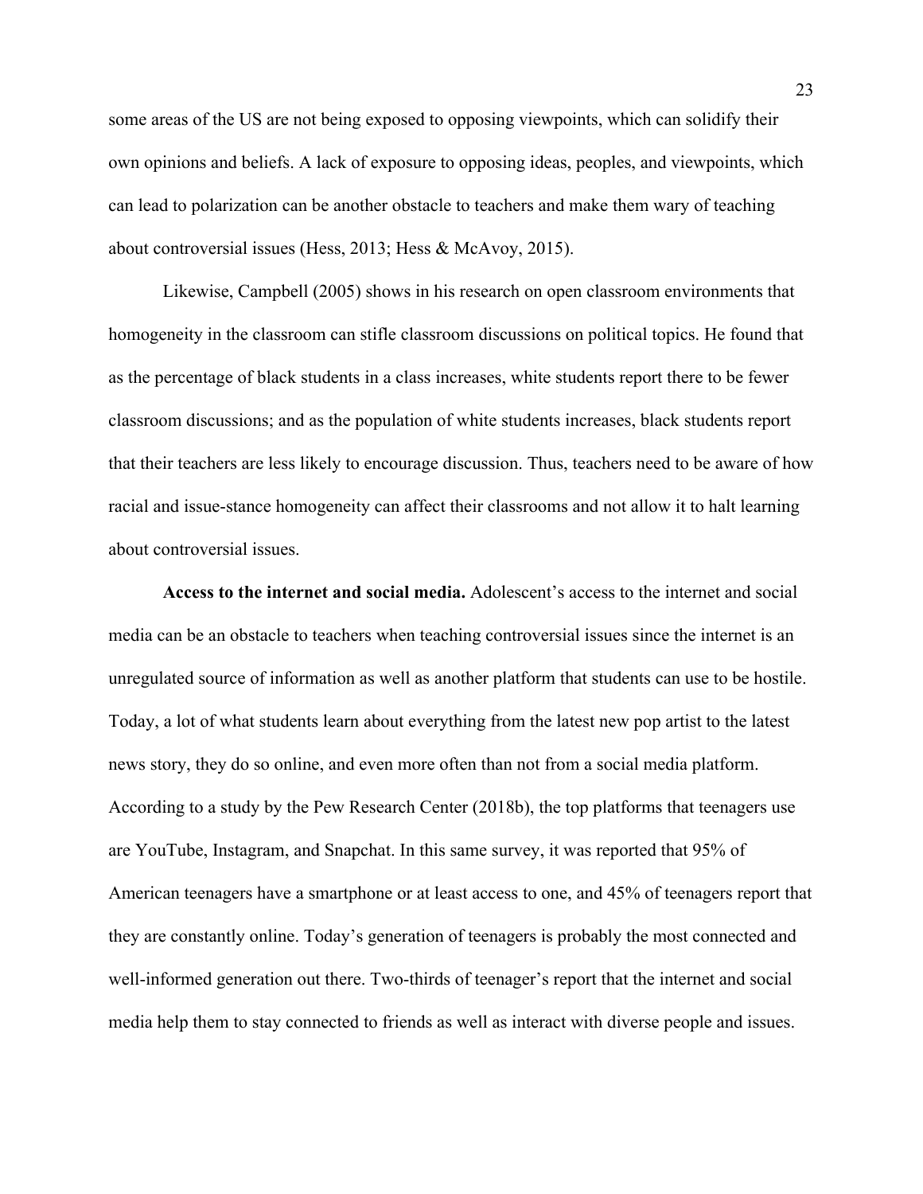some areas of the US are not being exposed to opposing viewpoints, which can solidify their own opinions and beliefs. A lack of exposure to opposing ideas, peoples, and viewpoints, which can lead to polarization can be another obstacle to teachers and make them wary of teaching about controversial issues (Hess, 2013; Hess & McAvoy, 2015).

Likewise, Campbell (2005) shows in his research on open classroom environments that homogeneity in the classroom can stifle classroom discussions on political topics. He found that as the percentage of black students in a class increases, white students report there to be fewer classroom discussions; and as the population of white students increases, black students report that their teachers are less likely to encourage discussion. Thus, teachers need to be aware of how racial and issue-stance homogeneity can affect their classrooms and not allow it to halt learning about controversial issues.

**Access to the internet and social media.** Adolescent's access to the internet and social media can be an obstacle to teachers when teaching controversial issues since the internet is an unregulated source of information as well as another platform that students can use to be hostile. Today, a lot of what students learn about everything from the latest new pop artist to the latest news story, they do so online, and even more often than not from a social media platform. According to a study by the Pew Research Center (2018b), the top platforms that teenagers use are YouTube, Instagram, and Snapchat. In this same survey, it was reported that 95% of American teenagers have a smartphone or at least access to one, and 45% of teenagers report that they are constantly online. Today's generation of teenagers is probably the most connected and well-informed generation out there. Two-thirds of teenager's report that the internet and social media help them to stay connected to friends as well as interact with diverse people and issues.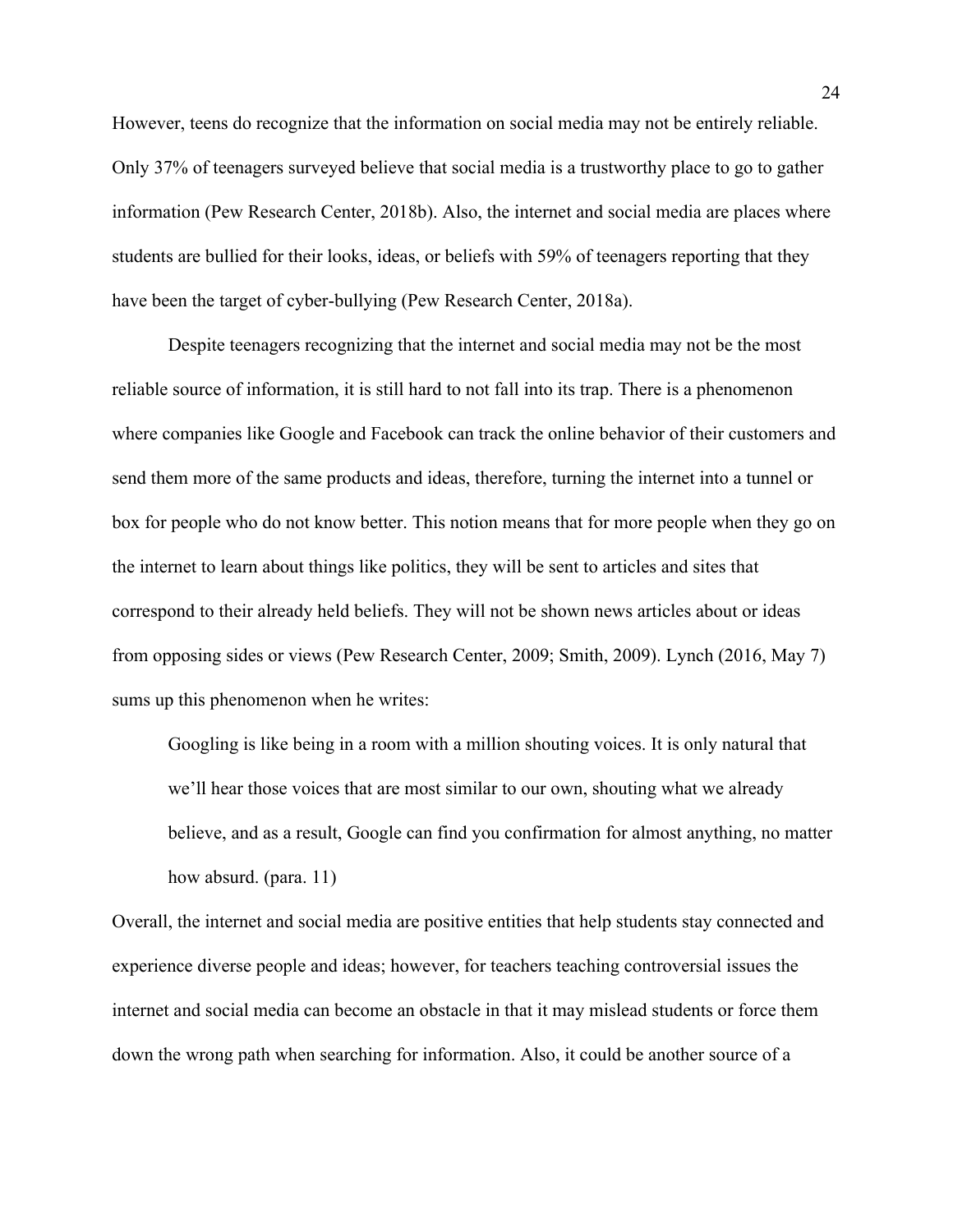However, teens do recognize that the information on social media may not be entirely reliable. Only 37% of teenagers surveyed believe that social media is a trustworthy place to go to gather information (Pew Research Center, 2018b). Also, the internet and social media are places where students are bullied for their looks, ideas, or beliefs with 59% of teenagers reporting that they have been the target of cyber-bullying (Pew Research Center, 2018a).

Despite teenagers recognizing that the internet and social media may not be the most reliable source of information, it is still hard to not fall into its trap. There is a phenomenon where companies like Google and Facebook can track the online behavior of their customers and send them more of the same products and ideas, therefore, turning the internet into a tunnel or box for people who do not know better. This notion means that for more people when they go on the internet to learn about things like politics, they will be sent to articles and sites that correspond to their already held beliefs. They will not be shown news articles about or ideas from opposing sides or views (Pew Research Center, 2009; Smith, 2009). Lynch (2016, May 7) sums up this phenomenon when he writes:

> Googling is like being in a room with a million shouting voices. It is only natural that we'll hear those voices that are most similar to our own, shouting what we already believe, and as a result, Google can find you confirmation for almost anything, no matter how absurd. (para. 11)

Overall, the internet and social media are positive entities that help students stay connected and experience diverse people and ideas; however, for teachers teaching controversial issues the internet and social media can become an obstacle in that it may mislead students or force them down the wrong path when searching for information. Also, it could be another source of a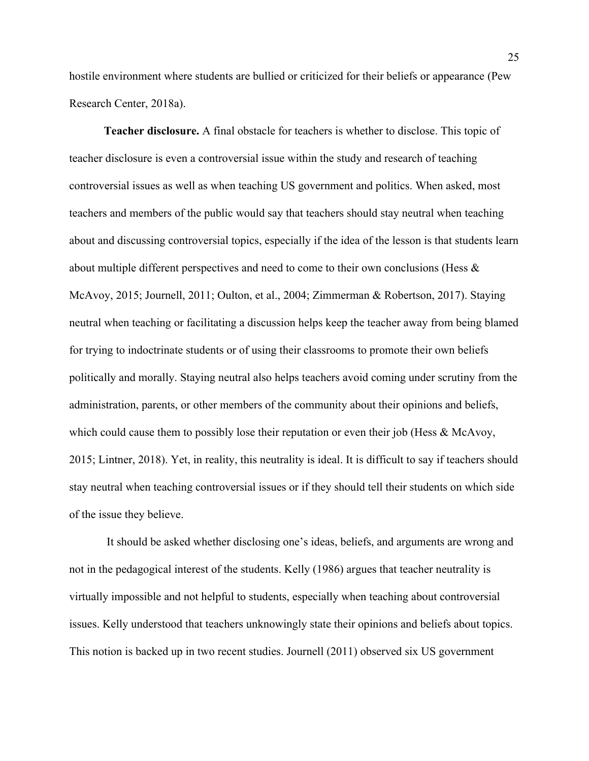hostile environment where students are bullied or criticized for their beliefs or appearance (Pew Research Center, 2018a).

**Teacher disclosure.** A final obstacle for teachers is whether to disclose. This topic of teacher disclosure is even a controversial issue within the study and research of teaching controversial issues as well as when teaching US government and politics. When asked, most teachers and members of the public would say that teachers should stay neutral when teaching about and discussing controversial topics, especially if the idea of the lesson is that students learn about multiple different perspectives and need to come to their own conclusions (Hess & McAvoy, 2015; Journell, 2011; Oulton, et al., 2004; Zimmerman & Robertson, 2017). Staying neutral when teaching or facilitating a discussion helps keep the teacher away from being blamed for trying to indoctrinate students or of using their classrooms to promote their own beliefs politically and morally. Staying neutral also helps teachers avoid coming under scrutiny from the administration, parents, or other members of the community about their opinions and beliefs, which could cause them to possibly lose their reputation or even their job (Hess & McAvoy, 2015; Lintner, 2018). Yet, in reality, this neutrality is ideal. It is difficult to say if teachers should stay neutral when teaching controversial issues or if they should tell their students on which side of the issue they believe.

It should be asked whether disclosing one's ideas, beliefs, and arguments are wrong and not in the pedagogical interest of the students. Kelly (1986) argues that teacher neutrality is virtually impossible and not helpful to students, especially when teaching about controversial issues. Kelly understood that teachers unknowingly state their opinions and beliefs about topics. This notion is backed up in two recent studies. Journell (2011) observed six US government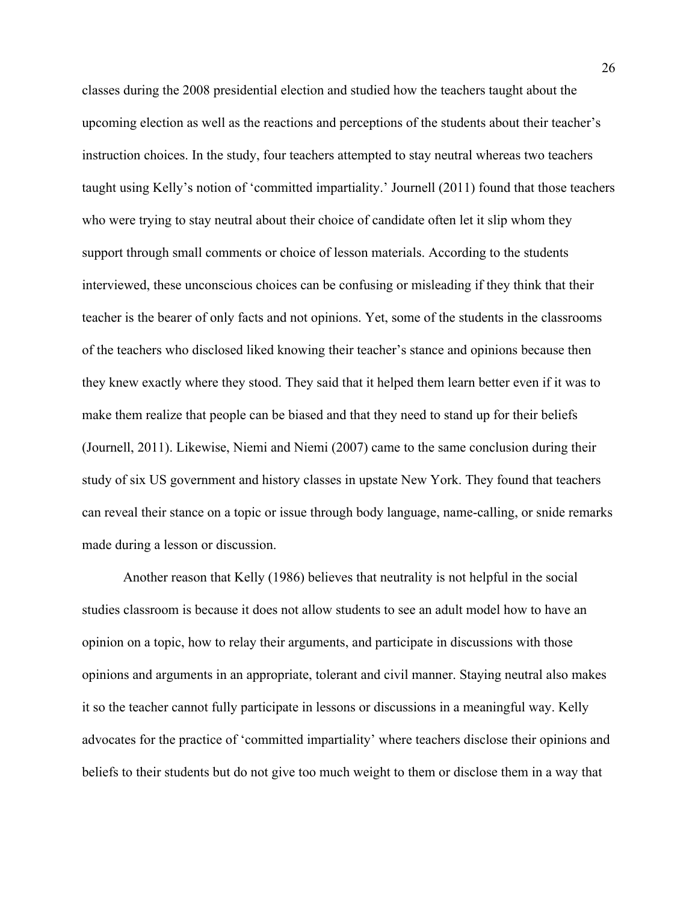classes during the 2008 presidential election and studied how the teachers taught about the upcoming election as well as the reactions and perceptions of the students about their teacher's instruction choices. In the study, four teachers attempted to stay neutral whereas two teachers taught using Kelly's notion of 'committed impartiality.' Journell (2011) found that those teachers who were trying to stay neutral about their choice of candidate often let it slip whom they support through small comments or choice of lesson materials. According to the students interviewed, these unconscious choices can be confusing or misleading if they think that their teacher is the bearer of only facts and not opinions. Yet, some of the students in the classrooms of the teachers who disclosed liked knowing their teacher's stance and opinions because then they knew exactly where they stood. They said that it helped them learn better even if it was to make them realize that people can be biased and that they need to stand up for their beliefs (Journell, 2011). Likewise, Niemi and Niemi (2007) came to the same conclusion during their study of six US government and history classes in upstate New York. They found that teachers can reveal their stance on a topic or issue through body language, name-calling, or snide remarks made during a lesson or discussion.

Another reason that Kelly (1986) believes that neutrality is not helpful in the social studies classroom is because it does not allow students to see an adult model how to have an opinion on a topic, how to relay their arguments, and participate in discussions with those opinions and arguments in an appropriate, tolerant and civil manner. Staying neutral also makes it so the teacher cannot fully participate in lessons or discussions in a meaningful way. Kelly advocates for the practice of 'committed impartiality' where teachers disclose their opinions and beliefs to their students but do not give too much weight to them or disclose them in a way that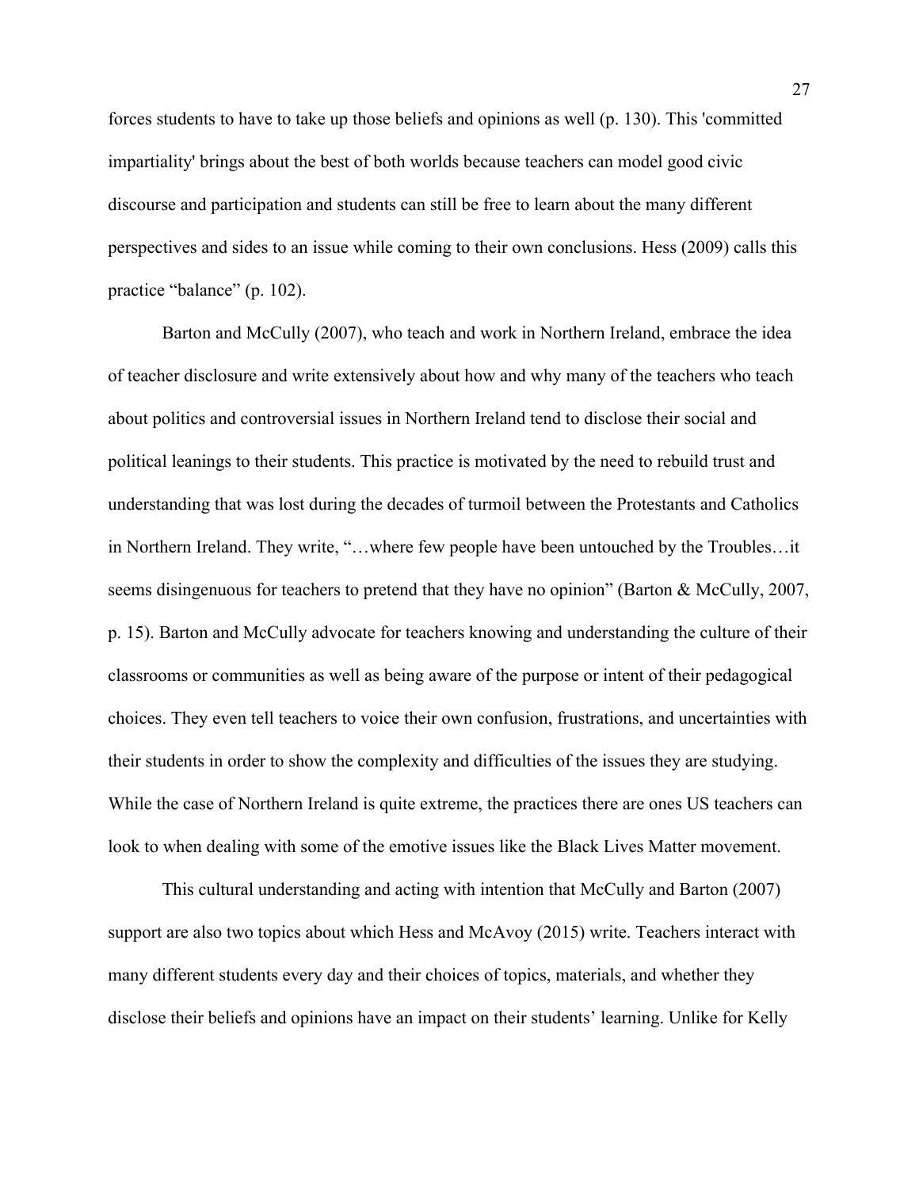forces students to have to take up those beliefs and opinions as well (p. 130). This 'committed impartiality' brings about the best of both worlds because teachers can model good civic discourse and participation and students can still be free to learn about the many different perspectives and sides to an issue while coming to their own conclusions. Hess (2009) calls this practice “balance” (p. 102).

Barton and McCully (2007), who teach and work in Northern Ireland, embrace the idea of teacher disclosure and write extensively about how and why many of the teachers who teach about politics and controversial issues in Northern Ireland tend to disclose their social and political leanings to their students. This practice is motivated by the need to rebuild trust and understanding that was lost during the decades of turmoil between the Protestants and Catholics in Northern Ireland. They write, “…where few people have been untouched by the Troubles…it seems disingenuous for teachers to pretend that they have no opinion” (Barton & McCully, 2007, p. 15). Barton and McCully advocate for teachers knowing and understanding the culture of their classrooms or communities as well as being aware of the purpose or intent of their pedagogical choices. They even tell teachers to voice their own confusion, frustrations, and uncertainties with their students in order to show the complexity and difficulties of the issues they are studying. While the case of Northern Ireland is quite extreme, the practices there are ones US teachers can look to when dealing with some of the emotive issues like the Black Lives Matter movement.

This cultural understanding and acting with intention that McCully and Barton (2007) support are also two topics about which Hess and McAvoy (2015) write. Teachers interact with many different students every day and their choices of topics, materials, and whether they disclose their beliefs and opinions have an impact on their students’ learning. Unlike for Kelly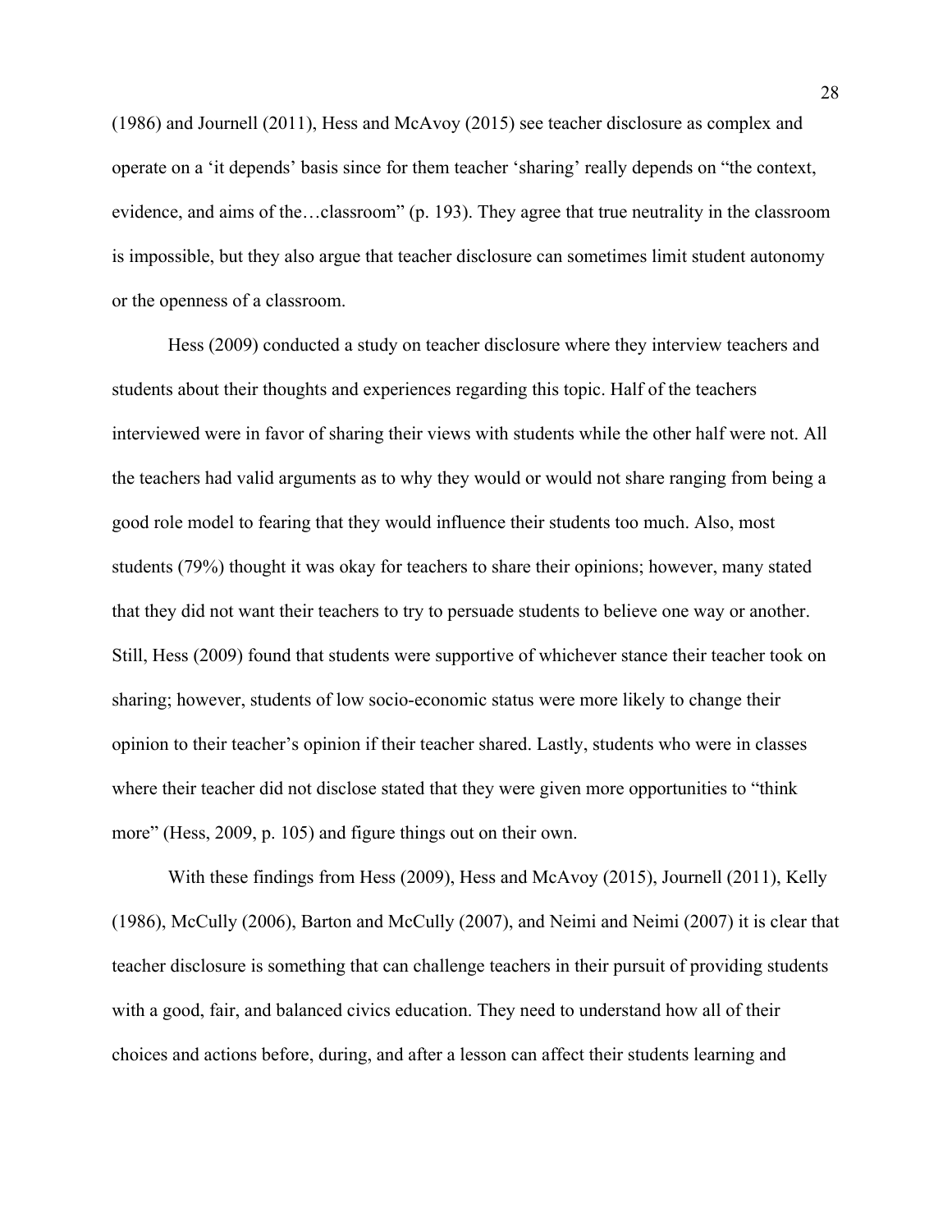(1986) and Journell (2011), Hess and McAvoy (2015) see teacher disclosure as complex and operate on a 'it depends' basis since for them teacher 'sharing' really depends on "the context, evidence, and aims of the…classroom" (p. 193). They agree that true neutrality in the classroom is impossible, but they also argue that teacher disclosure can sometimes limit student autonomy or the openness of a classroom.

Hess (2009) conducted a study on teacher disclosure where they interview teachers and students about their thoughts and experiences regarding this topic. Half of the teachers interviewed were in favor of sharing their views with students while the other half were not. All the teachers had valid arguments as to why they would or would not share ranging from being a good role model to fearing that they would influence their students too much. Also, most students (79%) thought it was okay for teachers to share their opinions; however, many stated that they did not want their teachers to try to persuade students to believe one way or another. Still, Hess (2009) found that students were supportive of whichever stance their teacher took on sharing; however, students of low socio-economic status were more likely to change their opinion to their teacher's opinion if their teacher shared. Lastly, students who were in classes where their teacher did not disclose stated that they were given more opportunities to "think more" (Hess, 2009, p. 105) and figure things out on their own.

With these findings from Hess (2009), Hess and McAvoy (2015), Journell (2011), Kelly (1986), McCully (2006), Barton and McCully (2007), and Neimi and Neimi (2007) it is clear that teacher disclosure is something that can challenge teachers in their pursuit of providing students with a good, fair, and balanced civics education. They need to understand how all of their choices and actions before, during, and after a lesson can affect their students learning and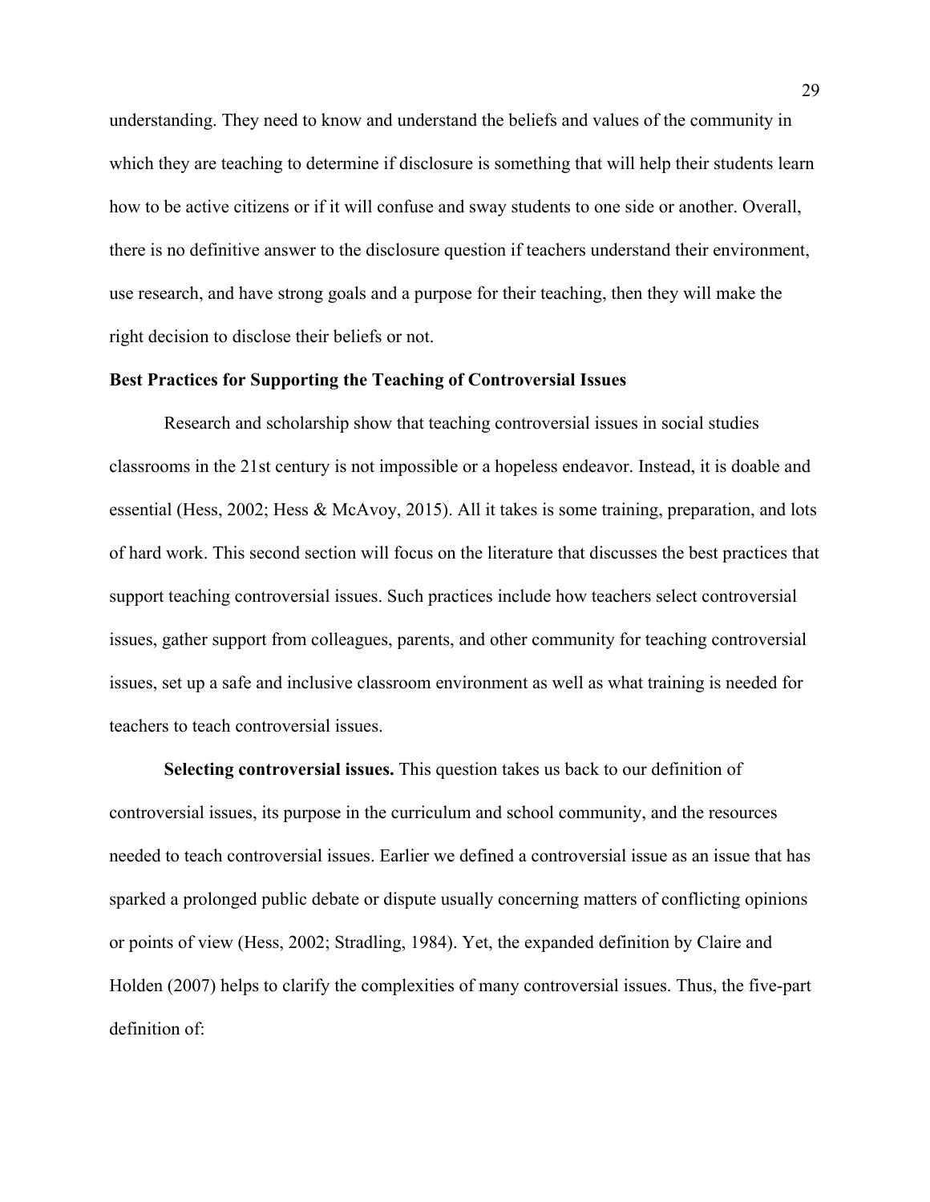understanding. They need to know and understand the beliefs and values of the community in which they are teaching to determine if disclosure is something that will help their students learn how to be active citizens or if it will confuse and sway students to one side or another. Overall, there is no definitive answer to the disclosure question if teachers understand their environment, use research, and have strong goals and a purpose for their teaching, then they will make the right decision to disclose their beliefs or not.

**Best Practices for Supporting the Teaching of Controversial Issues**

Research and scholarship show that teaching controversial issues in social studies classrooms in the 21st century is not impossible or a hopeless endeavor. Instead, it is doable and essential (Hess, 2002; Hess & McAvoy, 2015). All it takes is some training, preparation, and lots of hard work. This second section will focus on the literature that discusses the best practices that support teaching controversial issues. Such practices include how teachers select controversial issues, gather support from colleagues, parents, and other community for teaching controversial issues, set up a safe and inclusive classroom environment as well as what training is needed for teachers to teach controversial issues.

**Selecting controversial issues.** This question takes us back to our definition of controversial issues, its purpose in the curriculum and school community, and the resources needed to teach controversial issues. Earlier we defined a controversial issue as an issue that has sparked a prolonged public debate or dispute usually concerning matters of conflicting opinions or points of view (Hess, 2002; Stradling, 1984). Yet, the expanded definition by Claire and Holden (2007) helps to clarify the complexities of many controversial issues. Thus, the five-part definition of: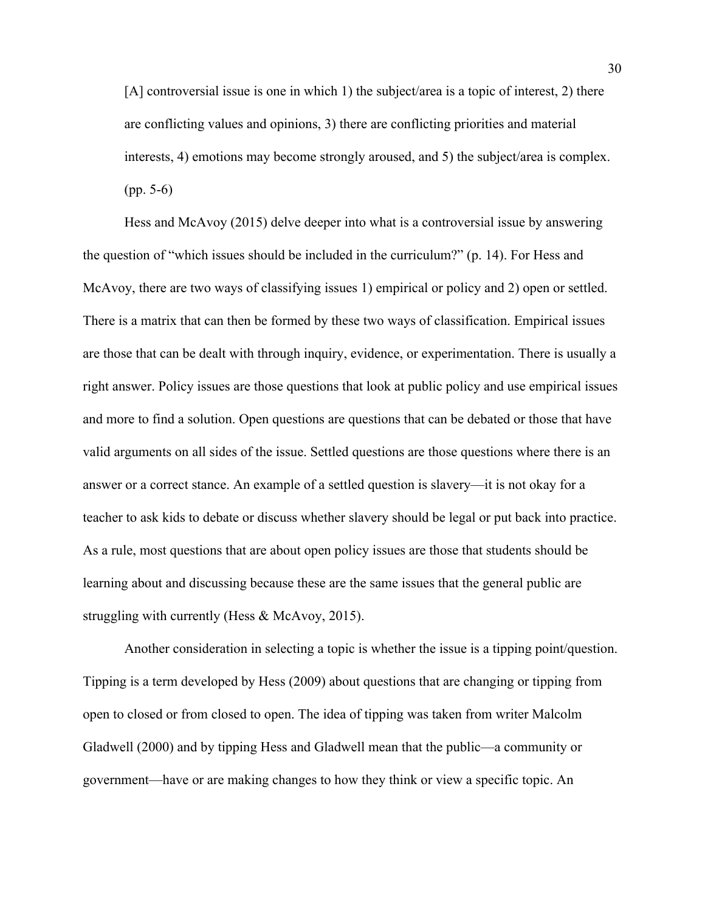> [A] controversial issue is one in which 1) the subject/area is a topic of interest, 2) there are conflicting values and opinions, 3) there are conflicting priorities and material interests, 4) emotions may become strongly aroused, and 5) the subject/area is complex. (pp. 5-6)

Hess and McAvoy (2015) delve deeper into what is a controversial issue by answering the question of "which issues should be included in the curriculum?" (p. 14). For Hess and McAvoy, there are two ways of classifying issues 1) empirical or policy and 2) open or settled. There is a matrix that can then be formed by these two ways of classification. Empirical issues are those that can be dealt with through inquiry, evidence, or experimentation. There is usually a right answer. Policy issues are those questions that look at public policy and use empirical issues and more to find a solution. Open questions are questions that can be debated or those that have valid arguments on all sides of the issue. Settled questions are those questions where there is an answer or a correct stance. An example of a settled question is slavery—it is not okay for a teacher to ask kids to debate or discuss whether slavery should be legal or put back into practice. As a rule, most questions that are about open policy issues are those that students should be learning about and discussing because these are the same issues that the general public are struggling with currently (Hess & McAvoy, 2015).

Another consideration in selecting a topic is whether the issue is a tipping point/question. Tipping is a term developed by Hess (2009) about questions that are changing or tipping from open to closed or from closed to open. The idea of tipping was taken from writer Malcolm Gladwell (2000) and by tipping Hess and Gladwell mean that the public—a community or government—have or are making changes to how they think or view a specific topic. An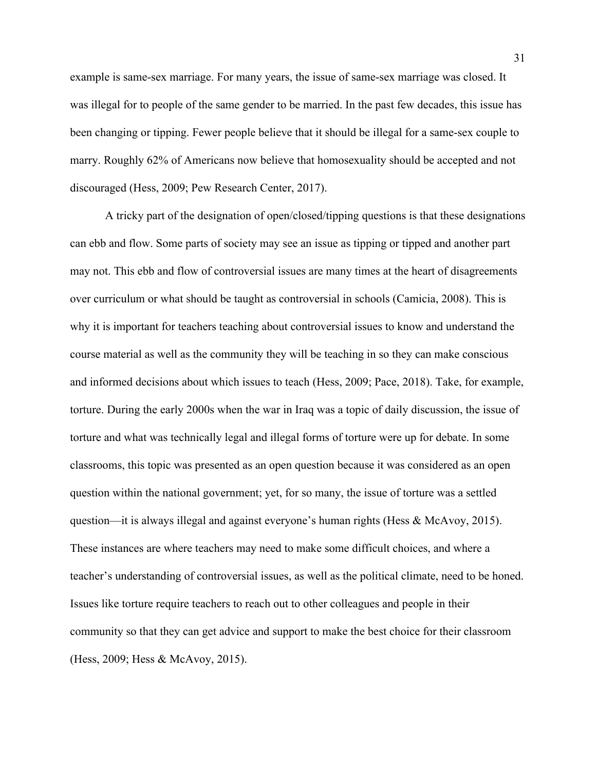example is same-sex marriage. For many years, the issue of same-sex marriage was closed. It was illegal for to people of the same gender to be married. In the past few decades, this issue has been changing or tipping. Fewer people believe that it should be illegal for a same-sex couple to marry. Roughly 62% of Americans now believe that homosexuality should be accepted and not discouraged (Hess, 2009; Pew Research Center, 2017).

A tricky part of the designation of open/closed/tipping questions is that these designations can ebb and flow. Some parts of society may see an issue as tipping or tipped and another part may not. This ebb and flow of controversial issues are many times at the heart of disagreements over curriculum or what should be taught as controversial in schools (Camicia, 2008). This is why it is important for teachers teaching about controversial issues to know and understand the course material as well as the community they will be teaching in so they can make conscious and informed decisions about which issues to teach (Hess, 2009; Pace, 2018). Take, for example, torture. During the early 2000s when the war in Iraq was a topic of daily discussion, the issue of torture and what was technically legal and illegal forms of torture were up for debate. In some classrooms, this topic was presented as an open question because it was considered as an open question within the national government; yet, for so many, the issue of torture was a settled question—it is always illegal and against everyone's human rights (Hess & McAvoy, 2015). These instances are where teachers may need to make some difficult choices, and where a teacher's understanding of controversial issues, as well as the political climate, need to be honed. Issues like torture require teachers to reach out to other colleagues and people in their community so that they can get advice and support to make the best choice for their classroom (Hess, 2009; Hess & McAvoy, 2015).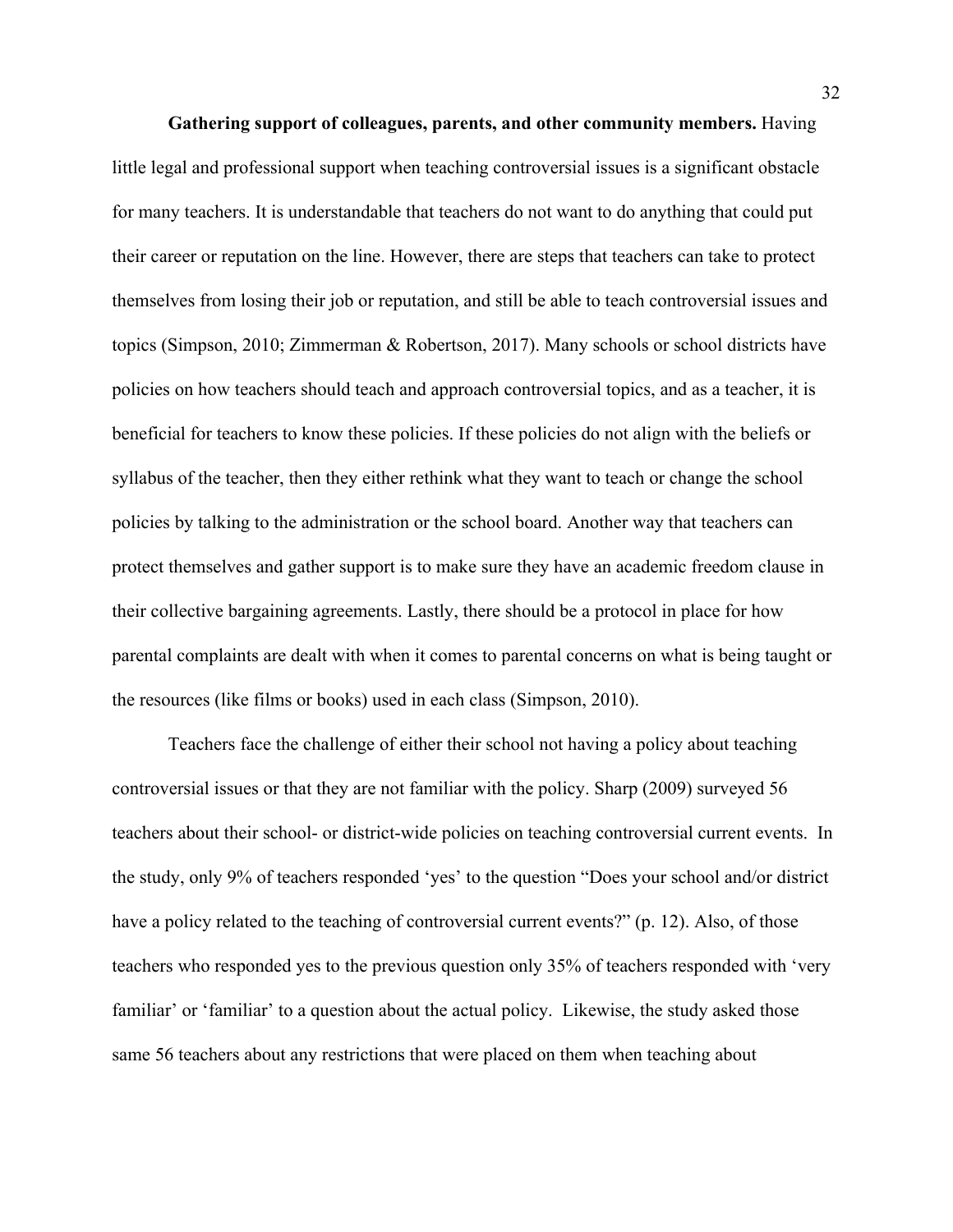**Gathering support of colleagues, parents, and other community members.** Having little legal and professional support when teaching controversial issues is a significant obstacle for many teachers. It is understandable that teachers do not want to do anything that could put their career or reputation on the line. However, there are steps that teachers can take to protect themselves from losing their job or reputation, and still be able to teach controversial issues and topics (Simpson, 2010; Zimmerman & Robertson, 2017). Many schools or school districts have policies on how teachers should teach and approach controversial topics, and as a teacher, it is beneficial for teachers to know these policies. If these policies do not align with the beliefs or syllabus of the teacher, then they either rethink what they want to teach or change the school policies by talking to the administration or the school board. Another way that teachers can protect themselves and gather support is to make sure they have an academic freedom clause in their collective bargaining agreements. Lastly, there should be a protocol in place for how parental complaints are dealt with when it comes to parental concerns on what is being taught or the resources (like films or books) used in each class (Simpson, 2010).

Teachers face the challenge of either their school not having a policy about teaching controversial issues or that they are not familiar with the policy. Sharp (2009) surveyed 56 teachers about their school- or district-wide policies on teaching controversial current events. In the study, only 9% of teachers responded 'yes' to the question "Does your school and/or district have a policy related to the teaching of controversial current events?" (p. 12). Also, of those teachers who responded yes to the previous question only 35% of teachers responded with 'very familiar' or 'familiar' to a question about the actual policy. Likewise, the study asked those same 56 teachers about any restrictions that were placed on them when teaching about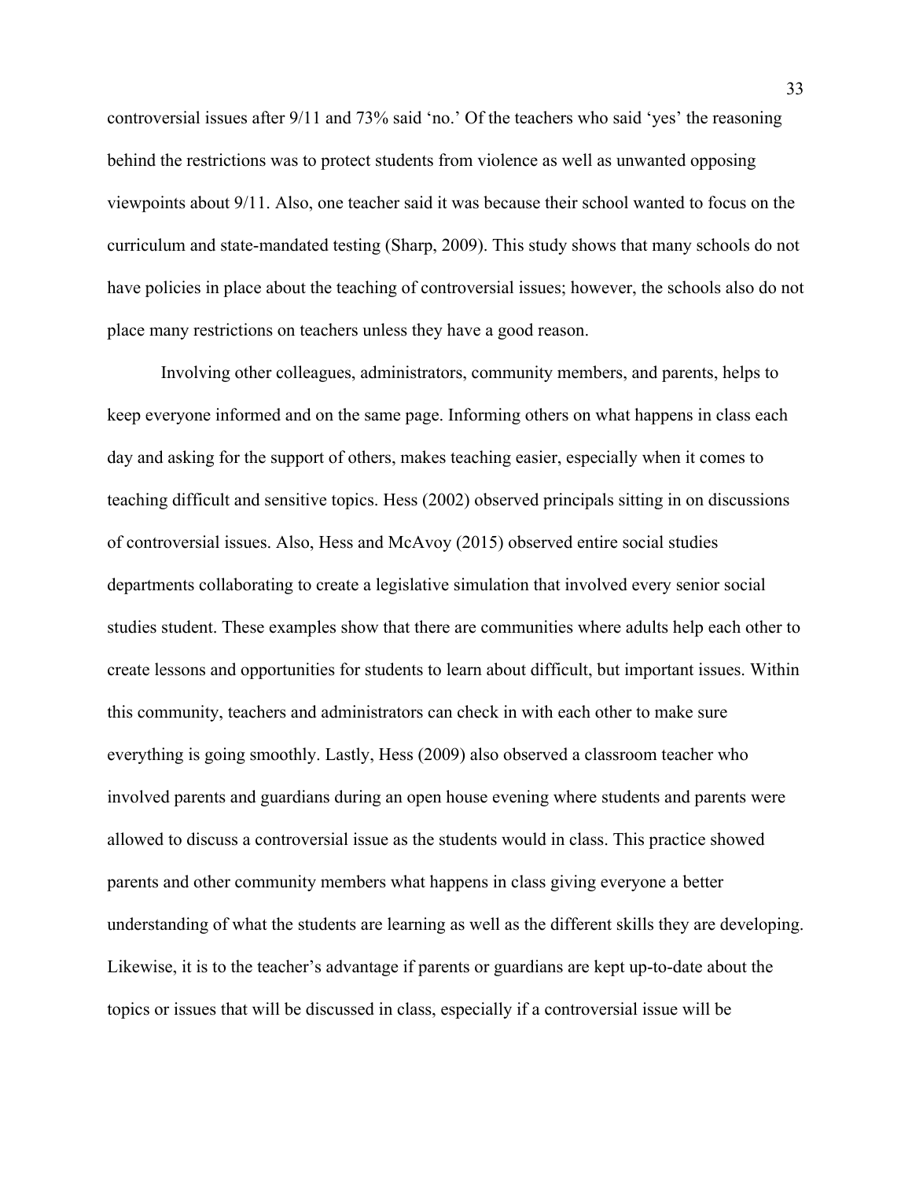controversial issues after 9/11 and 73% said 'no.' Of the teachers who said 'yes' the reasoning behind the restrictions was to protect students from violence as well as unwanted opposing viewpoints about 9/11. Also, one teacher said it was because their school wanted to focus on the curriculum and state-mandated testing (Sharp, 2009). This study shows that many schools do not have policies in place about the teaching of controversial issues; however, the schools also do not place many restrictions on teachers unless they have a good reason.

Involving other colleagues, administrators, community members, and parents, helps to keep everyone informed and on the same page. Informing others on what happens in class each day and asking for the support of others, makes teaching easier, especially when it comes to teaching difficult and sensitive topics. Hess (2002) observed principals sitting in on discussions of controversial issues. Also, Hess and McAvoy (2015) observed entire social studies departments collaborating to create a legislative simulation that involved every senior social studies student. These examples show that there are communities where adults help each other to create lessons and opportunities for students to learn about difficult, but important issues. Within this community, teachers and administrators can check in with each other to make sure everything is going smoothly. Lastly, Hess (2009) also observed a classroom teacher who involved parents and guardians during an open house evening where students and parents were allowed to discuss a controversial issue as the students would in class. This practice showed parents and other community members what happens in class giving everyone a better understanding of what the students are learning as well as the different skills they are developing. Likewise, it is to the teacher's advantage if parents or guardians are kept up-to-date about the topics or issues that will be discussed in class, especially if a controversial issue will be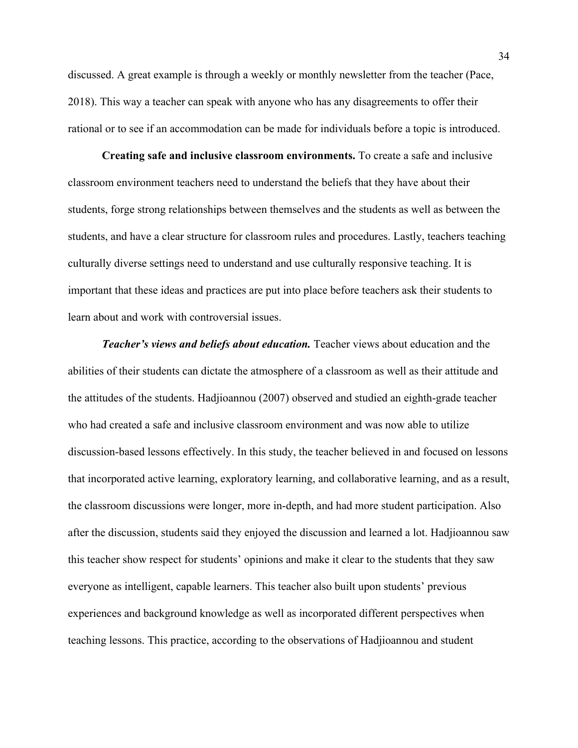discussed. A great example is through a weekly or monthly newsletter from the teacher (Pace, 2018). This way a teacher can speak with anyone who has any disagreements to offer their rational or to see if an accommodation can be made for individuals before a topic is introduced.

**Creating safe and inclusive classroom environments.** To create a safe and inclusive classroom environment teachers need to understand the beliefs that they have about their students, forge strong relationships between themselves and the students as well as between the students, and have a clear structure for classroom rules and procedures. Lastly, teachers teaching culturally diverse settings need to understand and use culturally responsive teaching. It is important that these ideas and practices are put into place before teachers ask their students to learn about and work with controversial issues.

***Teacher's views and beliefs about education.*** Teacher views about education and the abilities of their students can dictate the atmosphere of a classroom as well as their attitude and the attitudes of the students. Hadjioannou (2007) observed and studied an eighth-grade teacher who had created a safe and inclusive classroom environment and was now able to utilize discussion-based lessons effectively. In this study, the teacher believed in and focused on lessons that incorporated active learning, exploratory learning, and collaborative learning, and as a result, the classroom discussions were longer, more in-depth, and had more student participation. Also after the discussion, students said they enjoyed the discussion and learned a lot. Hadjioannou saw this teacher show respect for students' opinions and make it clear to the students that they saw everyone as intelligent, capable learners. This teacher also built upon students' previous experiences and background knowledge as well as incorporated different perspectives when teaching lessons. This practice, according to the observations of Hadjioannou and student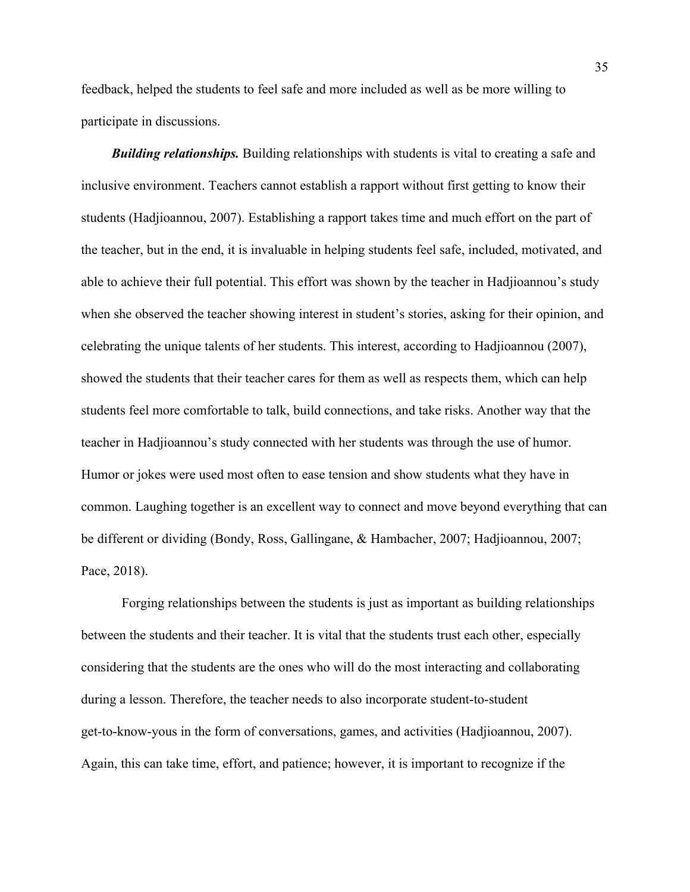feedback, helped the students to feel safe and more included as well as be more willing to participate in discussions.

***Building relationships.*** Building relationships with students is vital to creating a safe and inclusive environment. Teachers cannot establish a rapport without first getting to know their students (Hadjioannou, 2007). Establishing a rapport takes time and much effort on the part of the teacher, but in the end, it is invaluable in helping students feel safe, included, motivated, and able to achieve their full potential. This effort was shown by the teacher in Hadjioannou's study when she observed the teacher showing interest in student's stories, asking for their opinion, and celebrating the unique talents of her students. This interest, according to Hadjioannou (2007), showed the students that their teacher cares for them as well as respects them, which can help students feel more comfortable to talk, build connections, and take risks. Another way that the teacher in Hadjioannou's study connected with her students was through the use of humor. Humor or jokes were used most often to ease tension and show students what they have in common. Laughing together is an excellent way to connect and move beyond everything that can be different or dividing (Bondy, Ross, Gallingane, & Hambacher, 2007; Hadjioannou, 2007; Pace, 2018).

Forging relationships between the students is just as important as building relationships between the students and their teacher. It is vital that the students trust each other, especially considering that the students are the ones who will do the most interacting and collaborating during a lesson. Therefore, the teacher needs to also incorporate student-to-student get-to-know-yous in the form of conversations, games, and activities (Hadjioannou, 2007). Again, this can take time, effort, and patience; however, it is important to recognize if the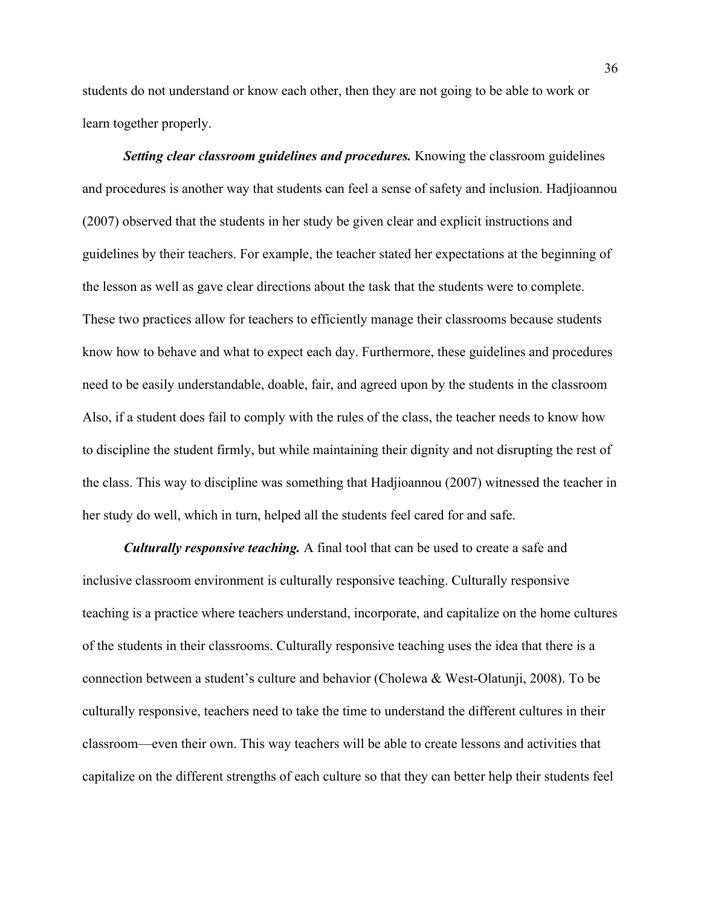students do not understand or know each other, then they are not going to be able to work or learn together properly.

***Setting clear classroom guidelines and procedures.*** Knowing the classroom guidelines and procedures is another way that students can feel a sense of safety and inclusion. Hadjioannou (2007) observed that the students in her study be given clear and explicit instructions and guidelines by their teachers. For example, the teacher stated her expectations at the beginning of the lesson as well as gave clear directions about the task that the students were to complete. These two practices allow for teachers to efficiently manage their classrooms because students know how to behave and what to expect each day. Furthermore, these guidelines and procedures need to be easily understandable, doable, fair, and agreed upon by the students in the classroom Also, if a student does fail to comply with the rules of the class, the teacher needs to know how to discipline the student firmly, but while maintaining their dignity and not disrupting the rest of the class. This way to discipline was something that Hadjioannou (2007) witnessed the teacher in her study do well, which in turn, helped all the students feel cared for and safe.

***Culturally responsive teaching.*** A final tool that can be used to create a safe and inclusive classroom environment is culturally responsive teaching. Culturally responsive teaching is a practice where teachers understand, incorporate, and capitalize on the home cultures of the students in their classrooms. Culturally responsive teaching uses the idea that there is a connection between a student's culture and behavior (Cholewa & West-Olatunji, 2008). To be culturally responsive, teachers need to take the time to understand the different cultures in their classroom—even their own. This way teachers will be able to create lessons and activities that capitalize on the different strengths of each culture so that they can better help their students feel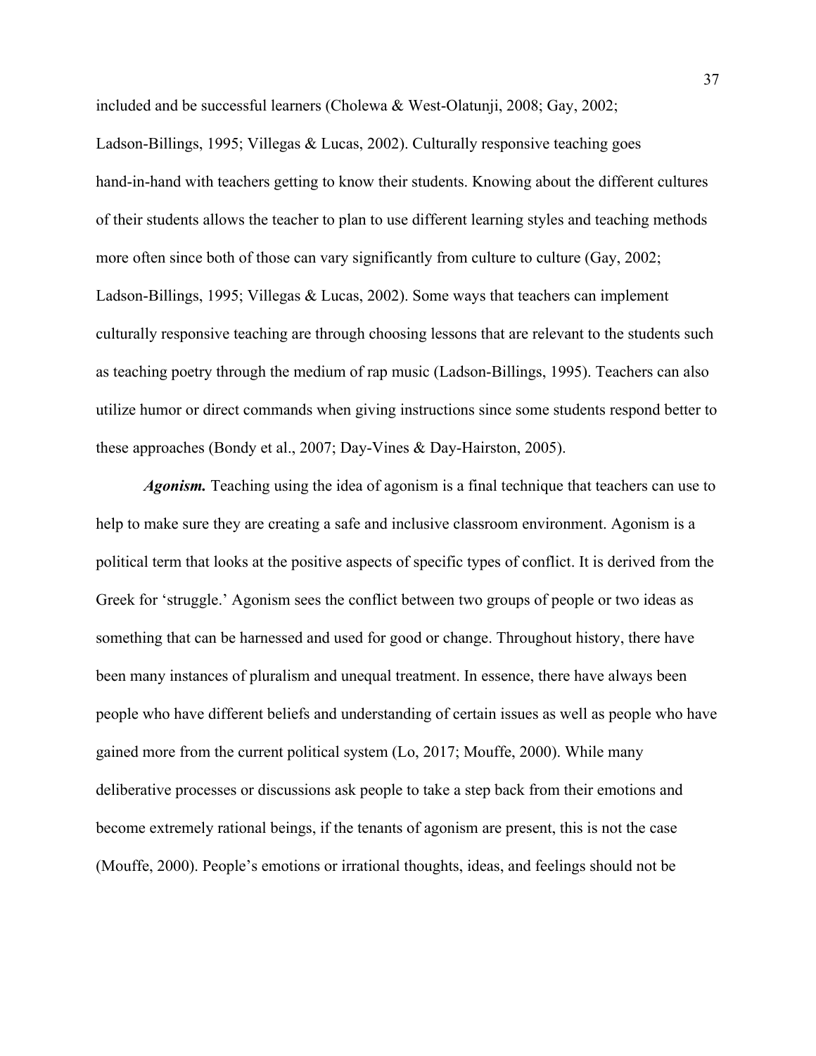included and be successful learners (Cholewa & West-Olatunji, 2008; Gay, 2002; Ladson-Billings, 1995; Villegas & Lucas, 2002). Culturally responsive teaching goes hand-in-hand with teachers getting to know their students. Knowing about the different cultures of their students allows the teacher to plan to use different learning styles and teaching methods more often since both of those can vary significantly from culture to culture (Gay, 2002; Ladson-Billings, 1995; Villegas & Lucas, 2002). Some ways that teachers can implement culturally responsive teaching are through choosing lessons that are relevant to the students such as teaching poetry through the medium of rap music (Ladson-Billings, 1995). Teachers can also utilize humor or direct commands when giving instructions since some students respond better to these approaches (Bondy et al., 2007; Day-Vines & Day-Hairston, 2005).

***Agonism.*** Teaching using the idea of agonism is a final technique that teachers can use to help to make sure they are creating a safe and inclusive classroom environment. Agonism is a political term that looks at the positive aspects of specific types of conflict. It is derived from the Greek for 'struggle.' Agonism sees the conflict between two groups of people or two ideas as something that can be harnessed and used for good or change. Throughout history, there have been many instances of pluralism and unequal treatment. In essence, there have always been people who have different beliefs and understanding of certain issues as well as people who have gained more from the current political system (Lo, 2017; Mouffe, 2000). While many deliberative processes or discussions ask people to take a step back from their emotions and become extremely rational beings, if the tenants of agonism are present, this is not the case (Mouffe, 2000). People's emotions or irrational thoughts, ideas, and feelings should not be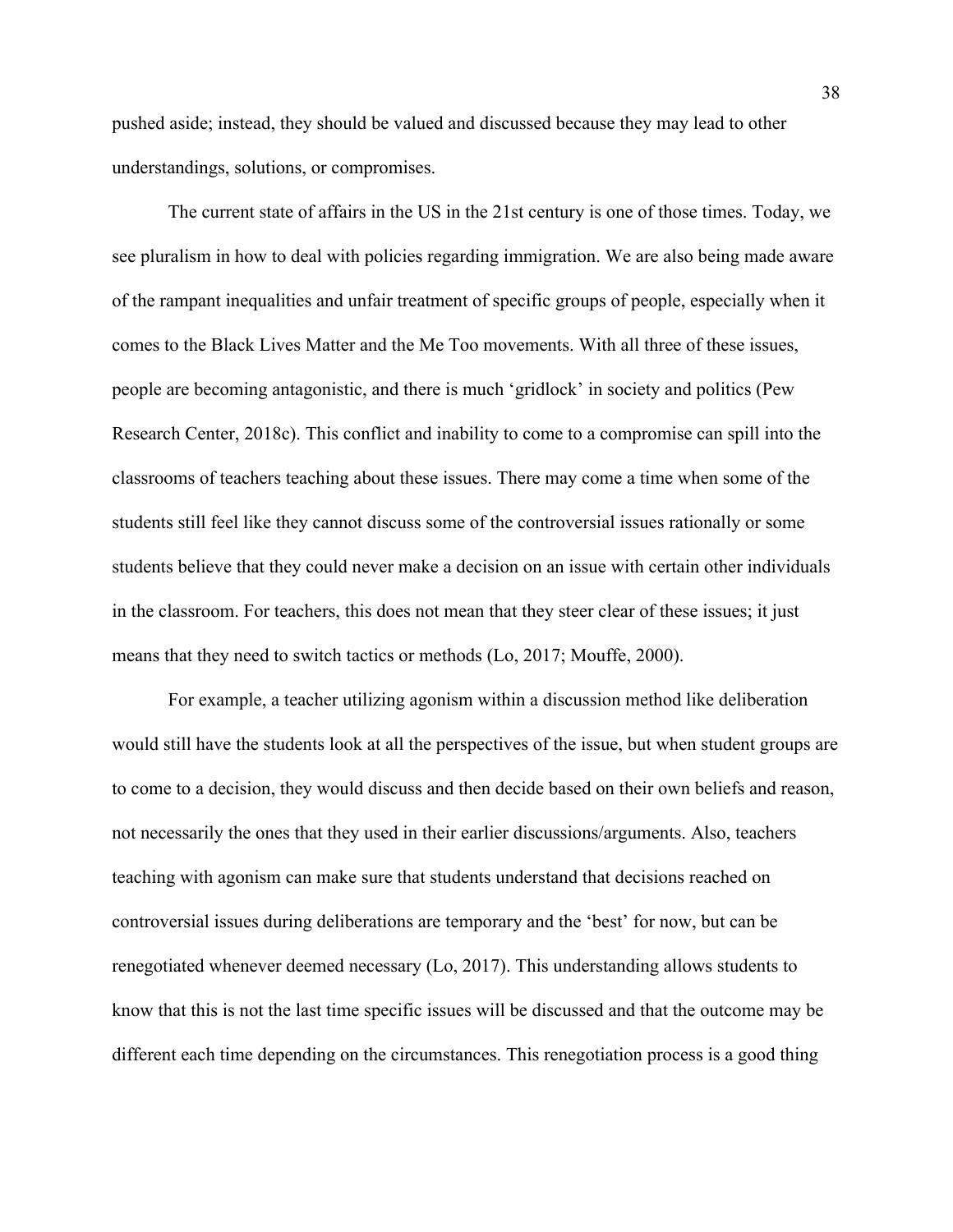pushed aside; instead, they should be valued and discussed because they may lead to other understandings, solutions, or compromises.

The current state of affairs in the US in the 21st century is one of those times. Today, we see pluralism in how to deal with policies regarding immigration. We are also being made aware of the rampant inequalities and unfair treatment of specific groups of people, especially when it comes to the Black Lives Matter and the Me Too movements. With all three of these issues, people are becoming antagonistic, and there is much 'gridlock' in society and politics (Pew Research Center, 2018c). This conflict and inability to come to a compromise can spill into the classrooms of teachers teaching about these issues. There may come a time when some of the students still feel like they cannot discuss some of the controversial issues rationally or some students believe that they could never make a decision on an issue with certain other individuals in the classroom. For teachers, this does not mean that they steer clear of these issues; it just means that they need to switch tactics or methods (Lo, 2017; Mouffe, 2000).

For example, a teacher utilizing agonism within a discussion method like deliberation would still have the students look at all the perspectives of the issue, but when student groups are to come to a decision, they would discuss and then decide based on their own beliefs and reason, not necessarily the ones that they used in their earlier discussions/arguments. Also, teachers teaching with agonism can make sure that students understand that decisions reached on controversial issues during deliberations are temporary and the 'best' for now, but can be renegotiated whenever deemed necessary (Lo, 2017). This understanding allows students to know that this is not the last time specific issues will be discussed and that the outcome may be different each time depending on the circumstances. This renegotiation process is a good thing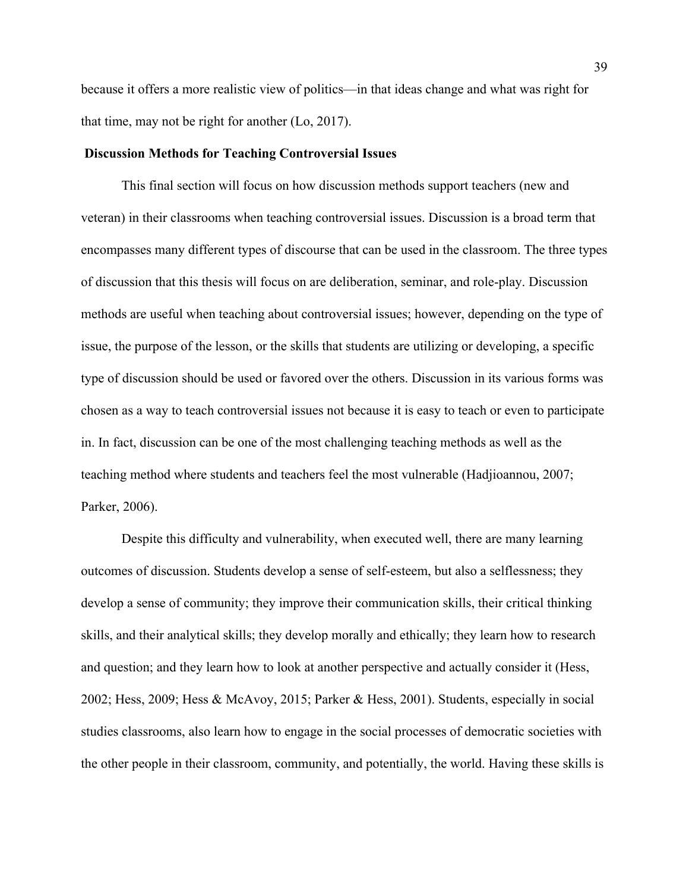because it offers a more realistic view of politics—in that ideas change and what was right for that time, may not be right for another (Lo, 2017).

## Discussion Methods for Teaching Controversial Issues

This final section will focus on how discussion methods support teachers (new and veteran) in their classrooms when teaching controversial issues. Discussion is a broad term that encompasses many different types of discourse that can be used in the classroom. The three types of discussion that this thesis will focus on are deliberation, seminar, and role-play. Discussion methods are useful when teaching about controversial issues; however, depending on the type of issue, the purpose of the lesson, or the skills that students are utilizing or developing, a specific type of discussion should be used or favored over the others. Discussion in its various forms was chosen as a way to teach controversial issues not because it is easy to teach or even to participate in. In fact, discussion can be one of the most challenging teaching methods as well as the teaching method where students and teachers feel the most vulnerable (Hadjioannou, 2007; Parker, 2006).

Despite this difficulty and vulnerability, when executed well, there are many learning outcomes of discussion. Students develop a sense of self-esteem, but also a selflessness; they develop a sense of community; they improve their communication skills, their critical thinking skills, and their analytical skills; they develop morally and ethically; they learn how to research and question; and they learn how to look at another perspective and actually consider it (Hess, 2002; Hess, 2009; Hess & McAvoy, 2015; Parker & Hess, 2001). Students, especially in social studies classrooms, also learn how to engage in the social processes of democratic societies with the other people in their classroom, community, and potentially, the world. Having these skills is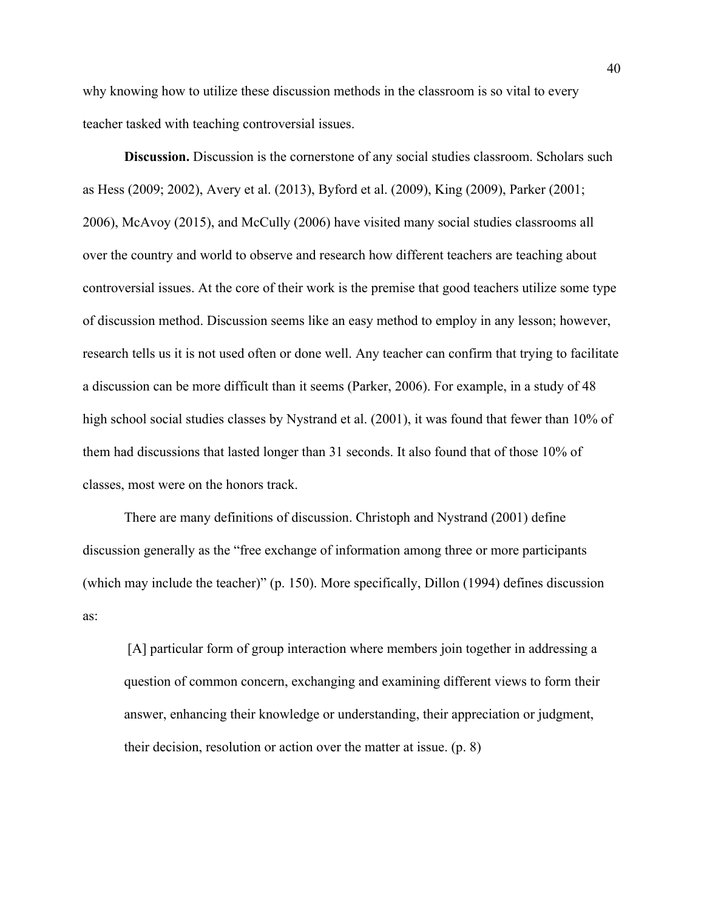why knowing how to utilize these discussion methods in the classroom is so vital to every teacher tasked with teaching controversial issues.

**Discussion.** Discussion is the cornerstone of any social studies classroom. Scholars such as Hess (2009; 2002), Avery et al. (2013), Byford et al. (2009), King (2009), Parker (2001; 2006), McAvoy (2015), and McCully (2006) have visited many social studies classrooms all over the country and world to observe and research how different teachers are teaching about controversial issues. At the core of their work is the premise that good teachers utilize some type of discussion method. Discussion seems like an easy method to employ in any lesson; however, research tells us it is not used often or done well. Any teacher can confirm that trying to facilitate a discussion can be more difficult than it seems (Parker, 2006). For example, in a study of 48 high school social studies classes by Nystrand et al. (2001), it was found that fewer than 10% of them had discussions that lasted longer than 31 seconds. It also found that of those 10% of classes, most were on the honors track.

There are many definitions of discussion. Christoph and Nystrand (2001) define discussion generally as the "free exchange of information among three or more participants (which may include the teacher)" (p. 150). More specifically, Dillon (1994) defines discussion as:

> [A] particular form of group interaction where members join together in addressing a question of common concern, exchanging and examining different views to form their answer, enhancing their knowledge or understanding, their appreciation or judgment, their decision, resolution or action over the matter at issue. (p. 8)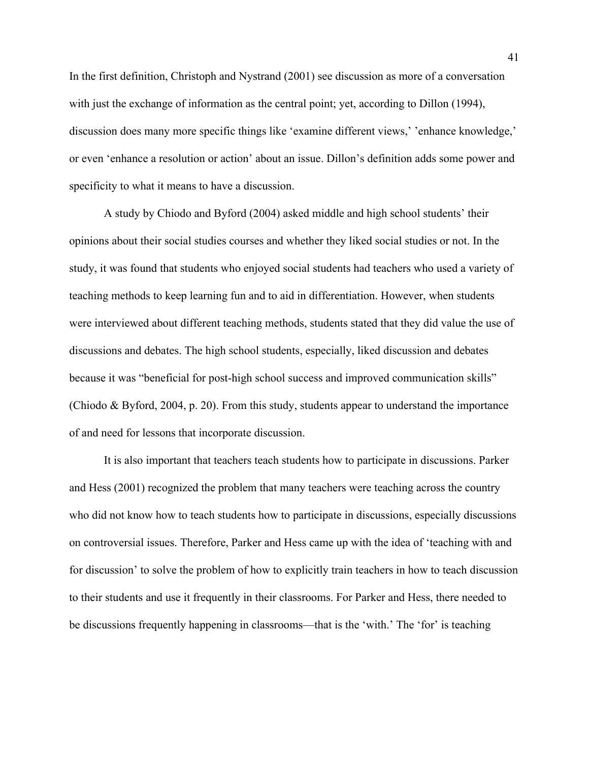In the first definition, Christoph and Nystrand (2001) see discussion as more of a conversation with just the exchange of information as the central point; yet, according to Dillon (1994), discussion does many more specific things like 'examine different views,' 'enhance knowledge,' or even 'enhance a resolution or action' about an issue. Dillon's definition adds some power and specificity to what it means to have a discussion.

A study by Chiodo and Byford (2004) asked middle and high school students' their opinions about their social studies courses and whether they liked social studies or not. In the study, it was found that students who enjoyed social students had teachers who used a variety of teaching methods to keep learning fun and to aid in differentiation. However, when students were interviewed about different teaching methods, students stated that they did value the use of discussions and debates. The high school students, especially, liked discussion and debates because it was "beneficial for post-high school success and improved communication skills" (Chiodo & Byford, 2004, p. 20). From this study, students appear to understand the importance of and need for lessons that incorporate discussion.

It is also important that teachers teach students how to participate in discussions. Parker and Hess (2001) recognized the problem that many teachers were teaching across the country who did not know how to teach students how to participate in discussions, especially discussions on controversial issues. Therefore, Parker and Hess came up with the idea of 'teaching with and for discussion' to solve the problem of how to explicitly train teachers in how to teach discussion to their students and use it frequently in their classrooms. For Parker and Hess, there needed to be discussions frequently happening in classrooms—that is the 'with.' The 'for' is teaching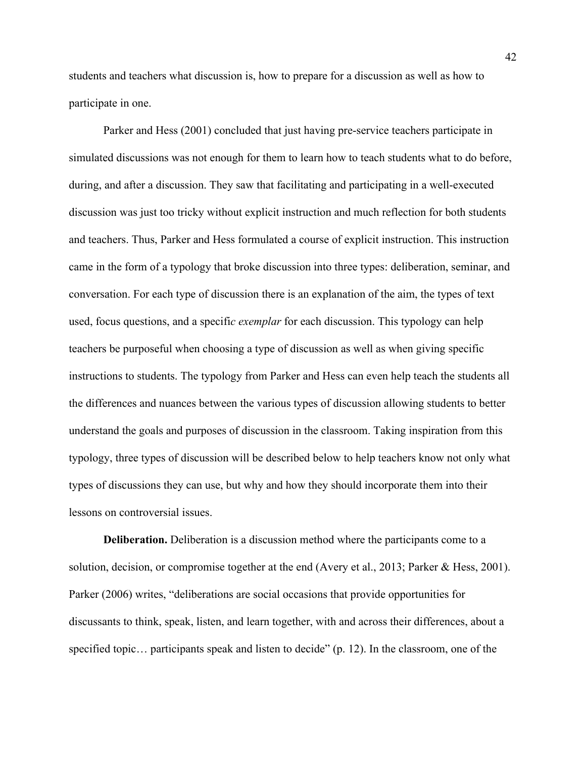students and teachers what discussion is, how to prepare for a discussion as well as how to participate in one.

Parker and Hess (2001) concluded that just having pre-service teachers participate in simulated discussions was not enough for them to learn how to teach students what to do before, during, and after a discussion. They saw that facilitating and participating in a well-executed discussion was just too tricky without explicit instruction and much reflection for both students and teachers. Thus, Parker and Hess formulated a course of explicit instruction. This instruction came in the form of a typology that broke discussion into three types: deliberation, seminar, and conversation. For each type of discussion there is an explanation of the aim, the types of text used, focus questions, and a specific *exemplar* for each discussion. This typology can help teachers be purposeful when choosing a type of discussion as well as when giving specific instructions to students. The typology from Parker and Hess can even help teach the students all the differences and nuances between the various types of discussion allowing students to better understand the goals and purposes of discussion in the classroom. Taking inspiration from this typology, three types of discussion will be described below to help teachers know not only what types of discussions they can use, but why and how they should incorporate them into their lessons on controversial issues.

**Deliberation.** Deliberation is a discussion method where the participants come to a solution, decision, or compromise together at the end (Avery et al., 2013; Parker & Hess, 2001). Parker (2006) writes, "deliberations are social occasions that provide opportunities for discussants to think, speak, listen, and learn together, with and across their differences, about a specified topic… participants speak and listen to decide" (p. 12). In the classroom, one of the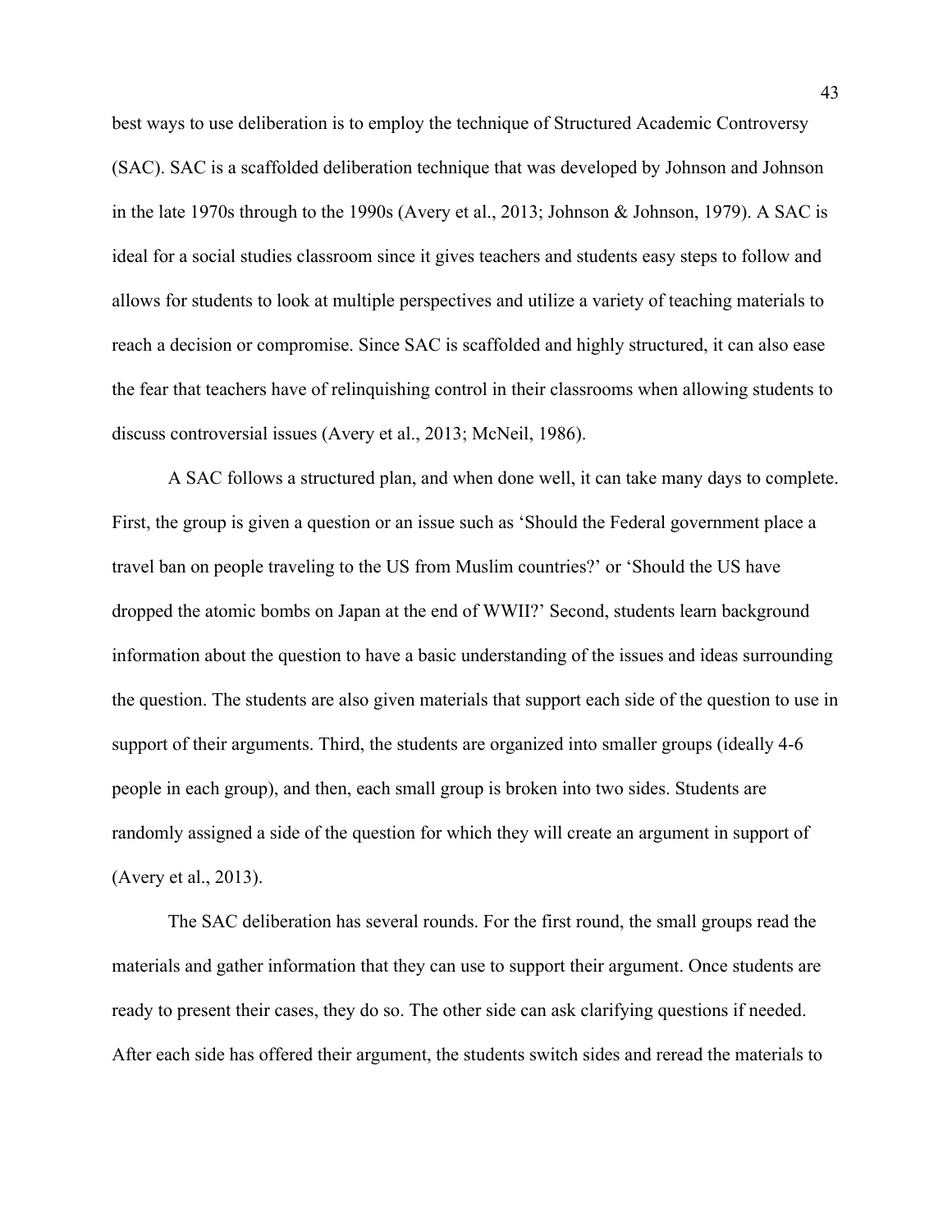best ways to use deliberation is to employ the technique of Structured Academic Controversy (SAC). SAC is a scaffolded deliberation technique that was developed by Johnson and Johnson in the late 1970s through to the 1990s (Avery et al., 2013; Johnson & Johnson, 1979). A SAC is ideal for a social studies classroom since it gives teachers and students easy steps to follow and allows for students to look at multiple perspectives and utilize a variety of teaching materials to reach a decision or compromise. Since SAC is scaffolded and highly structured, it can also ease the fear that teachers have of relinquishing control in their classrooms when allowing students to discuss controversial issues (Avery et al., 2013; McNeil, 1986).

A SAC follows a structured plan, and when done well, it can take many days to complete. First, the group is given a question or an issue such as 'Should the Federal government place a travel ban on people traveling to the US from Muslim countries?' or 'Should the US have dropped the atomic bombs on Japan at the end of WWII?' Second, students learn background information about the question to have a basic understanding of the issues and ideas surrounding the question. The students are also given materials that support each side of the question to use in support of their arguments. Third, the students are organized into smaller groups (ideally 4-6 people in each group), and then, each small group is broken into two sides. Students are randomly assigned a side of the question for which they will create an argument in support of (Avery et al., 2013).

The SAC deliberation has several rounds. For the first round, the small groups read the materials and gather information that they can use to support their argument. Once students are ready to present their cases, they do so. The other side can ask clarifying questions if needed. After each side has offered their argument, the students switch sides and reread the materials to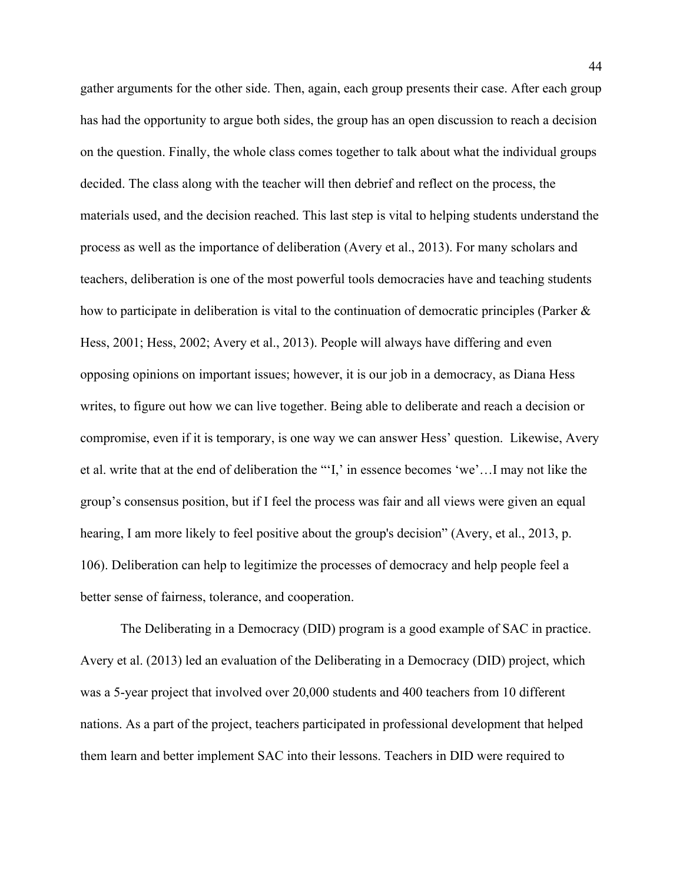gather arguments for the other side. Then, again, each group presents their case. After each group has had the opportunity to argue both sides, the group has an open discussion to reach a decision on the question. Finally, the whole class comes together to talk about what the individual groups decided. The class along with the teacher will then debrief and reflect on the process, the materials used, and the decision reached. This last step is vital to helping students understand the process as well as the importance of deliberation (Avery et al., 2013). For many scholars and teachers, deliberation is one of the most powerful tools democracies have and teaching students how to participate in deliberation is vital to the continuation of democratic principles (Parker & Hess, 2001; Hess, 2002; Avery et al., 2013). People will always have differing and even opposing opinions on important issues; however, it is our job in a democracy, as Diana Hess writes, to figure out how we can live together. Being able to deliberate and reach a decision or compromise, even if it is temporary, is one way we can answer Hess' question. Likewise, Avery et al. write that at the end of deliberation the "'I,' in essence becomes 'we'…I may not like the group's consensus position, but if I feel the process was fair and all views were given an equal hearing, I am more likely to feel positive about the group's decision" (Avery, et al., 2013, p. 106). Deliberation can help to legitimize the processes of democracy and help people feel a better sense of fairness, tolerance, and cooperation.

The Deliberating in a Democracy (DID) program is a good example of SAC in practice. Avery et al. (2013) led an evaluation of the Deliberating in a Democracy (DID) project, which was a 5-year project that involved over 20,000 students and 400 teachers from 10 different nations. As a part of the project, teachers participated in professional development that helped them learn and better implement SAC into their lessons. Teachers in DID were required to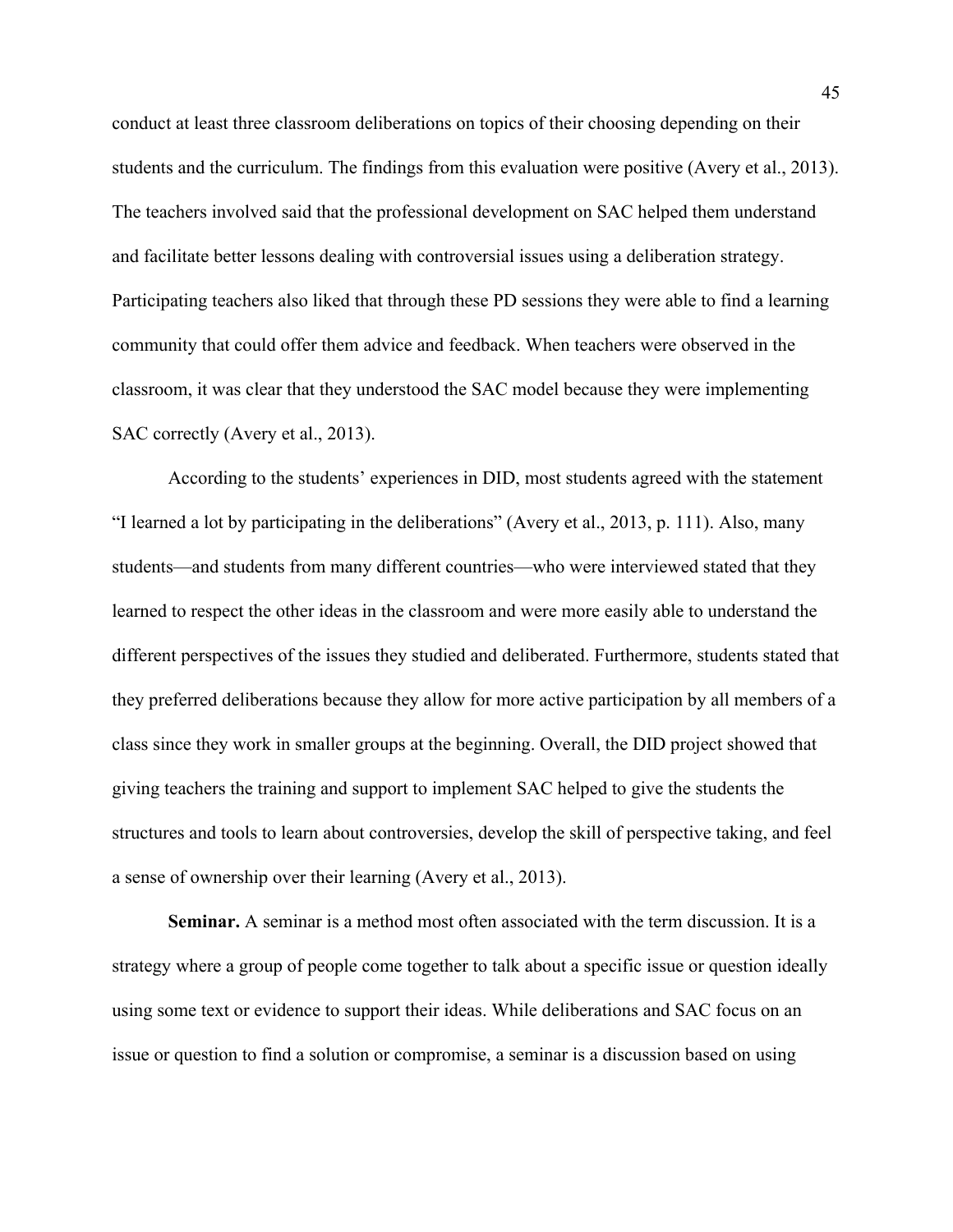conduct at least three classroom deliberations on topics of their choosing depending on their students and the curriculum. The findings from this evaluation were positive (Avery et al., 2013). The teachers involved said that the professional development on SAC helped them understand and facilitate better lessons dealing with controversial issues using a deliberation strategy. Participating teachers also liked that through these PD sessions they were able to find a learning community that could offer them advice and feedback. When teachers were observed in the classroom, it was clear that they understood the SAC model because they were implementing SAC correctly (Avery et al., 2013).

According to the students' experiences in DID, most students agreed with the statement "I learned a lot by participating in the deliberations" (Avery et al., 2013, p. 111). Also, many students—and students from many different countries—who were interviewed stated that they learned to respect the other ideas in the classroom and were more easily able to understand the different perspectives of the issues they studied and deliberated. Furthermore, students stated that they preferred deliberations because they allow for more active participation by all members of a class since they work in smaller groups at the beginning. Overall, the DID project showed that giving teachers the training and support to implement SAC helped to give the students the structures and tools to learn about controversies, develop the skill of perspective taking, and feel a sense of ownership over their learning (Avery et al., 2013).

**Seminar.** A seminar is a method most often associated with the term discussion. It is a strategy where a group of people come together to talk about a specific issue or question ideally using some text or evidence to support their ideas. While deliberations and SAC focus on an issue or question to find a solution or compromise, a seminar is a discussion based on using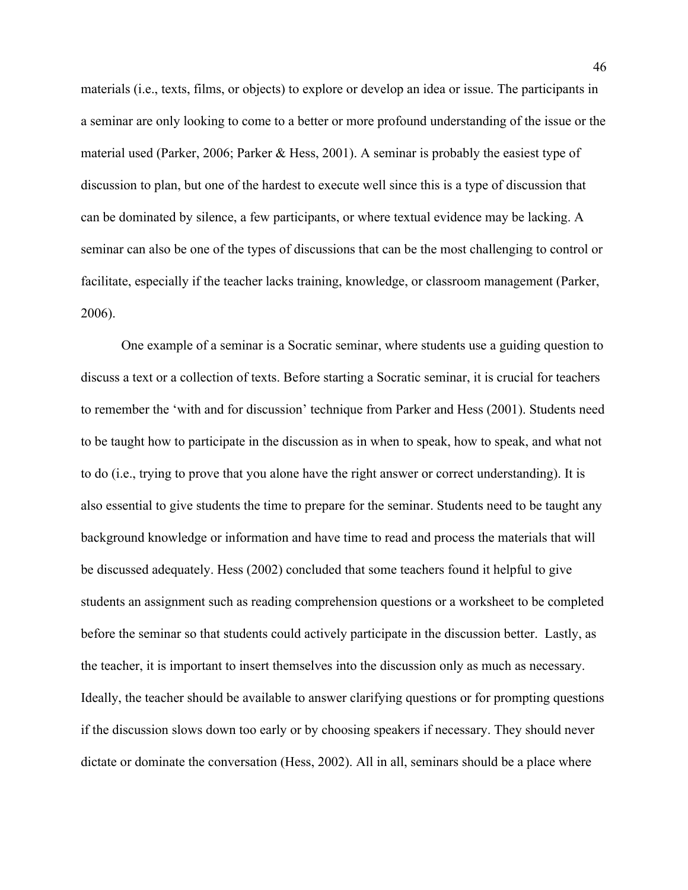materials (i.e., texts, films, or objects) to explore or develop an idea or issue. The participants in a seminar are only looking to come to a better or more profound understanding of the issue or the material used (Parker, 2006; Parker & Hess, 2001). A seminar is probably the easiest type of discussion to plan, but one of the hardest to execute well since this is a type of discussion that can be dominated by silence, a few participants, or where textual evidence may be lacking. A seminar can also be one of the types of discussions that can be the most challenging to control or facilitate, especially if the teacher lacks training, knowledge, or classroom management (Parker, 2006).

One example of a seminar is a Socratic seminar, where students use a guiding question to discuss a text or a collection of texts. Before starting a Socratic seminar, it is crucial for teachers to remember the 'with and for discussion' technique from Parker and Hess (2001). Students need to be taught how to participate in the discussion as in when to speak, how to speak, and what not to do (i.e., trying to prove that you alone have the right answer or correct understanding). It is also essential to give students the time to prepare for the seminar. Students need to be taught any background knowledge or information and have time to read and process the materials that will be discussed adequately. Hess (2002) concluded that some teachers found it helpful to give students an assignment such as reading comprehension questions or a worksheet to be completed before the seminar so that students could actively participate in the discussion better. Lastly, as the teacher, it is important to insert themselves into the discussion only as much as necessary. Ideally, the teacher should be available to answer clarifying questions or for prompting questions if the discussion slows down too early or by choosing speakers if necessary. They should never dictate or dominate the conversation (Hess, 2002). All in all, seminars should be a place where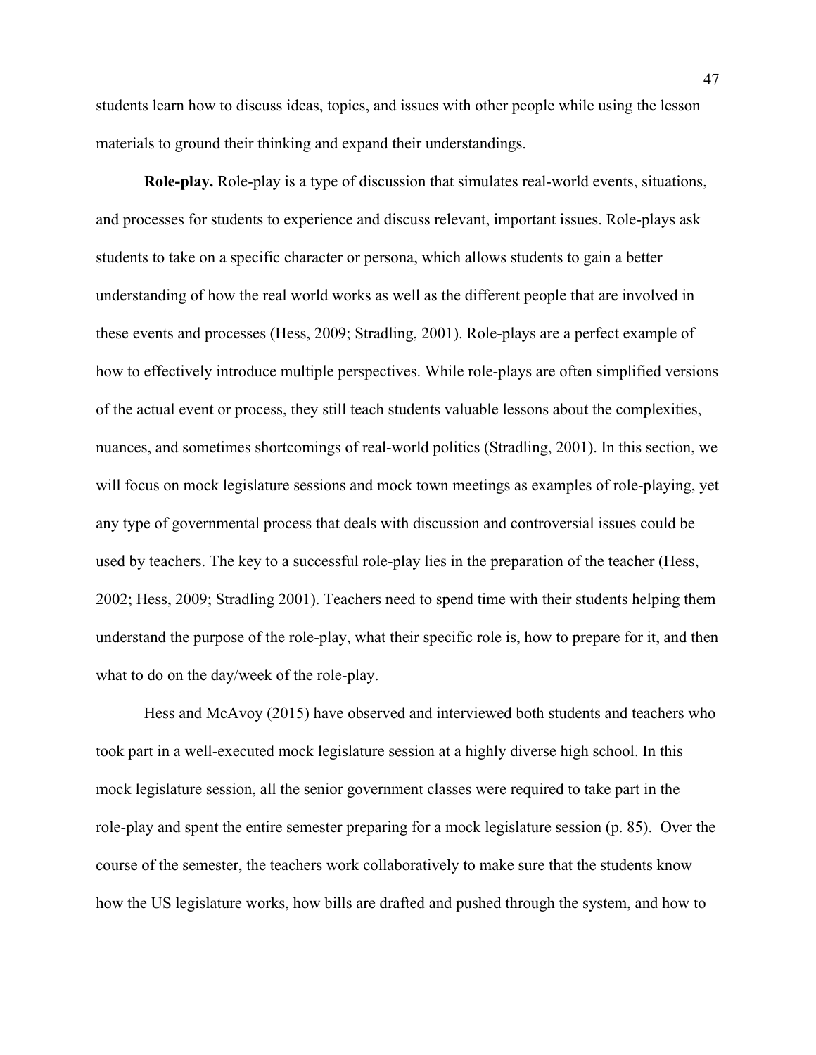students learn how to discuss ideas, topics, and issues with other people while using the lesson materials to ground their thinking and expand their understandings.

**Role-play.** Role-play is a type of discussion that simulates real-world events, situations, and processes for students to experience and discuss relevant, important issues. Role-plays ask students to take on a specific character or persona, which allows students to gain a better understanding of how the real world works as well as the different people that are involved in these events and processes (Hess, 2009; Stradling, 2001). Role-plays are a perfect example of how to effectively introduce multiple perspectives. While role-plays are often simplified versions of the actual event or process, they still teach students valuable lessons about the complexities, nuances, and sometimes shortcomings of real-world politics (Stradling, 2001). In this section, we will focus on mock legislature sessions and mock town meetings as examples of role-playing, yet any type of governmental process that deals with discussion and controversial issues could be used by teachers. The key to a successful role-play lies in the preparation of the teacher (Hess, 2002; Hess, 2009; Stradling 2001). Teachers need to spend time with their students helping them understand the purpose of the role-play, what their specific role is, how to prepare for it, and then what to do on the day/week of the role-play.

Hess and McAvoy (2015) have observed and interviewed both students and teachers who took part in a well-executed mock legislature session at a highly diverse high school. In this mock legislature session, all the senior government classes were required to take part in the role-play and spent the entire semester preparing for a mock legislature session (p. 85). Over the course of the semester, the teachers work collaboratively to make sure that the students know how the US legislature works, how bills are drafted and pushed through the system, and how to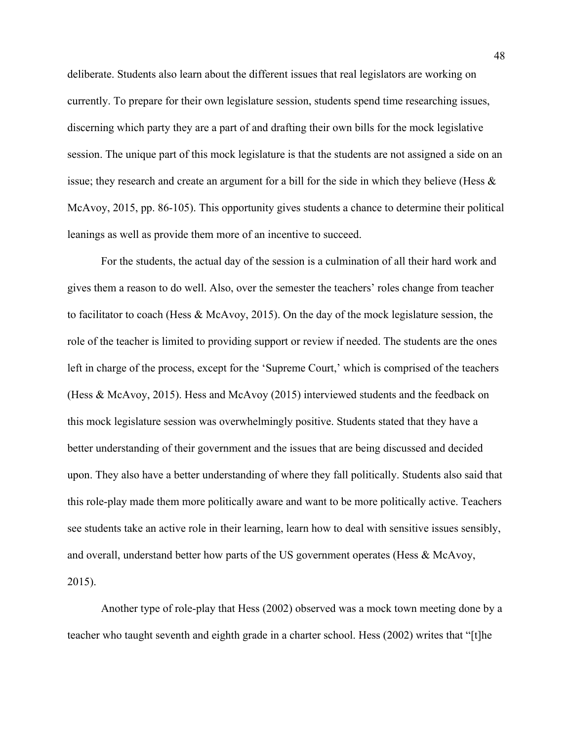deliberate. Students also learn about the different issues that real legislators are working on currently. To prepare for their own legislature session, students spend time researching issues, discerning which party they are a part of and drafting their own bills for the mock legislative session. The unique part of this mock legislature is that the students are not assigned a side on an issue; they research and create an argument for a bill for the side in which they believe (Hess & McAvoy, 2015, pp. 86-105). This opportunity gives students a chance to determine their political leanings as well as provide them more of an incentive to succeed.

For the students, the actual day of the session is a culmination of all their hard work and gives them a reason to do well. Also, over the semester the teachers' roles change from teacher to facilitator to coach (Hess & McAvoy, 2015). On the day of the mock legislature session, the role of the teacher is limited to providing support or review if needed. The students are the ones left in charge of the process, except for the 'Supreme Court,' which is comprised of the teachers (Hess & McAvoy, 2015). Hess and McAvoy (2015) interviewed students and the feedback on this mock legislature session was overwhelmingly positive. Students stated that they have a better understanding of their government and the issues that are being discussed and decided upon. They also have a better understanding of where they fall politically. Students also said that this role-play made them more politically aware and want to be more politically active. Teachers see students take an active role in their learning, learn how to deal with sensitive issues sensibly, and overall, understand better how parts of the US government operates (Hess & McAvoy, 2015).

Another type of role-play that Hess (2002) observed was a mock town meeting done by a teacher who taught seventh and eighth grade in a charter school. Hess (2002) writes that "[t]he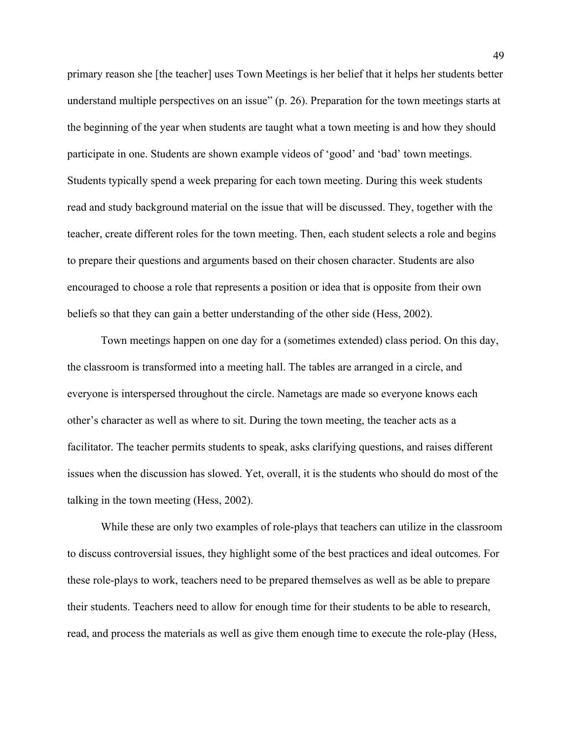primary reason she [the teacher] uses Town Meetings is her belief that it helps her students better understand multiple perspectives on an issue" (p. 26). Preparation for the town meetings starts at the beginning of the year when students are taught what a town meeting is and how they should participate in one. Students are shown example videos of 'good' and 'bad' town meetings. Students typically spend a week preparing for each town meeting. During this week students read and study background material on the issue that will be discussed. They, together with the teacher, create different roles for the town meeting. Then, each student selects a role and begins to prepare their questions and arguments based on their chosen character. Students are also encouraged to choose a role that represents a position or idea that is opposite from their own beliefs so that they can gain a better understanding of the other side (Hess, 2002).

Town meetings happen on one day for a (sometimes extended) class period. On this day, the classroom is transformed into a meeting hall. The tables are arranged in a circle, and everyone is interspersed throughout the circle. Nametags are made so everyone knows each other's character as well as where to sit. During the town meeting, the teacher acts as a facilitator. The teacher permits students to speak, asks clarifying questions, and raises different issues when the discussion has slowed. Yet, overall, it is the students who should do most of the talking in the town meeting (Hess, 2002).

While these are only two examples of role-plays that teachers can utilize in the classroom to discuss controversial issues, they highlight some of the best practices and ideal outcomes. For these role-plays to work, teachers need to be prepared themselves as well as be able to prepare their students. Teachers need to allow for enough time for their students to be able to research, read, and process the materials as well as give them enough time to execute the role-play (Hess,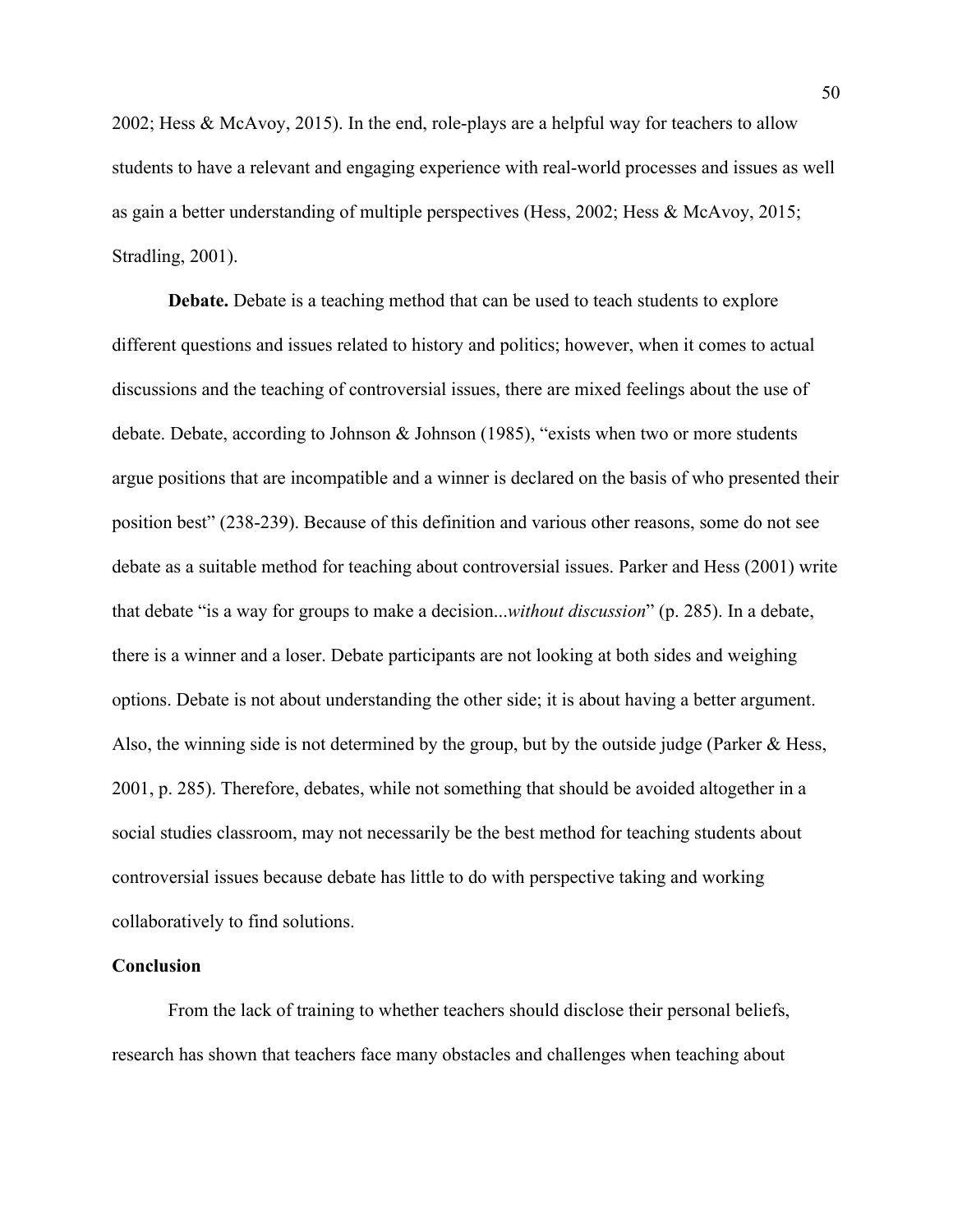2002; Hess & McAvoy, 2015). In the end, role-plays are a helpful way for teachers to allow students to have a relevant and engaging experience with real-world processes and issues as well as gain a better understanding of multiple perspectives (Hess, 2002; Hess & McAvoy, 2015; Stradling, 2001).

**Debate.** Debate is a teaching method that can be used to teach students to explore different questions and issues related to history and politics; however, when it comes to actual discussions and the teaching of controversial issues, there are mixed feelings about the use of debate. Debate, according to Johnson & Johnson (1985), "exists when two or more students argue positions that are incompatible and a winner is declared on the basis of who presented their position best" (238-239). Because of this definition and various other reasons, some do not see debate as a suitable method for teaching about controversial issues. Parker and Hess (2001) write that debate "is a way for groups to make a decision...*without discussion*" (p. 285). In a debate, there is a winner and a loser. Debate participants are not looking at both sides and weighing options. Debate is not about understanding the other side; it is about having a better argument. Also, the winning side is not determined by the group, but by the outside judge (Parker & Hess, 2001, p. 285). Therefore, debates, while not something that should be avoided altogether in a social studies classroom, may not necessarily be the best method for teaching students about controversial issues because debate has little to do with perspective taking and working collaboratively to find solutions.

## Conclusion

From the lack of training to whether teachers should disclose their personal beliefs, research has shown that teachers face many obstacles and challenges when teaching about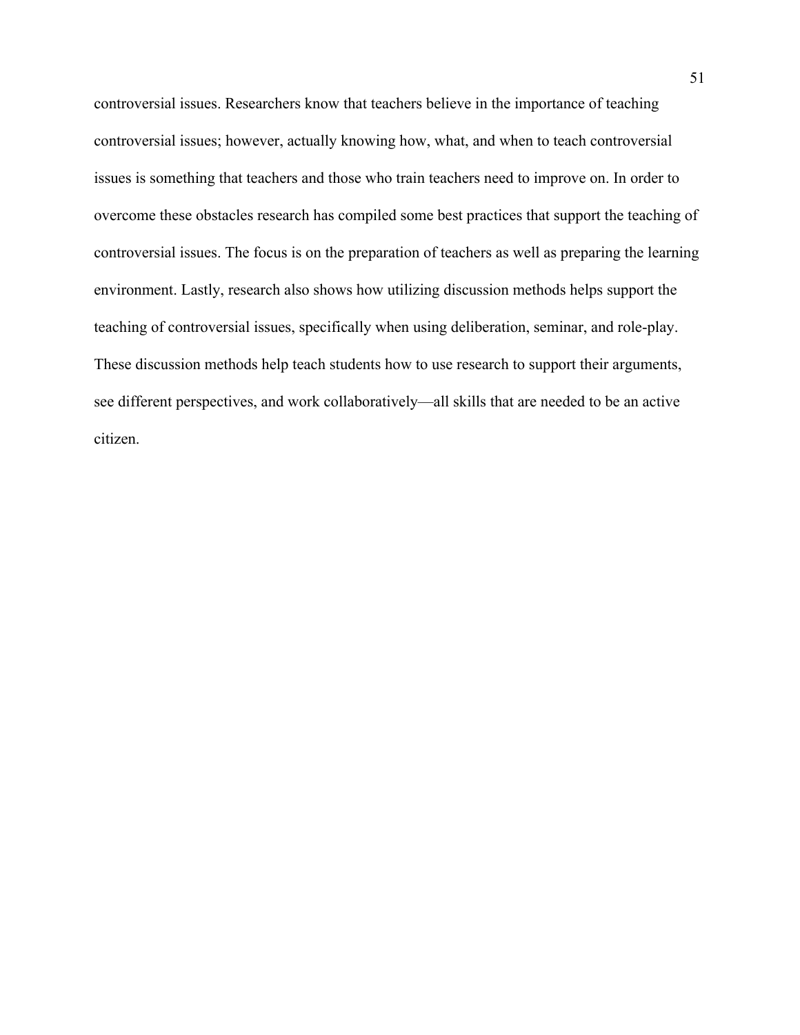controversial issues. Researchers know that teachers believe in the importance of teaching controversial issues; however, actually knowing how, what, and when to teach controversial issues is something that teachers and those who train teachers need to improve on. In order to overcome these obstacles research has compiled some best practices that support the teaching of controversial issues. The focus is on the preparation of teachers as well as preparing the learning environment. Lastly, research also shows how utilizing discussion methods helps support the teaching of controversial issues, specifically when using deliberation, seminar, and role-play. These discussion methods help teach students how to use research to support their arguments, see different perspectives, and work collaboratively—all skills that are needed to be an active citizen.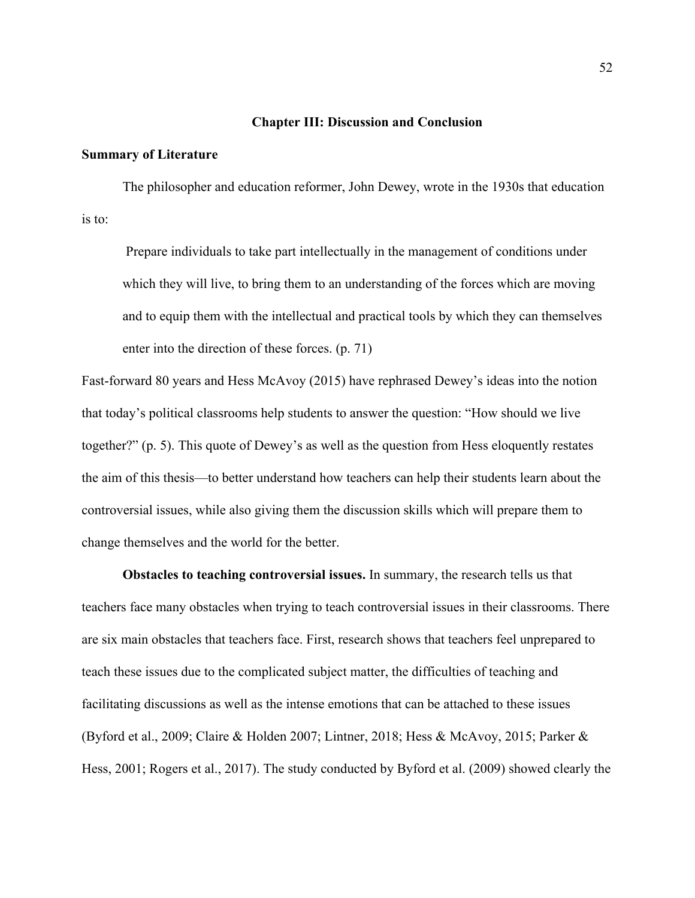# Chapter III: Discussion and Conclusion

## Summary of Literature

The philosopher and education reformer, John Dewey, wrote in the 1930s that education is to:

> Prepare individuals to take part intellectually in the management of conditions under which they will live, to bring them to an understanding of the forces which are moving and to equip them with the intellectual and practical tools by which they can themselves enter into the direction of these forces. (p. 71)

Fast-forward 80 years and Hess McAvoy (2015) have rephrased Dewey's ideas into the notion that today's political classrooms help students to answer the question: "How should we live together?" (p. 5). This quote of Dewey's as well as the question from Hess eloquently restates the aim of this thesis—to better understand how teachers can help their students learn about the controversial issues, while also giving them the discussion skills which will prepare them to change themselves and the world for the better.

**Obstacles to teaching controversial issues.** In summary, the research tells us that teachers face many obstacles when trying to teach controversial issues in their classrooms. There are six main obstacles that teachers face. First, research shows that teachers feel unprepared to teach these issues due to the complicated subject matter, the difficulties of teaching and facilitating discussions as well as the intense emotions that can be attached to these issues (Byford et al., 2009; Claire & Holden 2007; Lintner, 2018; Hess & McAvoy, 2015; Parker & Hess, 2001; Rogers et al., 2017). The study conducted by Byford et al. (2009) showed clearly the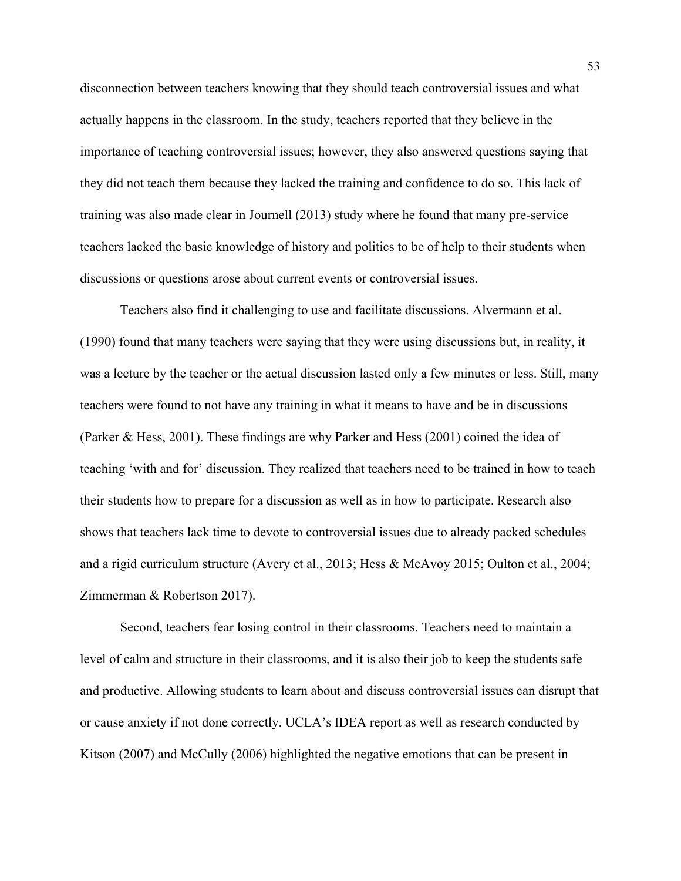disconnection between teachers knowing that they should teach controversial issues and what actually happens in the classroom. In the study, teachers reported that they believe in the importance of teaching controversial issues; however, they also answered questions saying that they did not teach them because they lacked the training and confidence to do so. This lack of training was also made clear in Journell (2013) study where he found that many pre-service teachers lacked the basic knowledge of history and politics to be of help to their students when discussions or questions arose about current events or controversial issues.

Teachers also find it challenging to use and facilitate discussions. Alvermann et al. (1990) found that many teachers were saying that they were using discussions but, in reality, it was a lecture by the teacher or the actual discussion lasted only a few minutes or less. Still, many teachers were found to not have any training in what it means to have and be in discussions (Parker & Hess, 2001). These findings are why Parker and Hess (2001) coined the idea of teaching 'with and for' discussion. They realized that teachers need to be trained in how to teach their students how to prepare for a discussion as well as in how to participate. Research also shows that teachers lack time to devote to controversial issues due to already packed schedules and a rigid curriculum structure (Avery et al., 2013; Hess & McAvoy 2015; Oulton et al., 2004; Zimmerman & Robertson 2017).

Second, teachers fear losing control in their classrooms. Teachers need to maintain a level of calm and structure in their classrooms, and it is also their job to keep the students safe and productive. Allowing students to learn about and discuss controversial issues can disrupt that or cause anxiety if not done correctly. UCLA's IDEA report as well as research conducted by Kitson (2007) and McCully (2006) highlighted the negative emotions that can be present in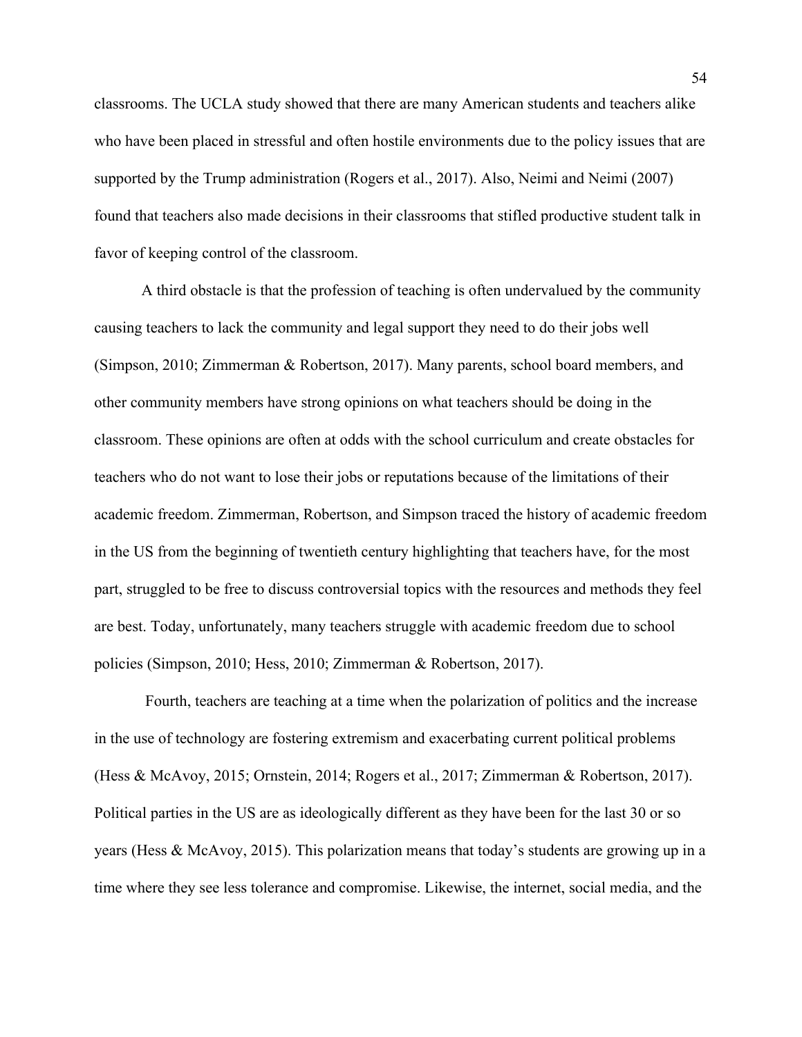classrooms. The UCLA study showed that there are many American students and teachers alike who have been placed in stressful and often hostile environments due to the policy issues that are supported by the Trump administration (Rogers et al., 2017). Also, Neimi and Neimi (2007) found that teachers also made decisions in their classrooms that stifled productive student talk in favor of keeping control of the classroom.

A third obstacle is that the profession of teaching is often undervalued by the community causing teachers to lack the community and legal support they need to do their jobs well (Simpson, 2010; Zimmerman & Robertson, 2017). Many parents, school board members, and other community members have strong opinions on what teachers should be doing in the classroom. These opinions are often at odds with the school curriculum and create obstacles for teachers who do not want to lose their jobs or reputations because of the limitations of their academic freedom. Zimmerman, Robertson, and Simpson traced the history of academic freedom in the US from the beginning of twentieth century highlighting that teachers have, for the most part, struggled to be free to discuss controversial topics with the resources and methods they feel are best. Today, unfortunately, many teachers struggle with academic freedom due to school policies (Simpson, 2010; Hess, 2010; Zimmerman & Robertson, 2017).

Fourth, teachers are teaching at a time when the polarization of politics and the increase in the use of technology are fostering extremism and exacerbating current political problems (Hess & McAvoy, 2015; Ornstein, 2014; Rogers et al., 2017; Zimmerman & Robertson, 2017). Political parties in the US are as ideologically different as they have been for the last 30 or so years (Hess & McAvoy, 2015). This polarization means that today's students are growing up in a time where they see less tolerance and compromise. Likewise, the internet, social media, and the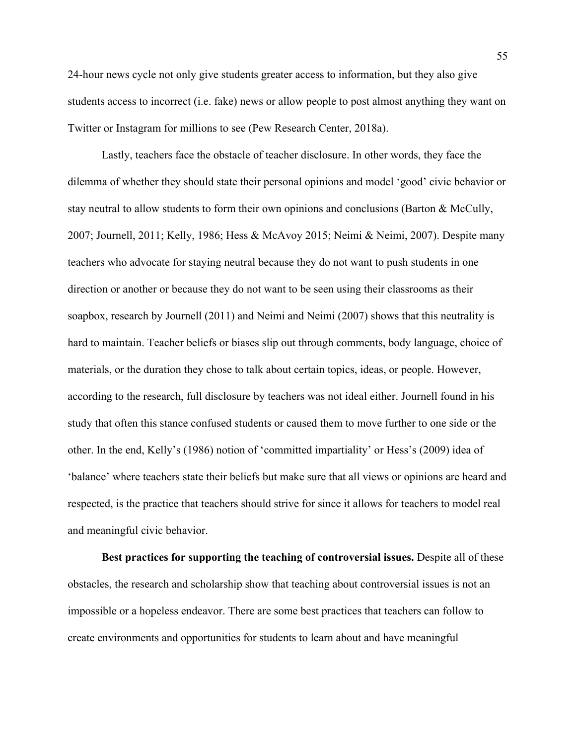24-hour news cycle not only give students greater access to information, but they also give students access to incorrect (i.e. fake) news or allow people to post almost anything they want on Twitter or Instagram for millions to see (Pew Research Center, 2018a).

Lastly, teachers face the obstacle of teacher disclosure. In other words, they face the dilemma of whether they should state their personal opinions and model 'good' civic behavior or stay neutral to allow students to form their own opinions and conclusions (Barton & McCully, 2007; Journell, 2011; Kelly, 1986; Hess & McAvoy 2015; Neimi & Neimi, 2007). Despite many teachers who advocate for staying neutral because they do not want to push students in one direction or another or because they do not want to be seen using their classrooms as their soapbox, research by Journell (2011) and Neimi and Neimi (2007) shows that this neutrality is hard to maintain. Teacher beliefs or biases slip out through comments, body language, choice of materials, or the duration they chose to talk about certain topics, ideas, or people. However, according to the research, full disclosure by teachers was not ideal either. Journell found in his study that often this stance confused students or caused them to move further to one side or the other. In the end, Kelly's (1986) notion of 'committed impartiality' or Hess's (2009) idea of 'balance' where teachers state their beliefs but make sure that all views or opinions are heard and respected, is the practice that teachers should strive for since it allows for teachers to model real and meaningful civic behavior.

**Best practices for supporting the teaching of controversial issues.** Despite all of these obstacles, the research and scholarship show that teaching about controversial issues is not an impossible or a hopeless endeavor. There are some best practices that teachers can follow to create environments and opportunities for students to learn about and have meaningful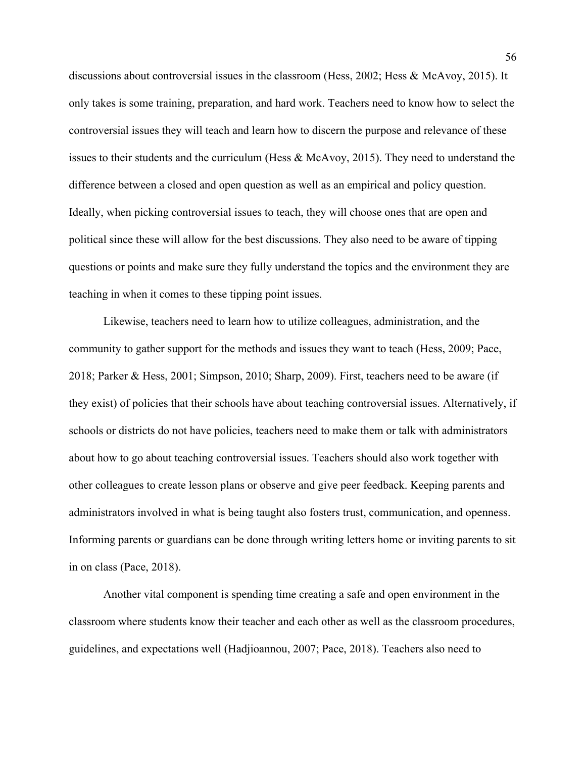discussions about controversial issues in the classroom (Hess, 2002; Hess & McAvoy, 2015). It only takes is some training, preparation, and hard work. Teachers need to know how to select the controversial issues they will teach and learn how to discern the purpose and relevance of these issues to their students and the curriculum (Hess & McAvoy, 2015). They need to understand the difference between a closed and open question as well as an empirical and policy question. Ideally, when picking controversial issues to teach, they will choose ones that are open and political since these will allow for the best discussions. They also need to be aware of tipping questions or points and make sure they fully understand the topics and the environment they are teaching in when it comes to these tipping point issues.

Likewise, teachers need to learn how to utilize colleagues, administration, and the community to gather support for the methods and issues they want to teach (Hess, 2009; Pace, 2018; Parker & Hess, 2001; Simpson, 2010; Sharp, 2009). First, teachers need to be aware (if they exist) of policies that their schools have about teaching controversial issues. Alternatively, if schools or districts do not have policies, teachers need to make them or talk with administrators about how to go about teaching controversial issues. Teachers should also work together with other colleagues to create lesson plans or observe and give peer feedback. Keeping parents and administrators involved in what is being taught also fosters trust, communication, and openness. Informing parents or guardians can be done through writing letters home or inviting parents to sit in on class (Pace, 2018).

Another vital component is spending time creating a safe and open environment in the classroom where students know their teacher and each other as well as the classroom procedures, guidelines, and expectations well (Hadjioannou, 2007; Pace, 2018). Teachers also need to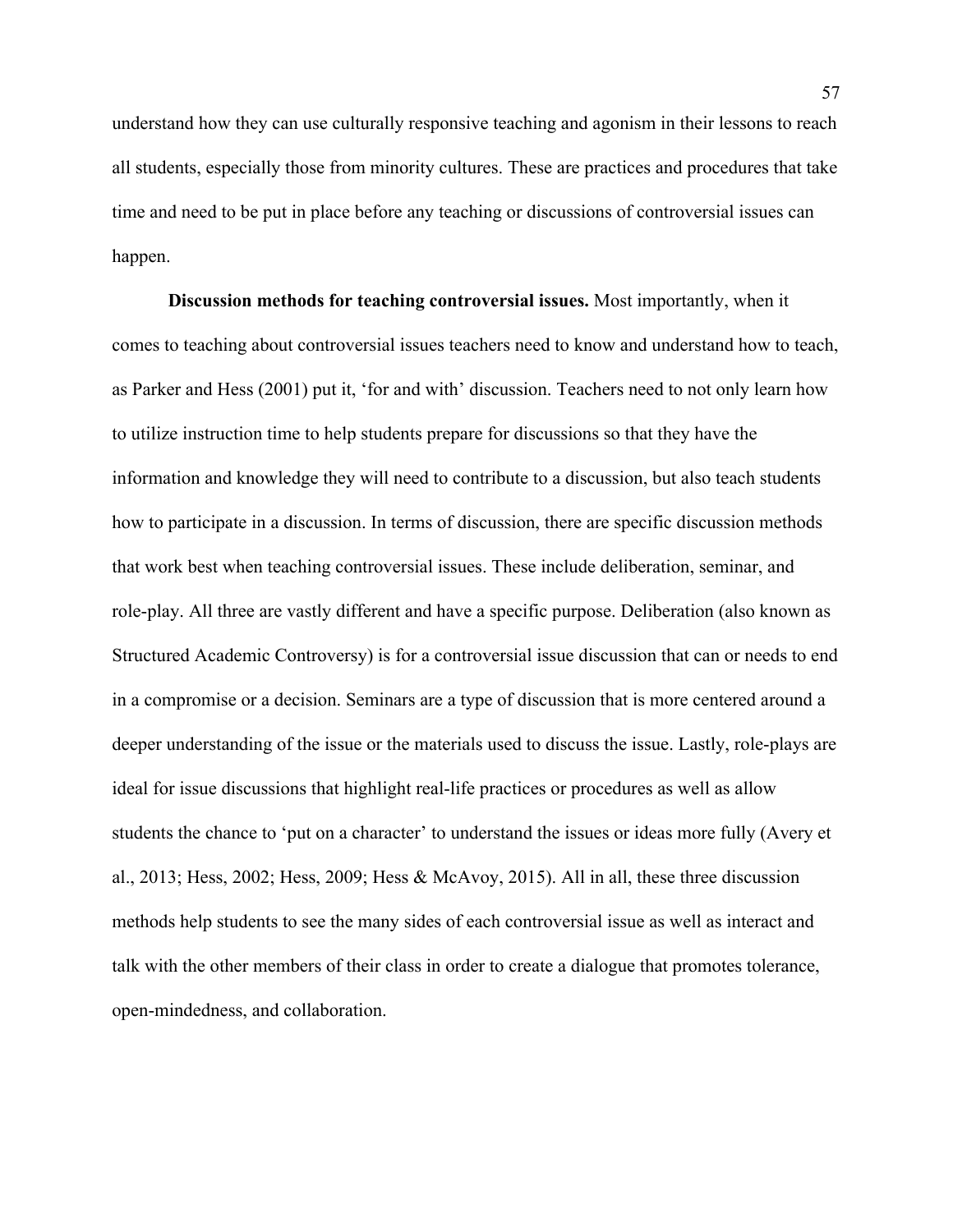understand how they can use culturally responsive teaching and agonism in their lessons to reach all students, especially those from minority cultures. These are practices and procedures that take time and need to be put in place before any teaching or discussions of controversial issues can happen.

**Discussion methods for teaching controversial issues.** Most importantly, when it comes to teaching about controversial issues teachers need to know and understand how to teach, as Parker and Hess (2001) put it, 'for and with' discussion. Teachers need to not only learn how to utilize instruction time to help students prepare for discussions so that they have the information and knowledge they will need to contribute to a discussion, but also teach students how to participate in a discussion. In terms of discussion, there are specific discussion methods that work best when teaching controversial issues. These include deliberation, seminar, and role-play. All three are vastly different and have a specific purpose. Deliberation (also known as Structured Academic Controversy) is for a controversial issue discussion that can or needs to end in a compromise or a decision. Seminars are a type of discussion that is more centered around a deeper understanding of the issue or the materials used to discuss the issue. Lastly, role-plays are ideal for issue discussions that highlight real-life practices or procedures as well as allow students the chance to 'put on a character' to understand the issues or ideas more fully (Avery et al., 2013; Hess, 2002; Hess, 2009; Hess & McAvoy, 2015). All in all, these three discussion methods help students to see the many sides of each controversial issue as well as interact and talk with the other members of their class in order to create a dialogue that promotes tolerance, open-mindedness, and collaboration.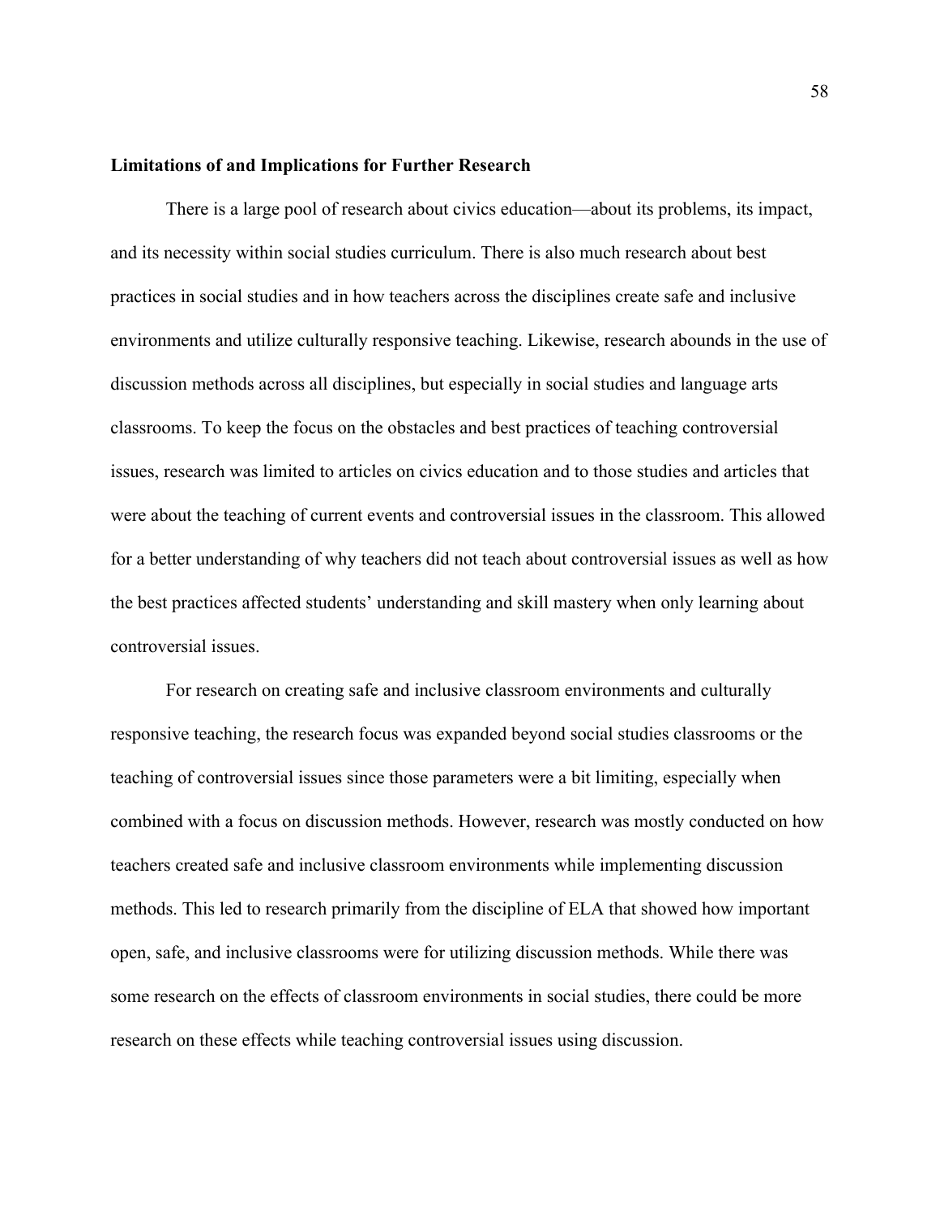### Limitations of and Implications for Further Research

There is a large pool of research about civics education—about its problems, its impact, and its necessity within social studies curriculum. There is also much research about best practices in social studies and in how teachers across the disciplines create safe and inclusive environments and utilize culturally responsive teaching. Likewise, research abounds in the use of discussion methods across all disciplines, but especially in social studies and language arts classrooms. To keep the focus on the obstacles and best practices of teaching controversial issues, research was limited to articles on civics education and to those studies and articles that were about the teaching of current events and controversial issues in the classroom. This allowed for a better understanding of why teachers did not teach about controversial issues as well as how the best practices affected students' understanding and skill mastery when only learning about controversial issues.

For research on creating safe and inclusive classroom environments and culturally responsive teaching, the research focus was expanded beyond social studies classrooms or the teaching of controversial issues since those parameters were a bit limiting, especially when combined with a focus on discussion methods. However, research was mostly conducted on how teachers created safe and inclusive classroom environments while implementing discussion methods. This led to research primarily from the discipline of ELA that showed how important open, safe, and inclusive classrooms were for utilizing discussion methods. While there was some research on the effects of classroom environments in social studies, there could be more research on these effects while teaching controversial issues using discussion.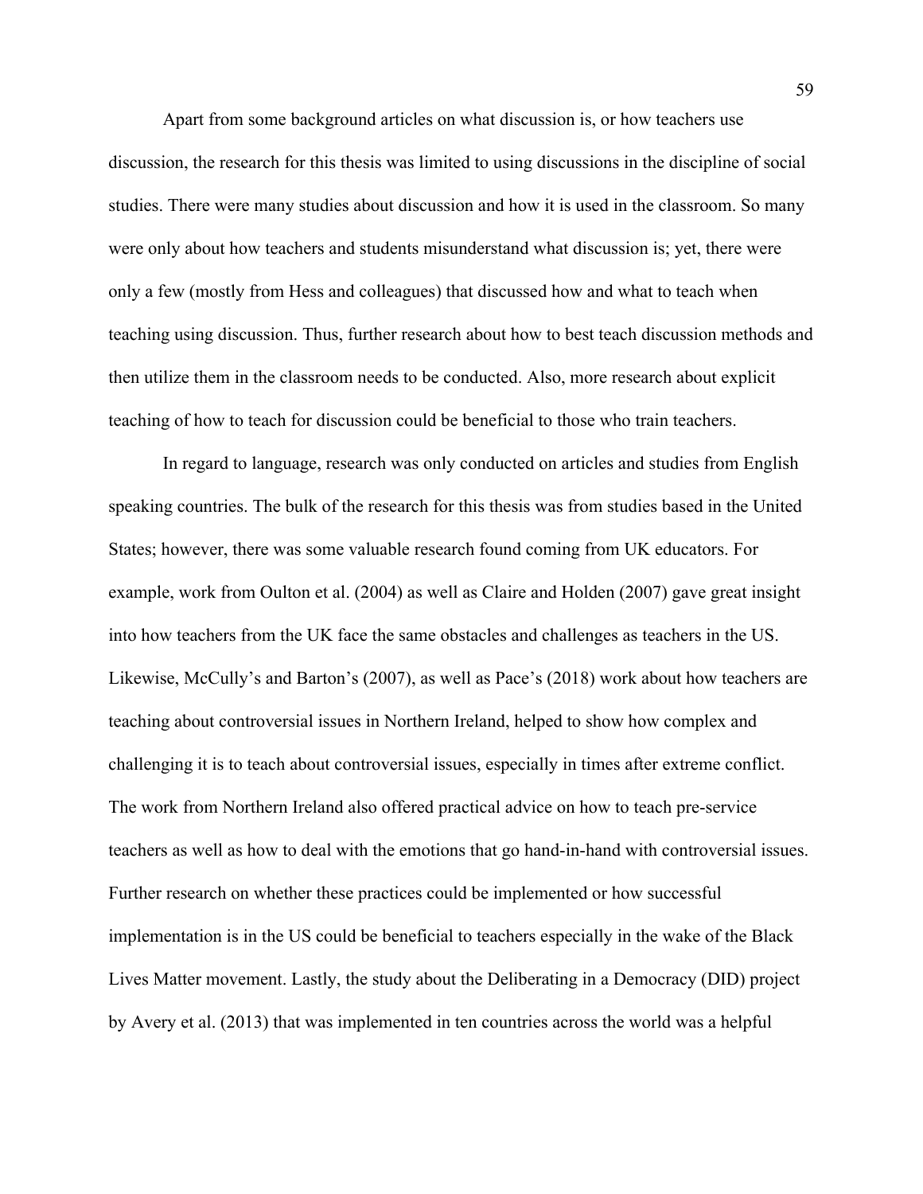Apart from some background articles on what discussion is, or how teachers use discussion, the research for this thesis was limited to using discussions in the discipline of social studies. There were many studies about discussion and how it is used in the classroom. So many were only about how teachers and students misunderstand what discussion is; yet, there were only a few (mostly from Hess and colleagues) that discussed how and what to teach when teaching using discussion. Thus, further research about how to best teach discussion methods and then utilize them in the classroom needs to be conducted. Also, more research about explicit teaching of how to teach for discussion could be beneficial to those who train teachers.

In regard to language, research was only conducted on articles and studies from English speaking countries. The bulk of the research for this thesis was from studies based in the United States; however, there was some valuable research found coming from UK educators. For example, work from Oulton et al. (2004) as well as Claire and Holden (2007) gave great insight into how teachers from the UK face the same obstacles and challenges as teachers in the US. Likewise, McCully's and Barton's (2007), as well as Pace's (2018) work about how teachers are teaching about controversial issues in Northern Ireland, helped to show how complex and challenging it is to teach about controversial issues, especially in times after extreme conflict. The work from Northern Ireland also offered practical advice on how to teach pre-service teachers as well as how to deal with the emotions that go hand-in-hand with controversial issues. Further research on whether these practices could be implemented or how successful implementation is in the US could be beneficial to teachers especially in the wake of the Black Lives Matter movement. Lastly, the study about the Deliberating in a Democracy (DID) project by Avery et al. (2013) that was implemented in ten countries across the world was a helpful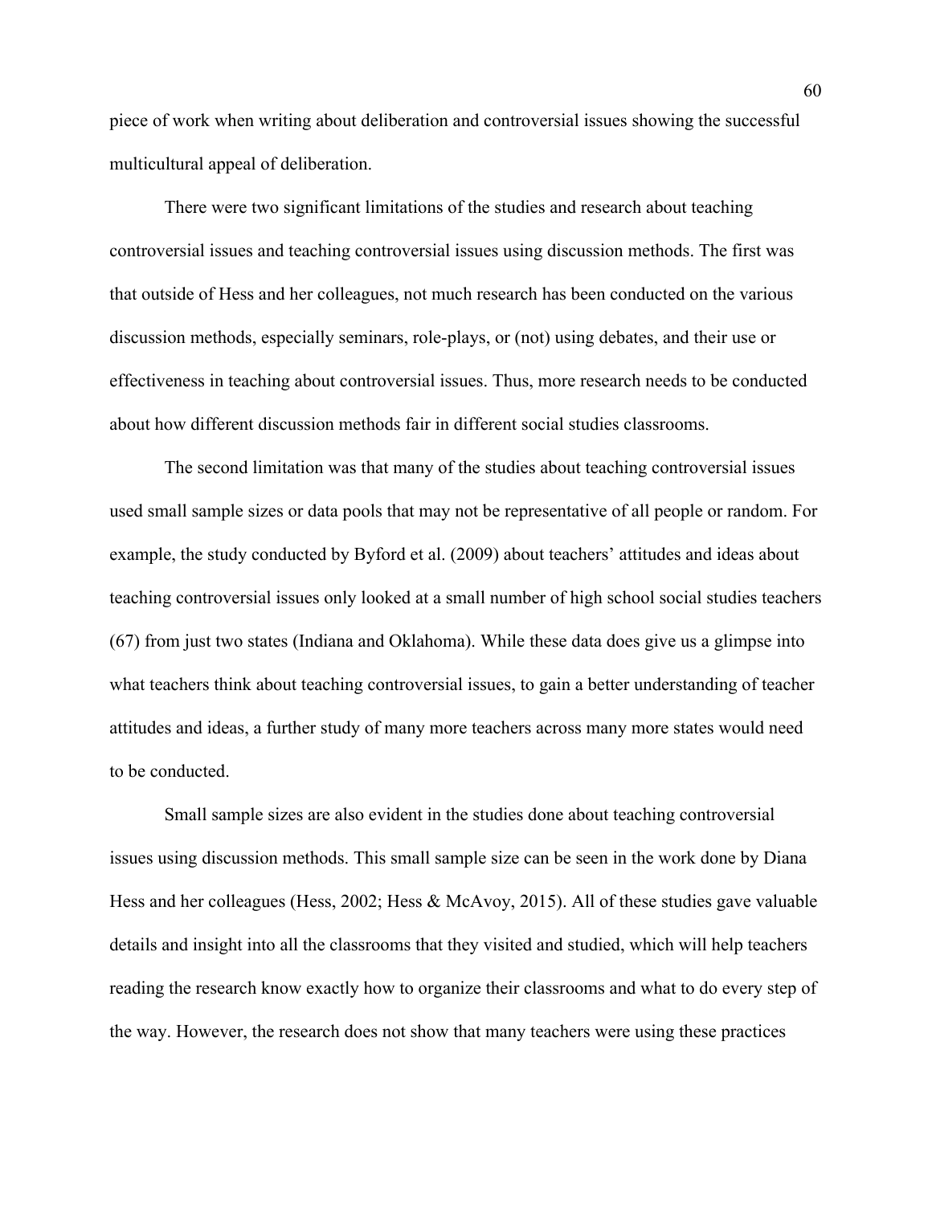piece of work when writing about deliberation and controversial issues showing the successful multicultural appeal of deliberation.

There were two significant limitations of the studies and research about teaching controversial issues and teaching controversial issues using discussion methods. The first was that outside of Hess and her colleagues, not much research has been conducted on the various discussion methods, especially seminars, role-plays, or (not) using debates, and their use or effectiveness in teaching about controversial issues. Thus, more research needs to be conducted about how different discussion methods fair in different social studies classrooms.

The second limitation was that many of the studies about teaching controversial issues used small sample sizes or data pools that may not be representative of all people or random. For example, the study conducted by Byford et al. (2009) about teachers' attitudes and ideas about teaching controversial issues only looked at a small number of high school social studies teachers (67) from just two states (Indiana and Oklahoma). While these data does give us a glimpse into what teachers think about teaching controversial issues, to gain a better understanding of teacher attitudes and ideas, a further study of many more teachers across many more states would need to be conducted.

Small sample sizes are also evident in the studies done about teaching controversial issues using discussion methods. This small sample size can be seen in the work done by Diana Hess and her colleagues (Hess, 2002; Hess & McAvoy, 2015). All of these studies gave valuable details and insight into all the classrooms that they visited and studied, which will help teachers reading the research know exactly how to organize their classrooms and what to do every step of the way. However, the research does not show that many teachers were using these practices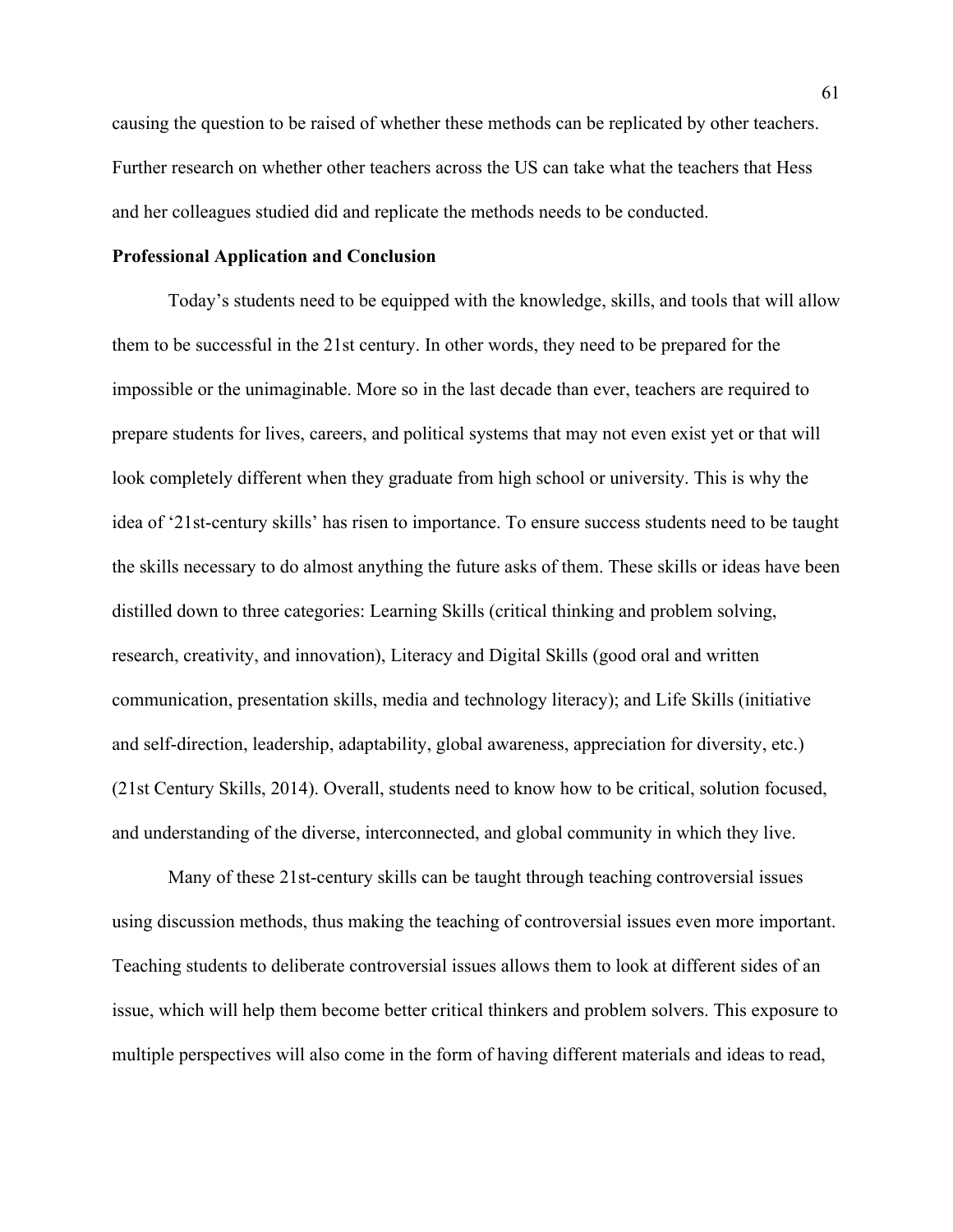causing the question to be raised of whether these methods can be replicated by other teachers. Further research on whether other teachers across the US can take what the teachers that Hess and her colleagues studied did and replicate the methods needs to be conducted.

**Professional Application and Conclusion**

Today's students need to be equipped with the knowledge, skills, and tools that will allow them to be successful in the 21st century. In other words, they need to be prepared for the impossible or the unimaginable. More so in the last decade than ever, teachers are required to prepare students for lives, careers, and political systems that may not even exist yet or that will look completely different when they graduate from high school or university. This is why the idea of '21st-century skills' has risen to importance. To ensure success students need to be taught the skills necessary to do almost anything the future asks of them. These skills or ideas have been distilled down to three categories: Learning Skills (critical thinking and problem solving, research, creativity, and innovation), Literacy and Digital Skills (good oral and written communication, presentation skills, media and technology literacy); and Life Skills (initiative and self-direction, leadership, adaptability, global awareness, appreciation for diversity, etc.) (21st Century Skills, 2014). Overall, students need to know how to be critical, solution focused, and understanding of the diverse, interconnected, and global community in which they live.

Many of these 21st-century skills can be taught through teaching controversial issues using discussion methods, thus making the teaching of controversial issues even more important. Teaching students to deliberate controversial issues allows them to look at different sides of an issue, which will help them become better critical thinkers and problem solvers. This exposure to multiple perspectives will also come in the form of having different materials and ideas to read,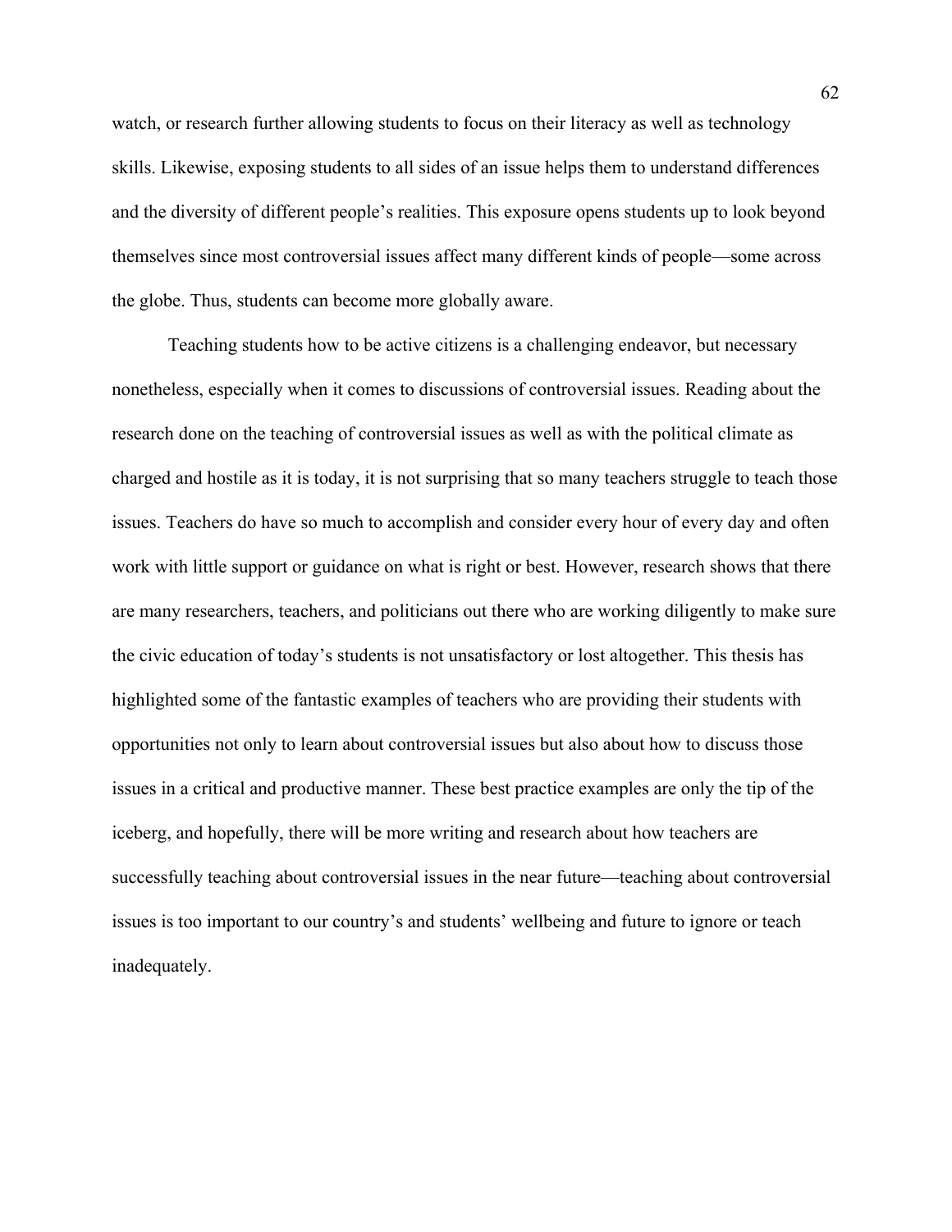watch, or research further allowing students to focus on their literacy as well as technology skills. Likewise, exposing students to all sides of an issue helps them to understand differences and the diversity of different people's realities. This exposure opens students up to look beyond themselves since most controversial issues affect many different kinds of people—some across the globe. Thus, students can become more globally aware.

Teaching students how to be active citizens is a challenging endeavor, but necessary nonetheless, especially when it comes to discussions of controversial issues. Reading about the research done on the teaching of controversial issues as well as with the political climate as charged and hostile as it is today, it is not surprising that so many teachers struggle to teach those issues. Teachers do have so much to accomplish and consider every hour of every day and often work with little support or guidance on what is right or best. However, research shows that there are many researchers, teachers, and politicians out there who are working diligently to make sure the civic education of today's students is not unsatisfactory or lost altogether. This thesis has highlighted some of the fantastic examples of teachers who are providing their students with opportunities not only to learn about controversial issues but also about how to discuss those issues in a critical and productive manner. These best practice examples are only the tip of the iceberg, and hopefully, there will be more writing and research about how teachers are successfully teaching about controversial issues in the near future—teaching about controversial issues is too important to our country's and students' wellbeing and future to ignore or teach inadequately.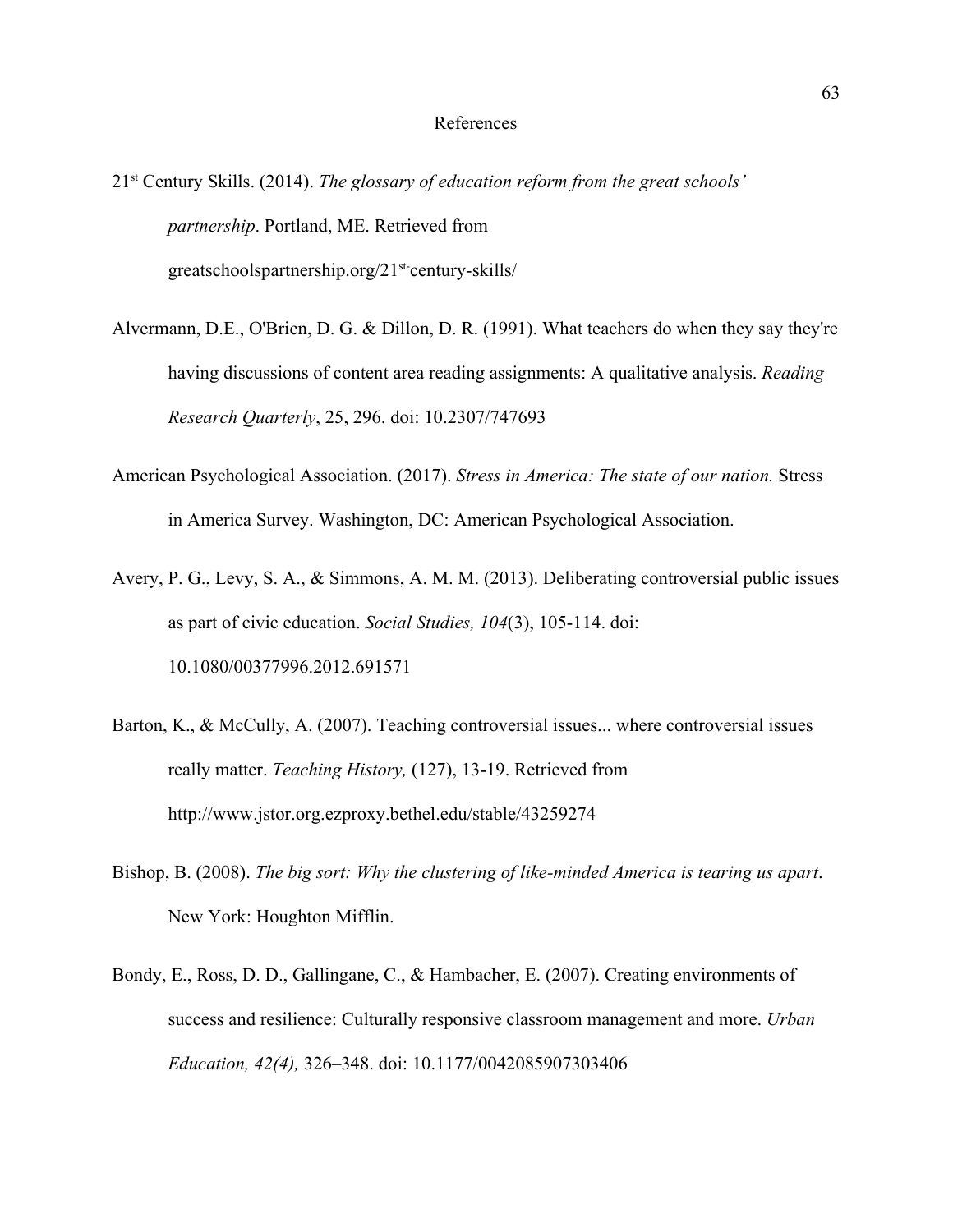# References

21st Century Skills. (2014). *The glossary of education reform from the great schools' partnership*. Portland, ME. Retrieved from greatschoolspartnership.org/21st-century-skills/

Alvermann, D.E., O'Brien, D. G. & Dillon, D. R. (1991). What teachers do when they say they're having discussions of content area reading assignments: A qualitative analysis. *Reading Research Quarterly*, 25, 296. doi: 10.2307/747693

American Psychological Association. (2017). *Stress in America: The state of our nation.* Stress in America Survey. Washington, DC: American Psychological Association.

Avery, P. G., Levy, S. A., & Simmons, A. M. M. (2013). Deliberating controversial public issues as part of civic education. *Social Studies, 104*(3), 105-114. doi: 10.1080/00377996.2012.691571

Barton, K., & McCully, A. (2007). Teaching controversial issues... where controversial issues really matter. *Teaching History,* (127), 13-19. Retrieved from http://www.jstor.org.ezproxy.bethel.edu/stable/43259274

Bishop, B. (2008). *The big sort: Why the clustering of like-minded America is tearing us apart*. New York: Houghton Mifflin.

Bondy, E., Ross, D. D., Gallingane, C., & Hambacher, E. (2007). Creating environments of success and resilience: Culturally responsive classroom management and more. *Urban Education, 42(4),* 326–348. doi: 10.1177/0042085907303406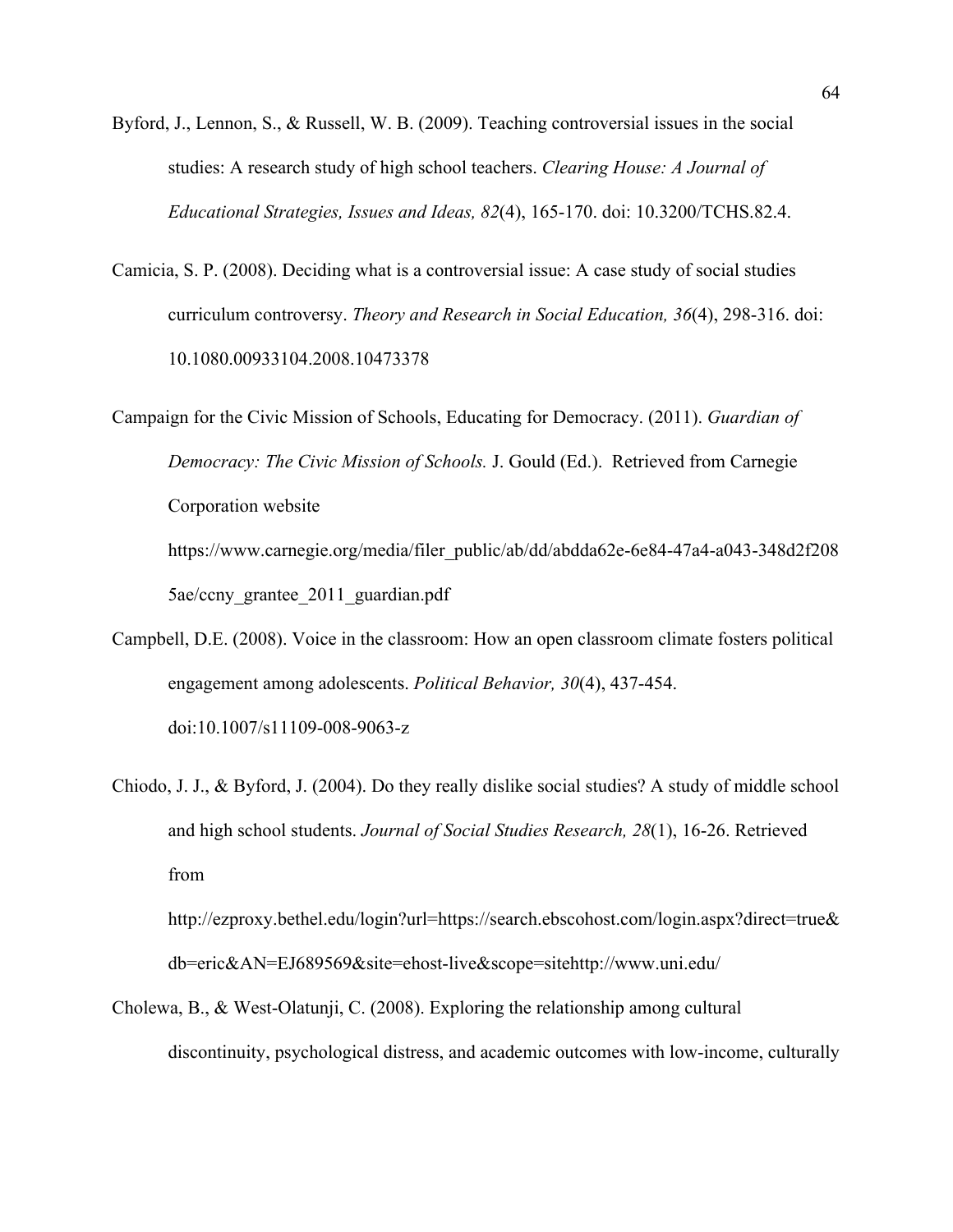Byford, J., Lennon, S., & Russell, W. B. (2009). Teaching controversial issues in the social studies: A research study of high school teachers. *Clearing House: A Journal of Educational Strategies, Issues and Ideas, 82*(4), 165-170. doi: 10.3200/TCHS.82.4.

Camicia, S. P. (2008). Deciding what is a controversial issue: A case study of social studies curriculum controversy. *Theory and Research in Social Education, 36*(4), 298-316. doi: 10.1080.00933104.2008.10473378

Campaign for the Civic Mission of Schools, Educating for Democracy. (2011). *Guardian of Democracy: The Civic Mission of Schools.* J. Gould (Ed.). Retrieved from Carnegie Corporation website https://www.carnegie.org/media/filer_public/ab/dd/abdda62e-6e84-47a4-a043-348d2f2085ae/ccny_grantee_2011_guardian.pdf

Campbell, D.E. (2008). Voice in the classroom: How an open classroom climate fosters political engagement among adolescents. *Political Behavior, 30*(4), 437-454. doi:10.1007/s11109-008-9063-z

Chiodo, J. J., & Byford, J. (2004). Do they really dislike social studies? A study of middle school and high school students. *Journal of Social Studies Research, 28*(1), 16-26. Retrieved from http://ezproxy.bethel.edu/login?url=https://search.ebscohost.com/login.aspx?direct=true&db=eric&AN=EJ689569&site=ehost-live&scope=sitehttp://www.uni.edu/

Cholewa, B., & West-Olatunji, C. (2008). Exploring the relationship among cultural discontinuity, psychological distress, and academic outcomes with low-income, culturally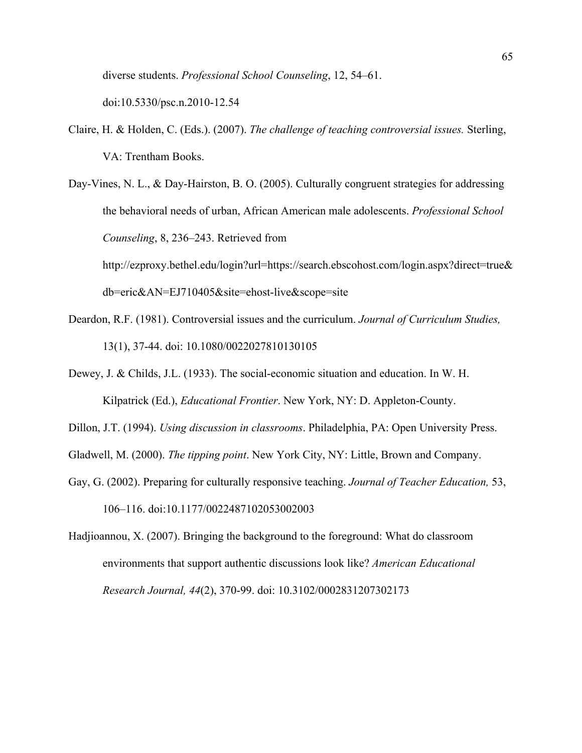diverse students. *Professional School Counseling*, 12, 54–61. doi:10.5330/psc.n.2010-12.54

Claire, H. & Holden, C. (Eds.). (2007). *The challenge of teaching controversial issues.* Sterling, VA: Trentham Books.

Day-Vines, N. L., & Day-Hairston, B. O. (2005). Culturally congruent strategies for addressing the behavioral needs of urban, African American male adolescents. *Professional School Counseling*, 8, 236–243. Retrieved from http://ezproxy.bethel.edu/login?url=https://search.ebscohost.com/login.aspx?direct=true&db=eric&AN=EJ710405&site=ehost-live&scope=site

Deardon, R.F. (1981). Controversial issues and the curriculum. *Journal of Curriculum Studies,* 13(1), 37-44. doi: 10.1080/0022027810130105

Dewey, J. & Childs, J.L. (1933). The social-economic situation and education. In W. H. Kilpatrick (Ed.), *Educational Frontier*. New York, NY: D. Appleton-County.

Dillon, J.T. (1994). *Using discussion in classrooms*. Philadelphia, PA: Open University Press.

Gladwell, M. (2000). *The tipping point*. New York City, NY: Little, Brown and Company.

Gay, G. (2002). Preparing for culturally responsive teaching. *Journal of Teacher Education,* 53, 106–116. doi:10.1177/0022487102053002003

Hadjioannou, X. (2007). Bringing the background to the foreground: What do classroom environments that support authentic discussions look like? *American Educational Research Journal, 44*(2), 370-99. doi: 10.3102/0002831207302173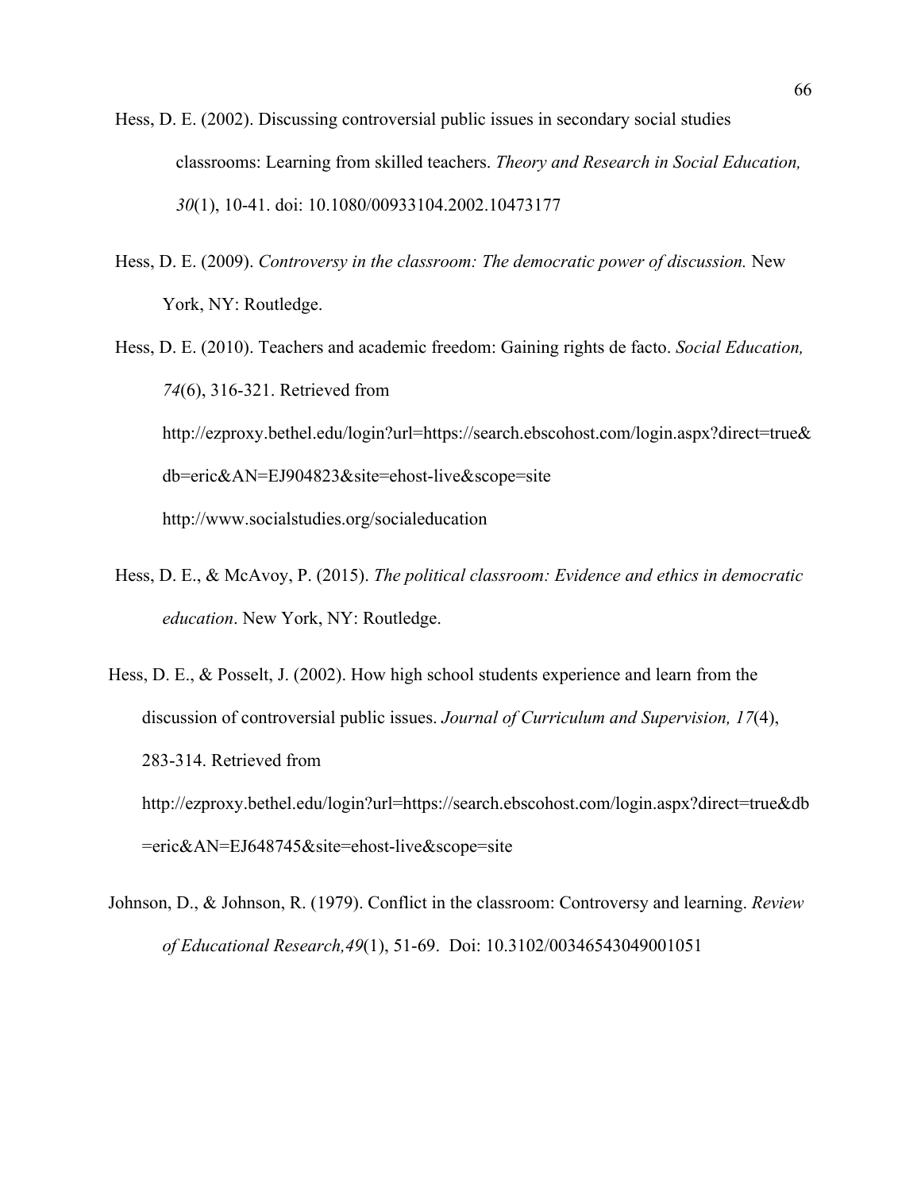Hess, D. E. (2002). Discussing controversial public issues in secondary social studies classrooms: Learning from skilled teachers. *Theory and Research in Social Education, 30*(1), 10-41. doi: 10.1080/00933104.2002.10473177

Hess, D. E. (2009). *Controversy in the classroom: The democratic power of discussion.* New York, NY: Routledge.

Hess, D. E. (2010). Teachers and academic freedom: Gaining rights de facto. *Social Education, 74*(6), 316-321. Retrieved from http://ezproxy.bethel.edu/login?url=https://search.ebscohost.com/login.aspx?direct=true&db=eric&AN=EJ904823&site=ehost-live&scope=site http://www.socialstudies.org/socialeducation

Hess, D. E., & McAvoy, P. (2015). *The political classroom: Evidence and ethics in democratic education*. New York, NY: Routledge.

Hess, D. E., & Posselt, J. (2002). How high school students experience and learn from the discussion of controversial public issues. *Journal of Curriculum and Supervision, 17*(4), 283-314. Retrieved from http://ezproxy.bethel.edu/login?url=https://search.ebscohost.com/login.aspx?direct=true&db=eric&AN=EJ648745&site=ehost-live&scope=site

Johnson, D., & Johnson, R. (1979). Conflict in the classroom: Controversy and learning. *Review of Educational Research,49*(1), 51-69. Doi: 10.3102/00346543049001051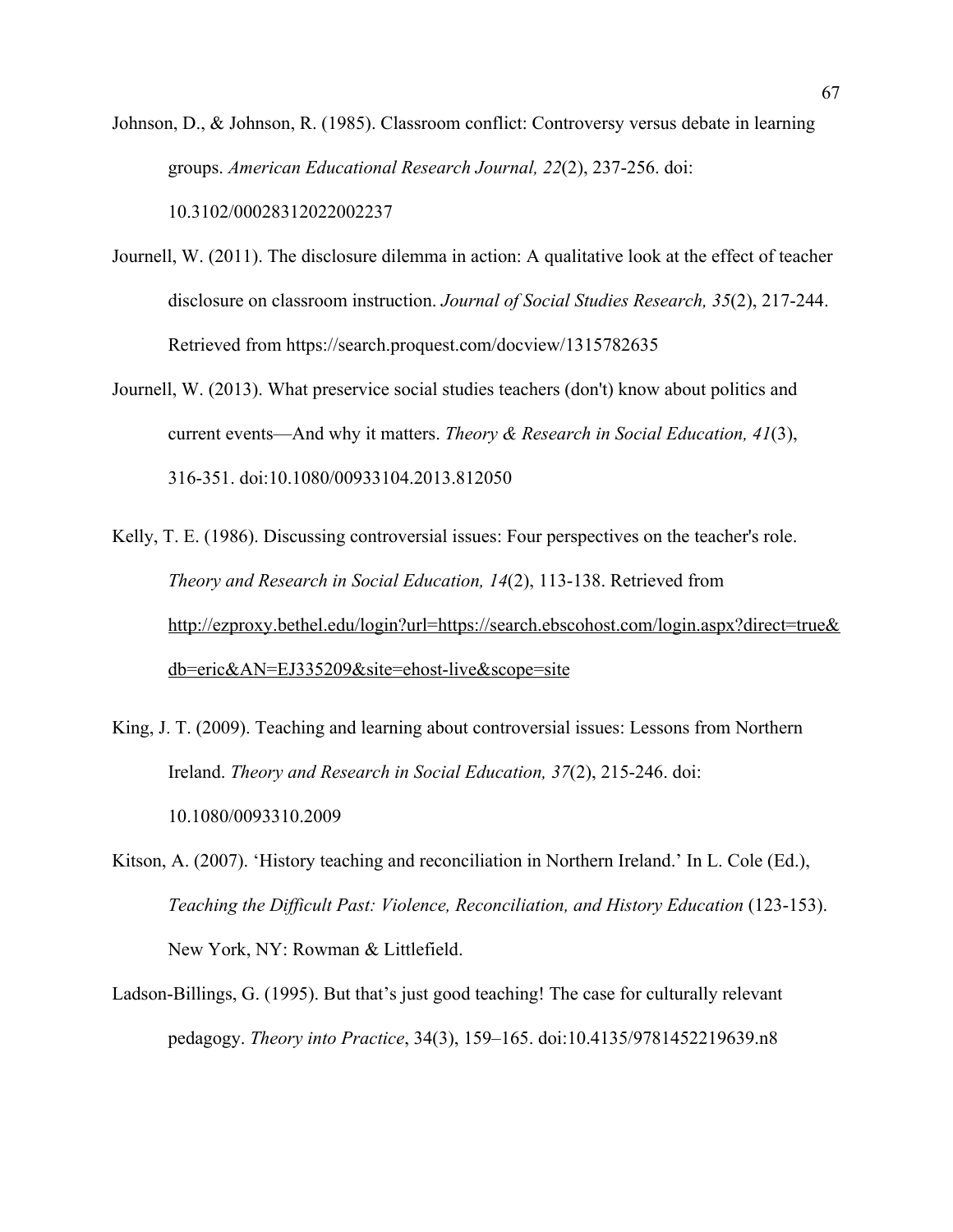Johnson, D., & Johnson, R. (1985). Classroom conflict: Controversy versus debate in learning groups. *American Educational Research Journal, 22*(2), 237-256. doi: 10.3102/00028312022002237

Journell, W. (2011). The disclosure dilemma in action: A qualitative look at the effect of teacher disclosure on classroom instruction. *Journal of Social Studies Research, 35*(2), 217-244. Retrieved from https://search.proquest.com/docview/1315782635

Journell, W. (2013). What preservice social studies teachers (don't) know about politics and current events—And why it matters. *Theory & Research in Social Education, 41*(3), 316-351. doi:10.1080/00933104.2013.812050

Kelly, T. E. (1986). Discussing controversial issues: Four perspectives on the teacher's role. *Theory and Research in Social Education, 14*(2), 113-138. Retrieved from http://ezproxy.bethel.edu/login?url=https://search.ebscohost.com/login.aspx?direct=true&db=eric&AN=EJ335209&site=ehost-live&scope=site

King, J. T. (2009). Teaching and learning about controversial issues: Lessons from Northern Ireland. *Theory and Research in Social Education, 37*(2), 215-246. doi: 10.1080/0093310.2009

Kitson, A. (2007). 'History teaching and reconciliation in Northern Ireland.' In L. Cole (Ed.), *Teaching the Difficult Past: Violence, Reconciliation, and History Education* (123-153). New York, NY: Rowman & Littlefield.

Ladson-Billings, G. (1995). But that's just good teaching! The case for culturally relevant pedagogy. *Theory into Practice*, 34(3), 159–165. doi:10.4135/9781452219639.n8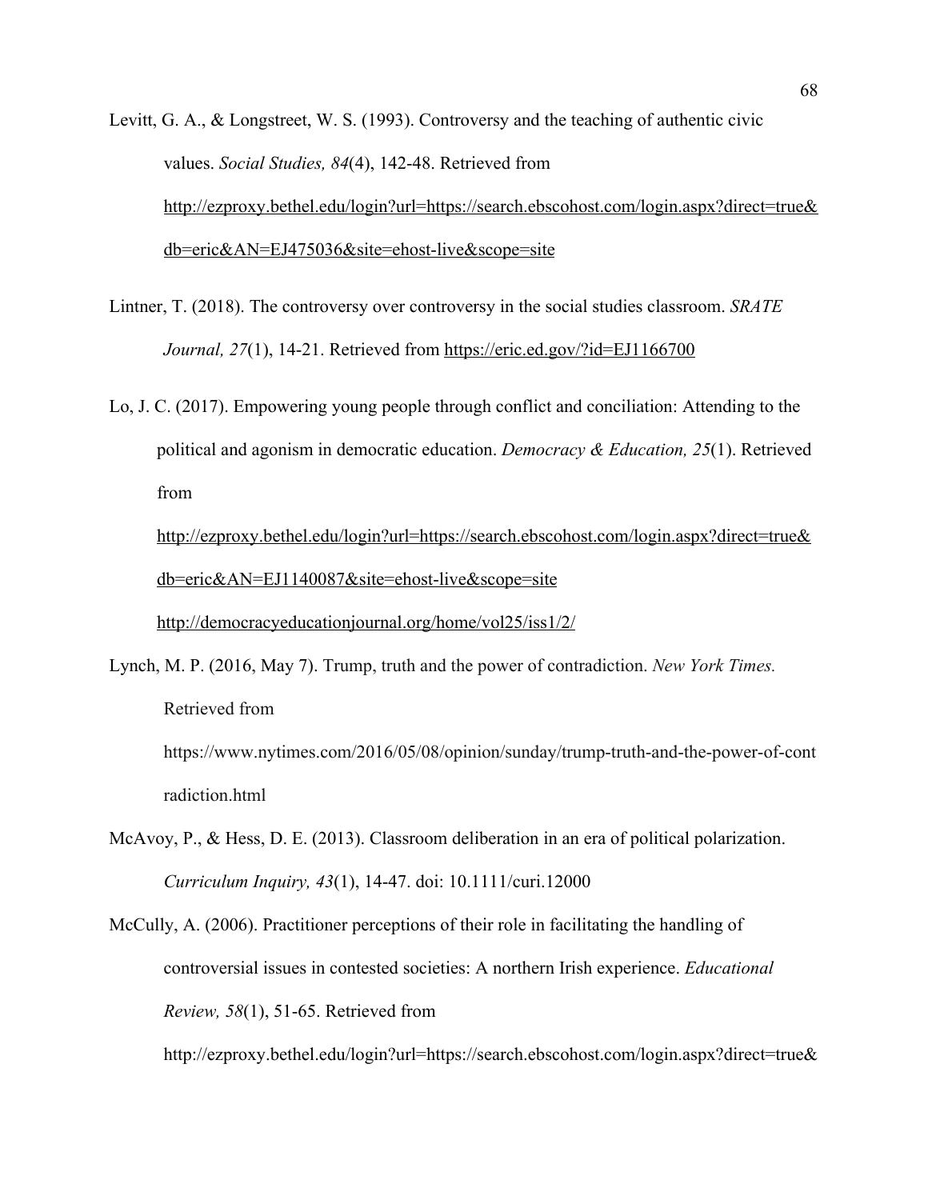Levitt, G. A., & Longstreet, W. S. (1993). Controversy and the teaching of authentic civic values. *Social Studies, 84*(4), 142-48. Retrieved from http://ezproxy.bethel.edu/login?url=https://search.ebscohost.com/login.aspx?direct=true&db=eric&AN=EJ475036&site=ehost-live&scope=site

Lintner, T. (2018). The controversy over controversy in the social studies classroom. *SRATE Journal, 27*(1), 14-21. Retrieved from https://eric.ed.gov/?id=EJ1166700

Lo, J. C. (2017). Empowering young people through conflict and conciliation: Attending to the political and agonism in democratic education. *Democracy & Education, 25*(1). Retrieved from http://ezproxy.bethel.edu/login?url=https://search.ebscohost.com/login.aspx?direct=true&db=eric&AN=EJ1140087&site=ehost-live&scope=site http://democracyeducationjournal.org/home/vol25/iss1/2/

Lynch, M. P. (2016, May 7). Trump, truth and the power of contradiction. *New York Times.* Retrieved from https://www.nytimes.com/2016/05/08/opinion/sunday/trump-truth-and-the-power-of-contradiction.html

McAvoy, P., & Hess, D. E. (2013). Classroom deliberation in an era of political polarization. *Curriculum Inquiry, 43*(1), 14-47. doi: 10.1111/curi.12000

McCully, A. (2006). Practitioner perceptions of their role in facilitating the handling of controversial issues in contested societies: A northern Irish experience. *Educational Review, 58*(1), 51-65. Retrieved from http://ezproxy.bethel.edu/login?url=https://search.ebscohost.com/login.aspx?direct=true&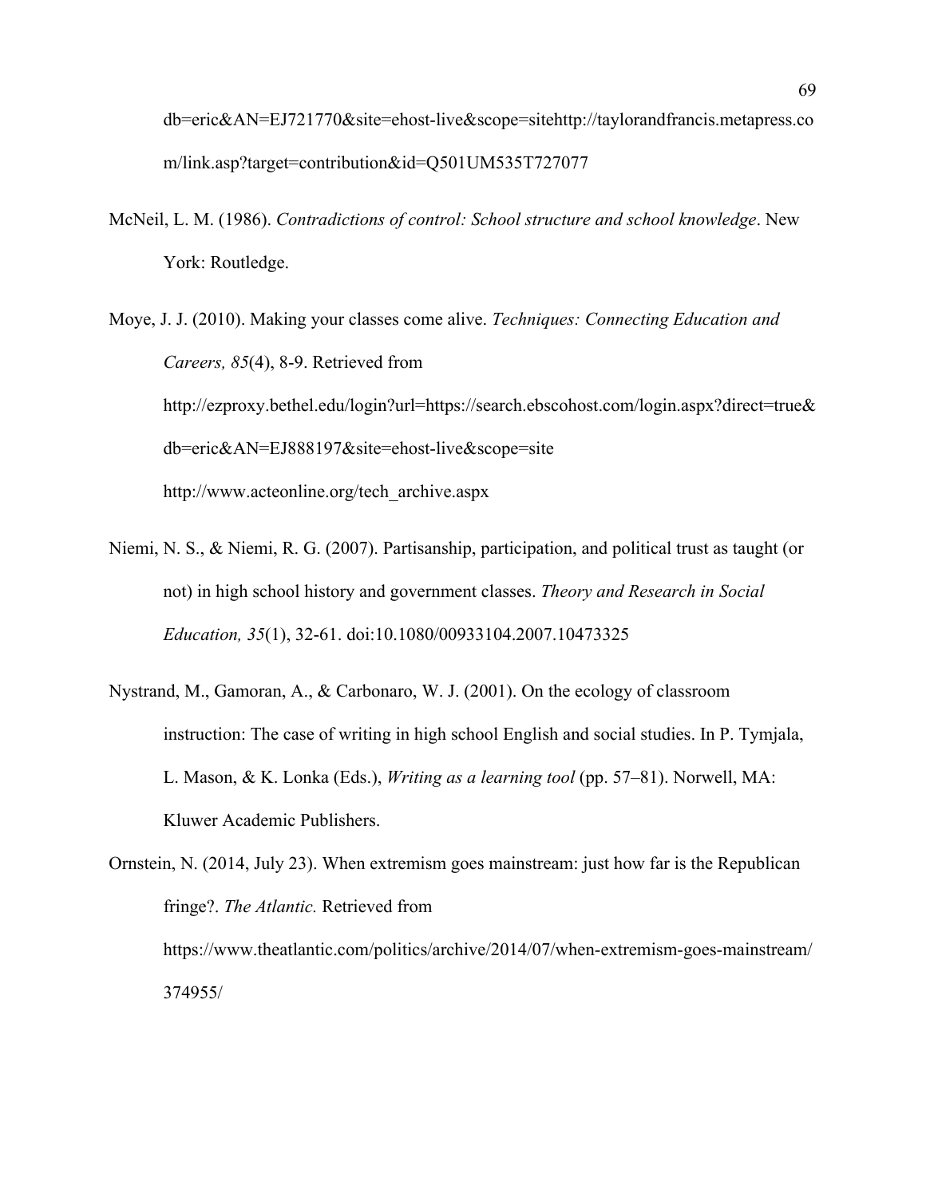db=eric&AN=EJ721770&site=ehost-live&scope=sitehttp://taylorandfrancis.metapress.com/link.asp?target=contribution&id=Q501UM535T727077

McNeil, L. M. (1986). *Contradictions of control: School structure and school knowledge*. New York: Routledge.

Moye, J. J. (2010). Making your classes come alive. *Techniques: Connecting Education and Careers, 85*(4), 8-9. Retrieved from http://ezproxy.bethel.edu/login?url=https://search.ebscohost.com/login.aspx?direct=true&db=eric&AN=EJ888197&site=ehost-live&scope=site http://www.acteonline.org/tech_archive.aspx

Niemi, N. S., & Niemi, R. G. (2007). Partisanship, participation, and political trust as taught (or not) in high school history and government classes. *Theory and Research in Social Education, 35*(1), 32-61. doi:10.1080/00933104.2007.10473325

Nystrand, M., Gamoran, A., & Carbonaro, W. J. (2001). On the ecology of classroom instruction: The case of writing in high school English and social studies. In P. Tymjala, L. Mason, & K. Lonka (Eds.), *Writing as a learning tool* (pp. 57–81). Norwell, MA: Kluwer Academic Publishers.

Ornstein, N. (2014, July 23). When extremism goes mainstream: just how far is the Republican fringe?. *The Atlantic.* Retrieved from https://www.theatlantic.com/politics/archive/2014/07/when-extremism-goes-mainstream/374955/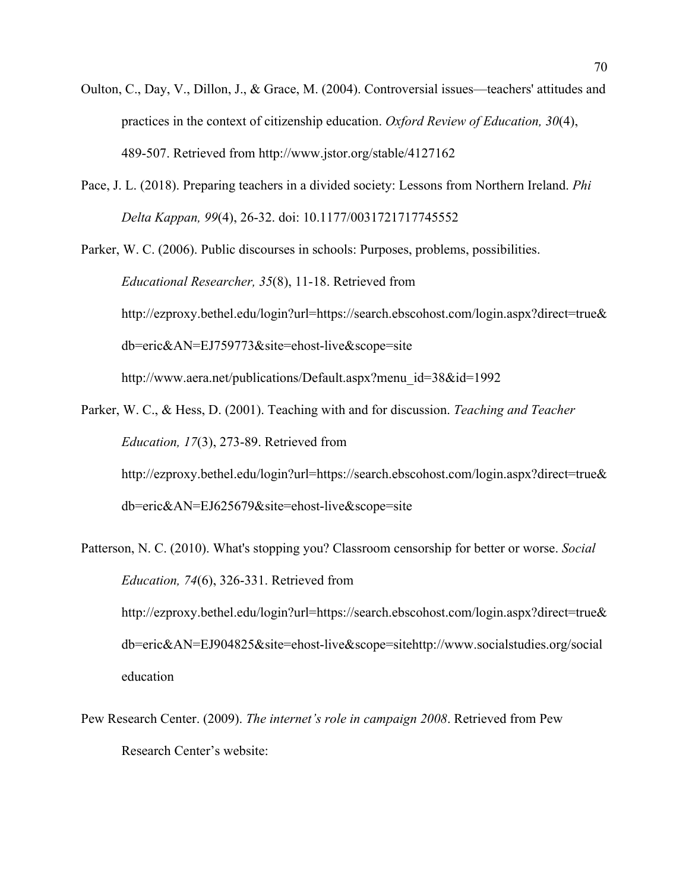Oulton, C., Day, V., Dillon, J., & Grace, M. (2004). Controversial issues—teachers' attitudes and practices in the context of citizenship education. *Oxford Review of Education, 30*(4), 489-507. Retrieved from http://www.jstor.org/stable/4127162

Pace, J. L. (2018). Preparing teachers in a divided society: Lessons from Northern Ireland. *Phi Delta Kappan, 99*(4), 26-32. doi: 10.1177/0031721717745552

Parker, W. C. (2006). Public discourses in schools: Purposes, problems, possibilities. *Educational Researcher, 35*(8), 11-18. Retrieved from http://ezproxy.bethel.edu/login?url=https://search.ebscohost.com/login.aspx?direct=true&db=eric&AN=EJ759773&site=ehost-live&scope=site http://www.aera.net/publications/Default.aspx?menu_id=38&id=1992

Parker, W. C., & Hess, D. (2001). Teaching with and for discussion. *Teaching and Teacher Education, 17*(3), 273-89. Retrieved from http://ezproxy.bethel.edu/login?url=https://search.ebscohost.com/login.aspx?direct=true&db=eric&AN=EJ625679&site=ehost-live&scope=site

Patterson, N. C. (2010). What's stopping you? Classroom censorship for better or worse. *Social Education, 74*(6), 326-331. Retrieved from http://ezproxy.bethel.edu/login?url=https://search.ebscohost.com/login.aspx?direct=true&db=eric&AN=EJ904825&site=ehost-live&scope=sitehttp://www.socialstudies.org/social education

Pew Research Center. (2009). *The internet's role in campaign 2008*. Retrieved from Pew Research Center's website: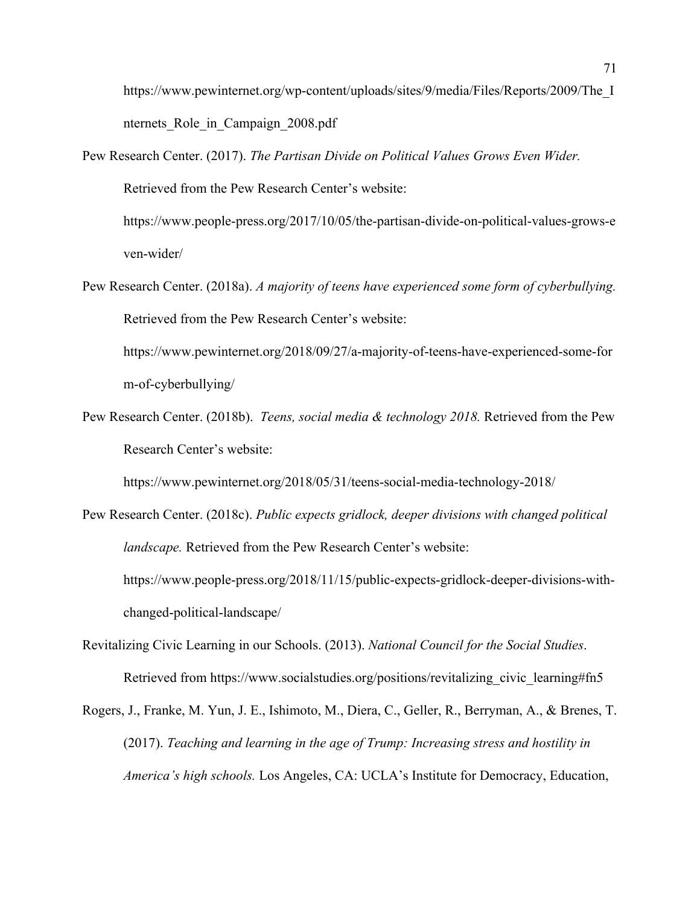https://www.pewinternet.org/wp-content/uploads/sites/9/media/Files/Reports/2009/The_Internets_Role_in_Campaign_2008.pdf

Pew Research Center. (2017). *The Partisan Divide on Political Values Grows Even Wider.* Retrieved from the Pew Research Center's website: https://www.people-press.org/2017/10/05/the-partisan-divide-on-political-values-grows-even-wider/

Pew Research Center. (2018a). *A majority of teens have experienced some form of cyberbullying.* Retrieved from the Pew Research Center's website: https://www.pewinternet.org/2018/09/27/a-majority-of-teens-have-experienced-some-form-of-cyberbullying/

Pew Research Center. (2018b). *Teens, social media & technology 2018.* Retrieved from the Pew Research Center's website: https://www.pewinternet.org/2018/05/31/teens-social-media-technology-2018/

Pew Research Center. (2018c). *Public expects gridlock, deeper divisions with changed political landscape.* Retrieved from the Pew Research Center's website: https://www.people-press.org/2018/11/15/public-expects-gridlock-deeper-divisions-with-changed-political-landscape/

Revitalizing Civic Learning in our Schools. (2013). *National Council for the Social Studies*. Retrieved from https://www.socialstudies.org/positions/revitalizing_civic_learning#fn5

Rogers, J., Franke, M. Yun, J. E., Ishimoto, M., Diera, C., Geller, R., Berryman, A., & Brenes, T. (2017). *Teaching and learning in the age of Trump: Increasing stress and hostility in America's high schools.* Los Angeles, CA: UCLA's Institute for Democracy, Education,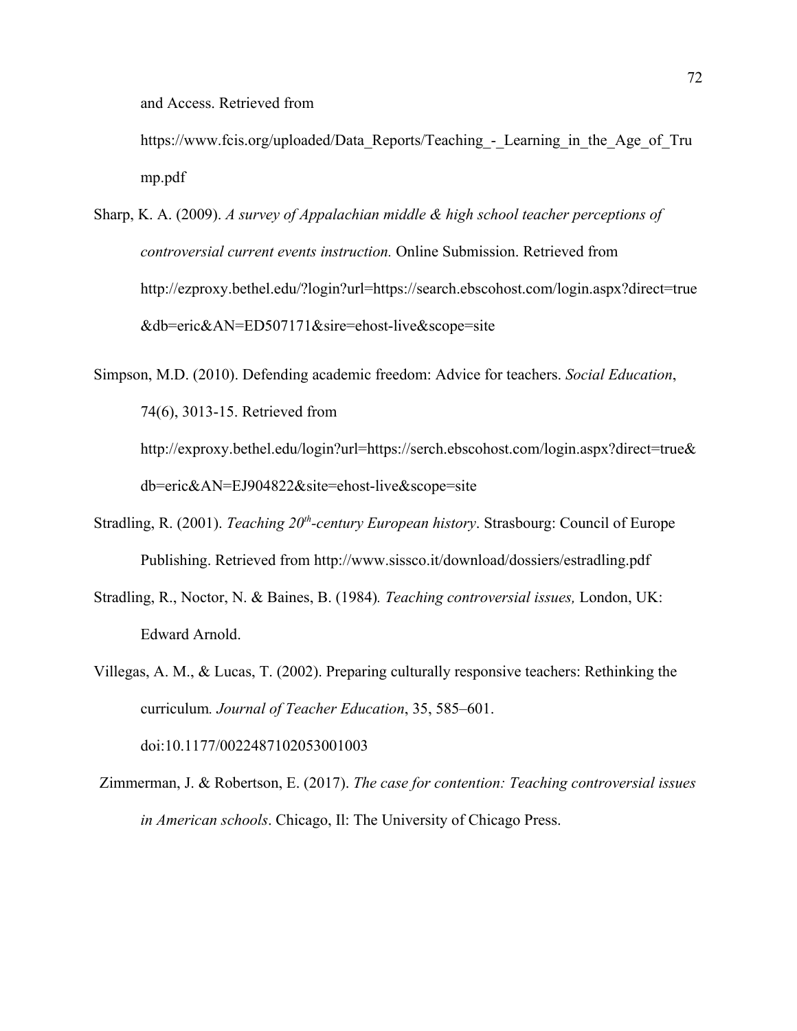and Access. Retrieved from https://www.fcis.org/uploaded/Data_Reports/Teaching_-_Learning_in_the_Age_of_Trump.pdf

Sharp, K. A. (2009). *A survey of Appalachian middle & high school teacher perceptions of controversial current events instruction.* Online Submission. Retrieved from http://ezproxy.bethel.edu/?login?url=https://search.ebscohost.com/login.aspx?direct=true&db=eric&AN=ED507171&sire=ehost-live&scope=site

Simpson, M.D. (2010). Defending academic freedom: Advice for teachers. *Social Education*, 74(6), 3013-15. Retrieved from http://exproxy.bethel.edu/login?url=https://serch.ebscohost.com/login.aspx?direct=true&db=eric&AN=EJ904822&site=ehost-live&scope=site

Stradling, R. (2001). *Teaching 20th-century European history*. Strasbourg: Council of Europe Publishing. Retrieved from http://www.sissco.it/download/dossiers/estradling.pdf

Stradling, R., Noctor, N. & Baines, B. (1984). *Teaching controversial issues,* London, UK: Edward Arnold.

Villegas, A. M., & Lucas, T. (2002). Preparing culturally responsive teachers: Rethinking the curriculum. *Journal of Teacher Education*, 35, 585–601. doi:10.1177/0022487102053001003

Zimmerman, J. & Robertson, E. (2017). *The case for contention: Teaching controversial issues in American schools*. Chicago, Il: The University of Chicago Press.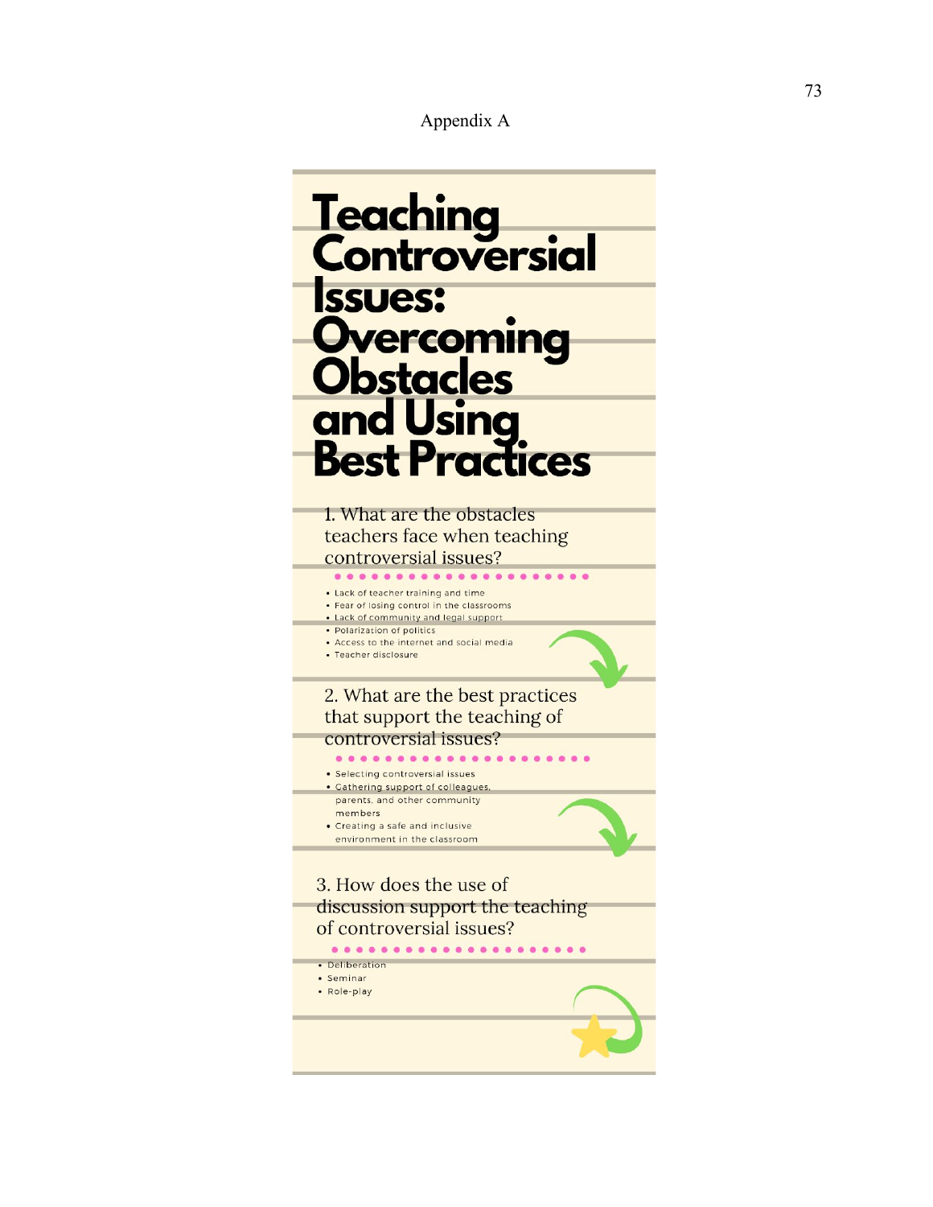Appendix A

# Teaching Controversial Issues: Overcoming Obstacles and Using Best Practices

1. What are the obstacles teachers face when teaching controversial issues?

- Lack of teacher training and time
- Fear of losing control in the classrooms
- Lack of community and legal support
- Polarization of politics
- Access to the internet and social media
- Teacher disclosure

2. What are the best practices that support the teaching of controversial issues?

- Selecting controversial issues
- Gathering support of colleagues, parents, and other community members
- Creating a safe and inclusive environment in the classroom

3. How does the use of discussion support the teaching of controversial issues?

- Deliberation
- Seminar
- Role-play